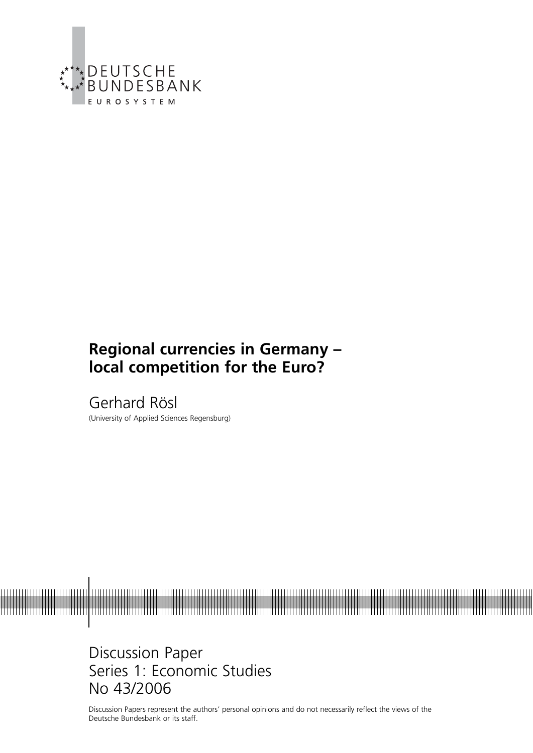DEUTSCHE
BUNDESBANK
EUROSYSTEM

# Regional currencies in Germany – local competition for the Euro?

Gerhard Rösl

(University of Applied Sciences Regensburg)

Discussion Paper
Series 1: Economic Studies
No 43/2006

Discussion Papers represent the authors' personal opinions and do not necessarily reflect the views of the Deutsche Bundesbank or its staff.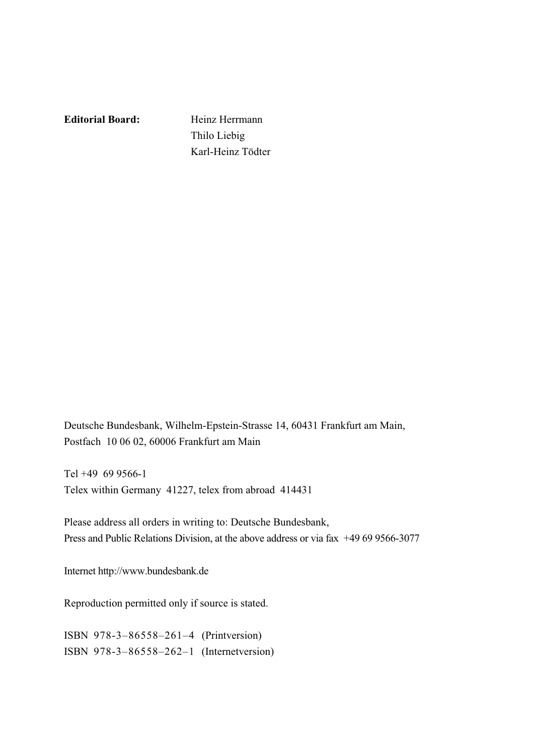**Editorial Board:** Heinz Herrmann
Thilo Liebig
Karl-Heinz Tödter

Deutsche Bundesbank, Wilhelm-Epstein-Strasse 14, 60431 Frankfurt am Main,
Postfach 10 06 02, 60006 Frankfurt am Main

Tel +49 69 9566-1
Telex within Germany 41227, telex from abroad 414431

Please address all orders in writing to: Deutsche Bundesbank,
Press and Public Relations Division, at the above address or via fax +49 69 9566-3077

Internet http://www.bundesbank.de

Reproduction permitted only if source is stated.

ISBN 978-3–86558–261–4 (Printversion)
ISBN 978-3–86558–262–1 (Internetversion)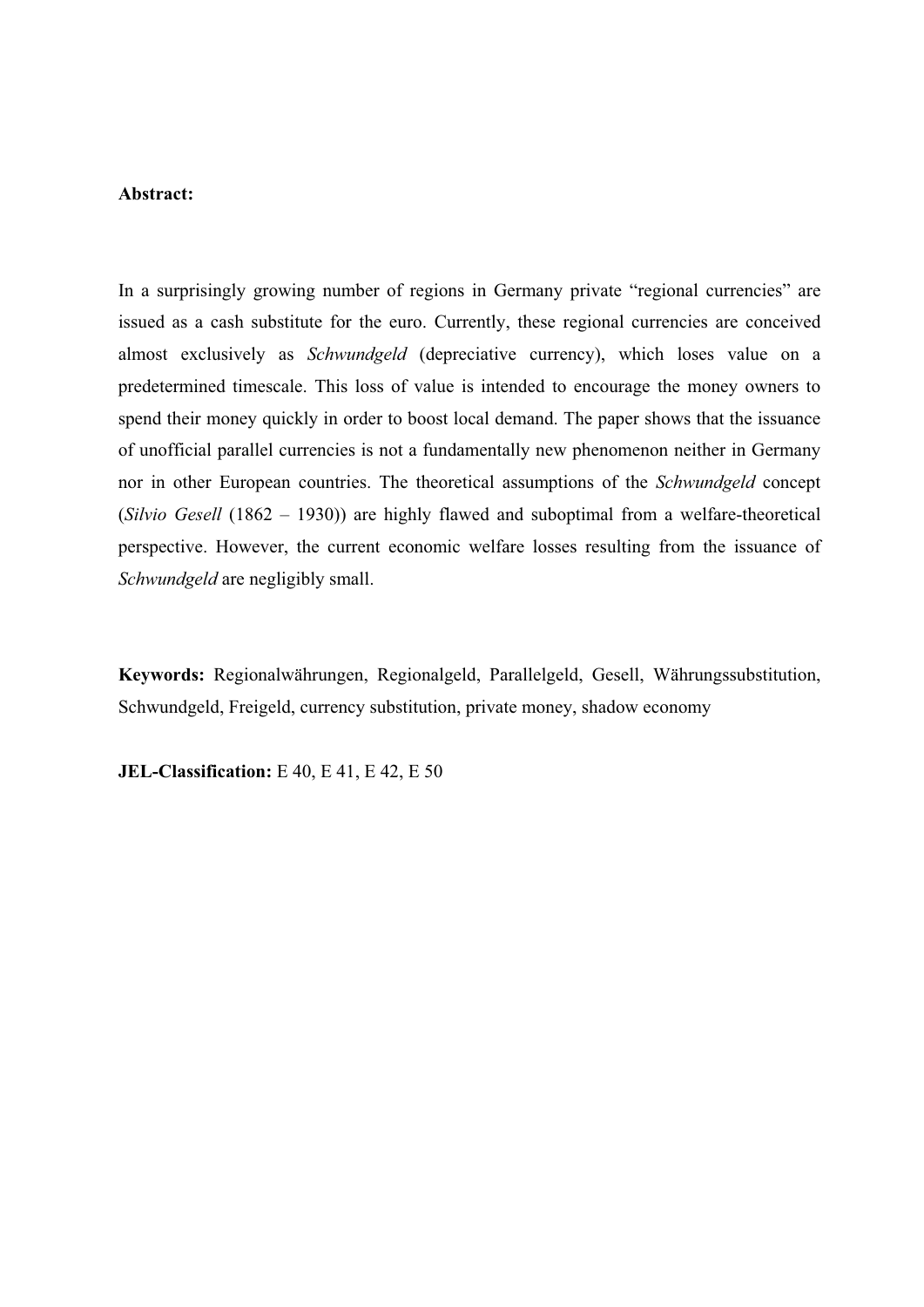**Abstract:**

In a surprisingly growing number of regions in Germany private "regional currencies" are issued as a cash substitute for the euro. Currently, these regional currencies are conceived almost exclusively as *Schwundgeld* (depreciative currency), which loses value on a predetermined timescale. This loss of value is intended to encourage the money owners to spend their money quickly in order to boost local demand. The paper shows that the issuance of unofficial parallel currencies is not a fundamentally new phenomenon neither in Germany nor in other European countries. The theoretical assumptions of the *Schwundgeld* concept (*Silvio Gesell* (1862 – 1930)) are highly flawed and suboptimal from a welfare-theoretical perspective. However, the current economic welfare losses resulting from the issuance of *Schwundgeld* are negligibly small.

**Keywords:** Regionalwährungen, Regionalgeld, Parallelgeld, Gesell, Währungssubstitution, Schwundgeld, Freigeld, currency substitution, private money, shadow economy

**JEL-Classification:** E 40, E 41, E 42, E 50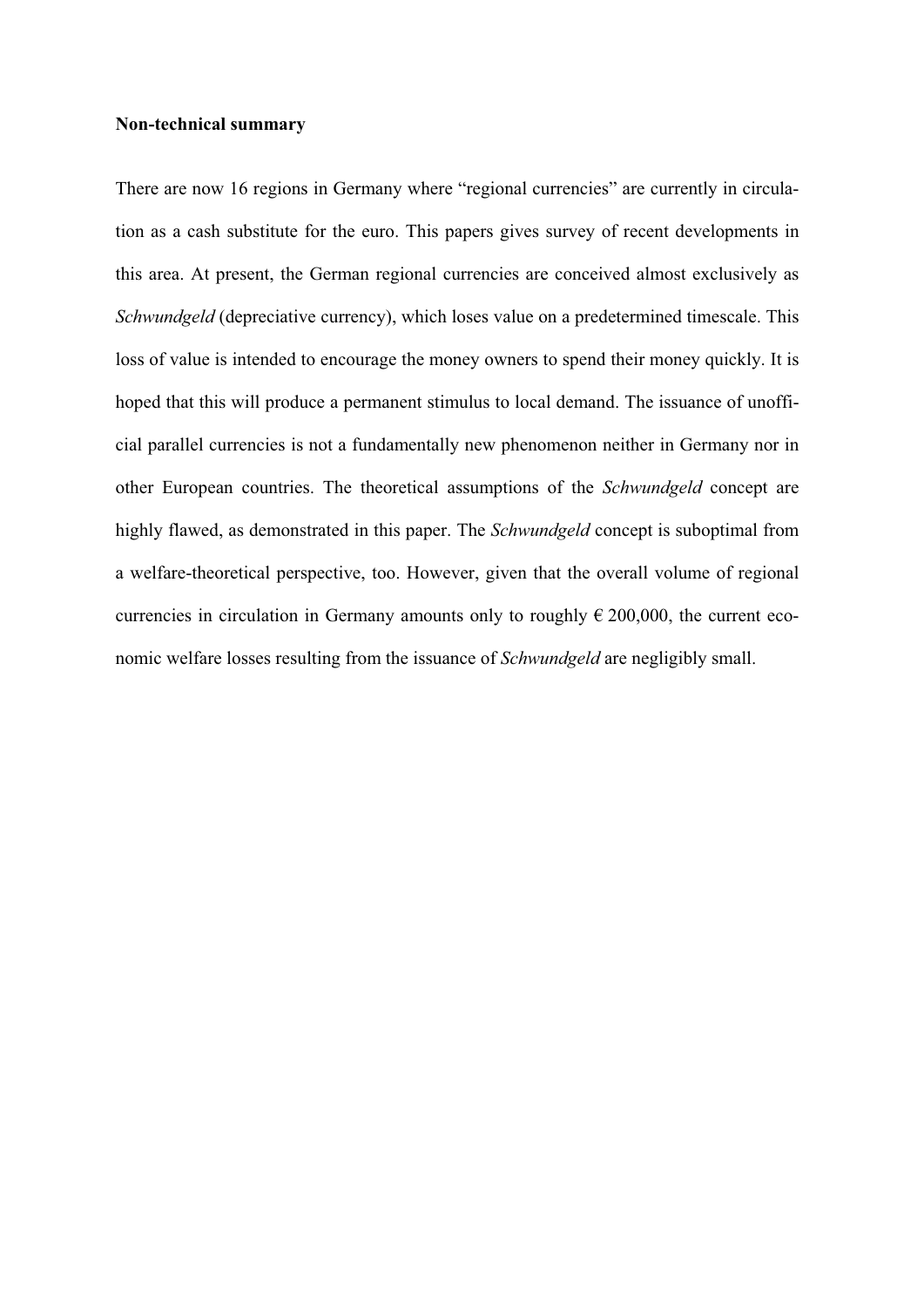**Non-technical summary**

There are now 16 regions in Germany where "regional currencies" are currently in circulation as a cash substitute for the euro. This papers gives survey of recent developments in this area. At present, the German regional currencies are conceived almost exclusively as *Schwundgeld* (depreciative currency), which loses value on a predetermined timescale. This loss of value is intended to encourage the money owners to spend their money quickly. It is hoped that this will produce a permanent stimulus to local demand. The issuance of unofficial parallel currencies is not a fundamentally new phenomenon neither in Germany nor in other European countries. The theoretical assumptions of the *Schwundgeld* concept are highly flawed, as demonstrated in this paper. The *Schwundgeld* concept is suboptimal from a welfare-theoretical perspective, too. However, given that the overall volume of regional currencies in circulation in Germany amounts only to roughly € 200,000, the current economic welfare losses resulting from the issuance of *Schwundgeld* are negligibly small.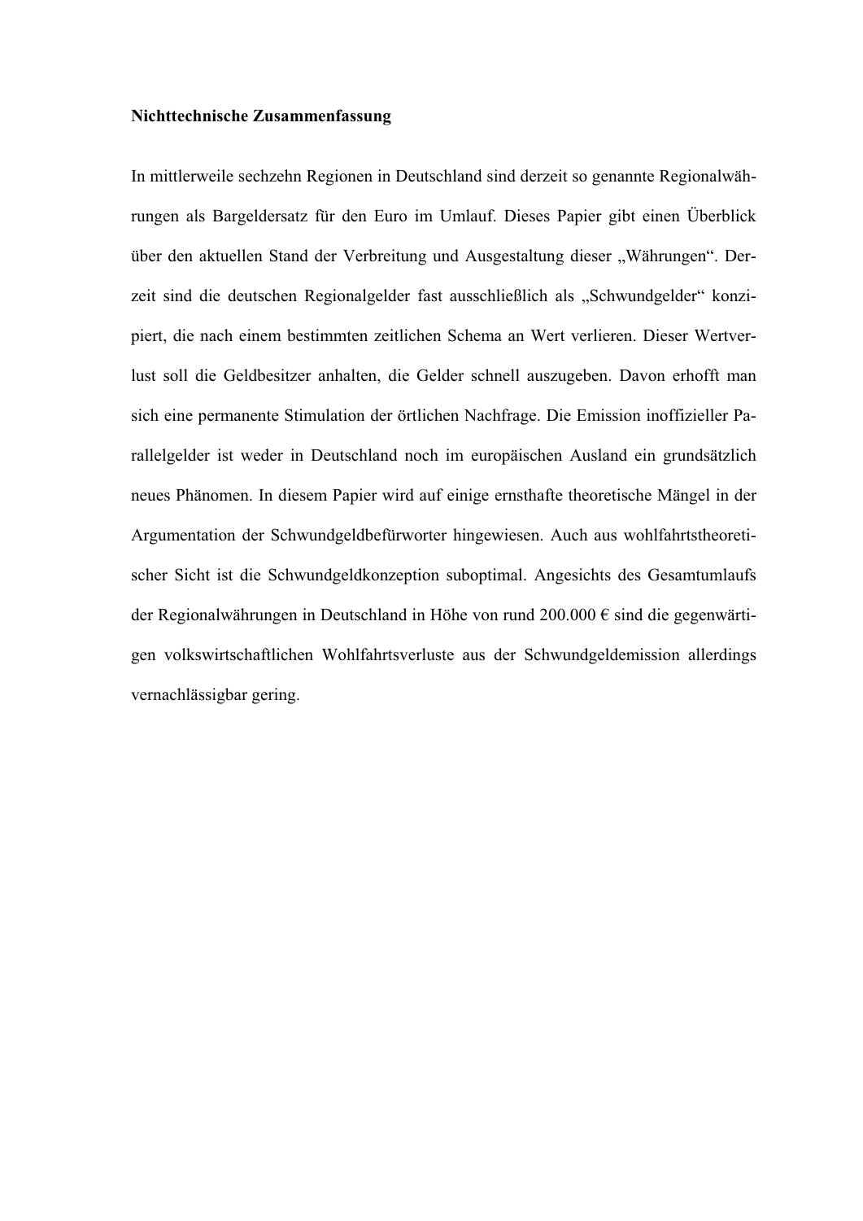**Nichttechnische Zusammenfassung**

In mittlerweile sechzehn Regionen in Deutschland sind derzeit so genannte Regionalwährungen als Bargeldersatz für den Euro im Umlauf. Dieses Papier gibt einen Überblick über den aktuellen Stand der Verbreitung und Ausgestaltung dieser „Währungen“. Derzeit sind die deutschen Regionalgelder fast ausschließlich als „Schwundgelder“ konzipiert, die nach einem bestimmten zeitlichen Schema an Wert verlieren. Dieser Wertverlust soll die Geldbesitzer anhalten, die Gelder schnell auszugeben. Davon erhofft man sich eine permanente Stimulation der örtlichen Nachfrage. Die Emission inoffizieller Parallelgelder ist weder in Deutschland noch im europäischen Ausland ein grundsätzlich neues Phänomen. In diesem Papier wird auf einige ernsthafte theoretische Mängel in der Argumentation der Schwundgeldbefürworter hingewiesen. Auch aus wohlfahrtstheoretischer Sicht ist die Schwundgeldkonzeption suboptimal. Angesichts des Gesamtumlaufs der Regionalwährungen in Deutschland in Höhe von rund 200.000 € sind die gegenwärtigen volkswirtschaftlichen Wohlfahrtsverluste aus der Schwundgeldemission allerdings vernachlässigbar gering.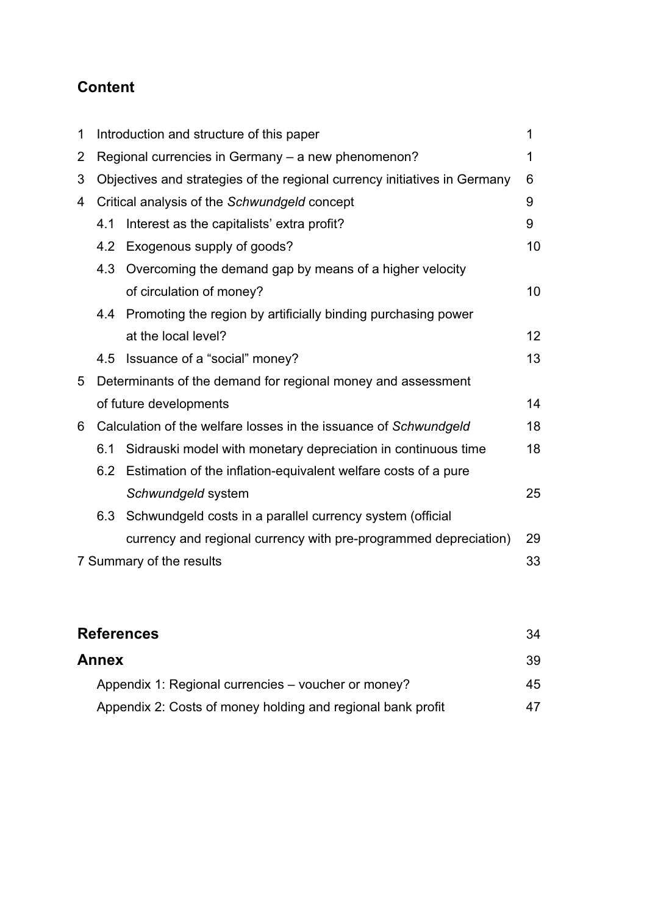## Content

| | | |
|---|---|---|
| 1 | Introduction and structure of this paper | 1 |
| 2 | Regional currencies in Germany – a new phenomenon? | 1 |
| 3 | Objectives and strategies of the regional currency initiatives in Germany | 6 |
| 4 | Critical analysis of the *Schwundgeld* concept | 9 |
| 4.1 | Interest as the capitalists' extra profit? | 9 |
| 4.2 | Exogenous supply of goods? | 10 |
| 4.3 | Overcoming the demand gap by means of a higher velocity of circulation of money? | 10 |
| 4.4 | Promoting the region by artificially binding purchasing power at the local level? | 12 |
| 4.5 | Issuance of a "social" money? | 13 |
| 5 | Determinants of the demand for regional money and assessment of future developments | 14 |
| 6 | Calculation of the welfare losses in the issuance of *Schwundgeld* | 18 |
| 6.1 | Sidrauski model with monetary depreciation in continuous time | 18 |
| 6.2 | Estimation of the inflation-equivalent welfare costs of a pure *Schwundgeld* system | 25 |
| 6.3 | Schwundgeld costs in a parallel currency system (official currency and regional currency with pre-programmed depreciation) | 29 |
| 7 | Summary of the results | 33 |

**References** 34

**Annex** 39

Appendix 1: Regional currencies – voucher or money? 45

Appendix 2: Costs of money holding and regional bank profit 47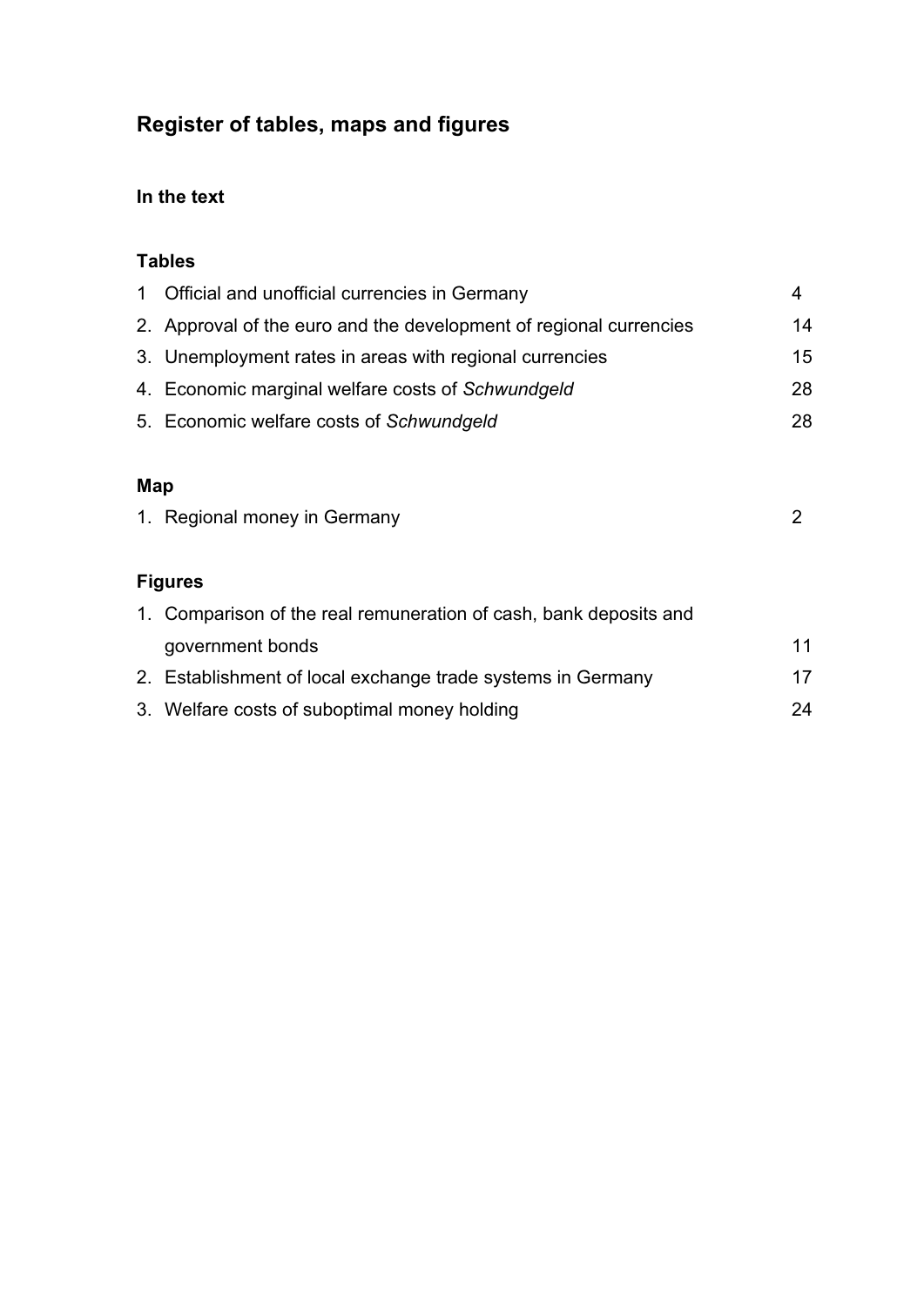# Register of tables, maps and figures

## In the text

### Tables

| | | |
|---|---|---|
| 1 | Official and unofficial currencies in Germany | 4 |
| 2. | Approval of the euro and the development of regional currencies | 14 |
| 3. | Unemployment rates in areas with regional currencies | 15 |
| 4. | Economic marginal welfare costs of *Schwundgeld* | 28 |
| 5. | Economic welfare costs of *Schwundgeld* | 28 |

### Map

| | | |
|---|---|---|
| 1. | Regional money in Germany | 2 |

### Figures

| | | |
|---|---|---|
| 1. | Comparison of the real remuneration of cash, bank deposits and government bonds | 11 |
| 2. | Establishment of local exchange trade systems in Germany | 17 |
| 3. | Welfare costs of suboptimal money holding | 24 |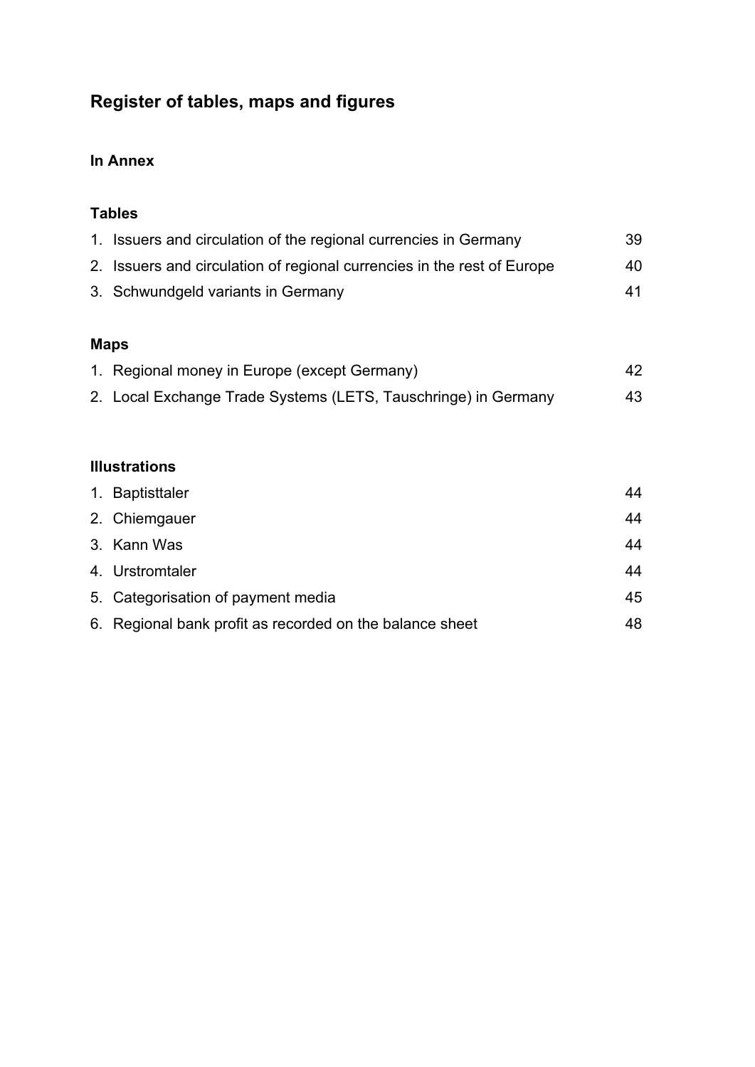## Register of tables, maps and figures

### In Annex

#### Tables

| | | |
|---|---|---|
| 1. | Issuers and circulation of the regional currencies in Germany | 39 |
| 2. | Issuers and circulation of regional currencies in the rest of Europe | 40 |
| 3. | Schwundgeld variants in Germany | 41 |

#### Maps

| | | |
|---|---|---|
| 1. | Regional money in Europe (except Germany) | 42 |
| 2. | Local Exchange Trade Systems (LETS, Tauschringe) in Germany | 43 |

#### Illustrations

| | | |
|---|---|---|
| 1. | Baptisttaler | 44 |
| 2. | Chiemgauer | 44 |
| 3. | Kann Was | 44 |
| 4. | Urstromtaler | 44 |
| 5. | Categorisation of payment media | 45 |
| 6. | Regional bank profit as recorded on the balance sheet | 48 |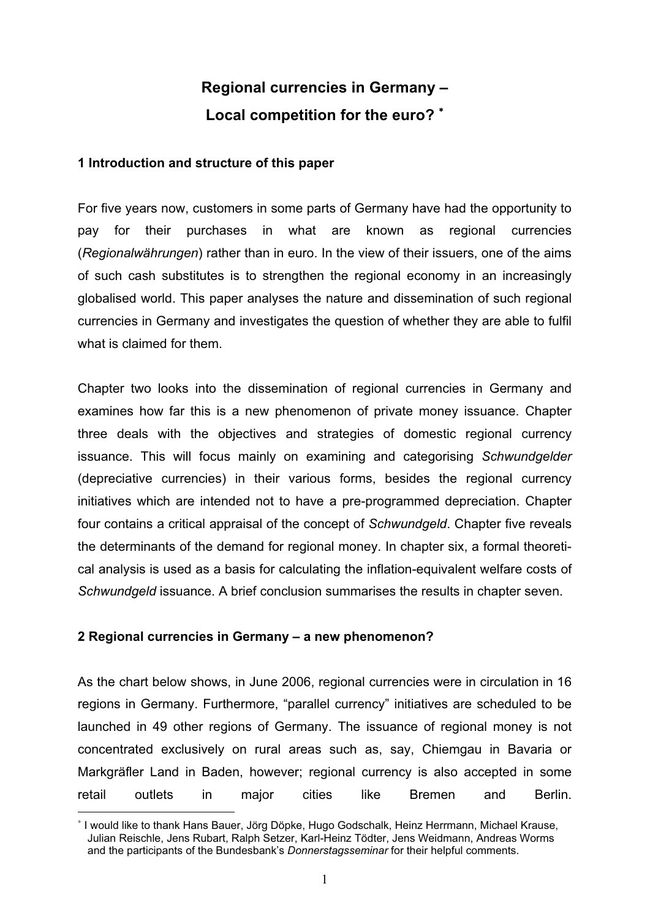# Regional currencies in Germany – Local competition for the euro? *

## 1 Introduction and structure of this paper

For five years now, customers in some parts of Germany have had the opportunity to pay for their purchases in what are known as regional currencies (*Regionalwährungen*) rather than in euro. In the view of their issuers, one of the aims of such cash substitutes is to strengthen the regional economy in an increasingly globalised world. This paper analyses the nature and dissemination of such regional currencies in Germany and investigates the question of whether they are able to fulfil what is claimed for them.

Chapter two looks into the dissemination of regional currencies in Germany and examines how far this is a new phenomenon of private money issuance. Chapter three deals with the objectives and strategies of domestic regional currency issuance. This will focus mainly on examining and categorising *Schwundgelder* (depreciative currencies) in their various forms, besides the regional currency initiatives which are intended not to have a pre-programmed depreciation. Chapter four contains a critical appraisal of the concept of *Schwundgeld*. Chapter five reveals the determinants of the demand for regional money. In chapter six, a formal theoretical analysis is used as a basis for calculating the inflation-equivalent welfare costs of *Schwundgeld* issuance. A brief conclusion summarises the results in chapter seven.

## 2 Regional currencies in Germany – a new phenomenon?

As the chart below shows, in June 2006, regional currencies were in circulation in 16 regions in Germany. Furthermore, "parallel currency" initiatives are scheduled to be launched in 49 other regions of Germany. The issuance of regional money is not concentrated exclusively on rural areas such as, say, Chiemgau in Bavaria or Markgräfler Land in Baden, however; regional currency is also accepted in some retail outlets in major cities like Bremen and Berlin.

---

* I would like to thank Hans Bauer, Jörg Döpke, Hugo Godschalk, Heinz Herrmann, Michael Krause, Julian Reischle, Jens Rubart, Ralph Setzer, Karl-Heinz Tödter, Jens Weidmann, Andreas Worms and the participants of the Bundesbank's *Donnerstagsseminar* for their helpful comments.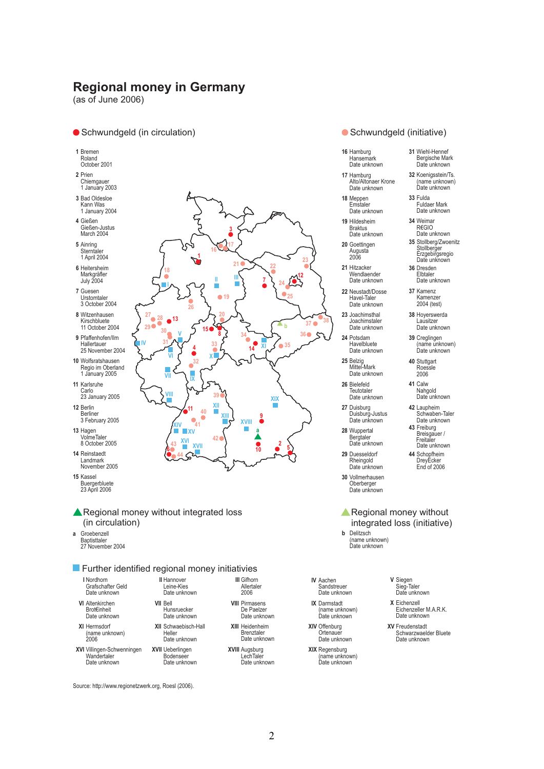# Regional money in Germany

(as of June 2006)

## ● Schwundgeld (in circulation)

1 Bremen
Roland
October 2001

2 Prien
Chiemgauer
1 January 2003

3 Bad Oldesloe
Kann Was
1 January 2004

4 Gießen
Gießen-Justus
March 2004

5 Ainring
Sterntaler
1 April 2004

6 Heitersheim
Markgräfler
July 2004

7 Guesen
Urstomtaler
3 October 2004

8 Witzenhausen
Kirschbluete
11 October 2004

9 Pfaffenhofen/Ilm
Hallertauer
25 November 2004

10 Wolfsratshausen
Regio im Oberland
1 January 2005

11 Karlsruhe
Carlo
23 January 2005

12 Berlin
Berliner
3 February 2005

13 Hagen
VolmeTaler
8 October 2005

14 Reinstaedt
Landmark
November 2005

15 Kassel
Buergerbluete
23 April 2006

## ● Schwundgeld (initiative)

16 Hamburg
Hansemark
Date unknown

17 Hamburg
Alto/Altonaer Krone
Date unknown

18 Meppen
Emstaler
Date unknown

19 Hildesheim
Braktus
Date unknown

20 Goettingen
Augusta
2006

21 Hitzacker
Wendlaender
Date unknown

22 Neustadt/Dosse
Havel-Taler
Date unknown

23 Joachimsthal
Joachimstaler
Date unknown

24 Potsdam
Havelbluete
Date unknown

25 Belzig
Mittel-Mark
Date unknown

26 Bielefeld
Teutotaler
Date unknown

27 Duisburg
Duisburg-Justus
Date unknown

28 Wuppertal
Bergtaler
Date unknown

29 Duesseldorf
Rheingold
Date unknown

30 Vollmerhausen
Oberberger
Date unknown

31 Wiehl-Hennef
Bergische Mark
Date unknown

32 Koenigsstein/Ts.
(name unknown)
Date unknown

33 Fulda
Fuldaer Mark
Date unknown

34 Weimar
RÉGIO
Date unknown

35 Stollberg/Zwoenitz
Stollberger
Erzgebirgsregio
Date unknown

36 Dresden
Elbtaler
Date unknown

37 Kamenz
Kamenzer
2004 (test)

38 Hoyerswerda
Lausitzer
Date unknown

39 Creglingen
(name unknown)
Date unknown

40 Stuttgart
Roessle
2006

41 Calw
Nahgold
Date unknown

42 Laupheim
Schwaben-Taler
Date unknown

43 Freiburg
Breisgauer /
Freitaler
Date unknown

44 Schopfheim
DreyEcker
End of 2006

## ▲ Regional money without integrated loss (in circulation)

a Groebenzell
Baptisttaler
27 November 2004

## ▲ Regional money without integrated loss (initiative)

b Delitzsch
(name unknown)
Date unknown

## ■ Further identified regional money initiatives

I Nordhorn
Grafschafter Geld
Date unknown

II Hannover
Leine-Kies
Date unknown

III Gifhorn
Allertaler
2006

IV Aachen
Sandstreuer
Date unknown

V Siegen
Sieg-Taler
Date unknown

VI Altenkirchen
Brot€inheit
Date unknown

VII Bell
Hunsruecker
Date unknown

VIII Pirmasens
De Paelzer
Date unknown

IX Darmstadt
(name unknown)
Date unknown

X Eichenzell
Eichenzeller M.A.R.K.
Date unknown

XI Hermsdorf
(name unknown)
2006

XII Schwaebisch-Hall
Heller
Date unknown

XIII Heidenheim
Brenztaler
Date unknown

XIV Offenburg
Ortenauer
Date unknown

XV Freudenstadt
Schwarzwaelder Bluete
Date unknown

XVI Villingen-Schwenningen
Wandertaler
Date unknown

XVII Ueberlingen
Bodenseer
Date unknown

XVIII Augsburg
LechTaler
Date unknown

XIX Regensburg
(name unknown)
Date unknown

Source: http://www.regionetzwerk.org, Roesl (2006).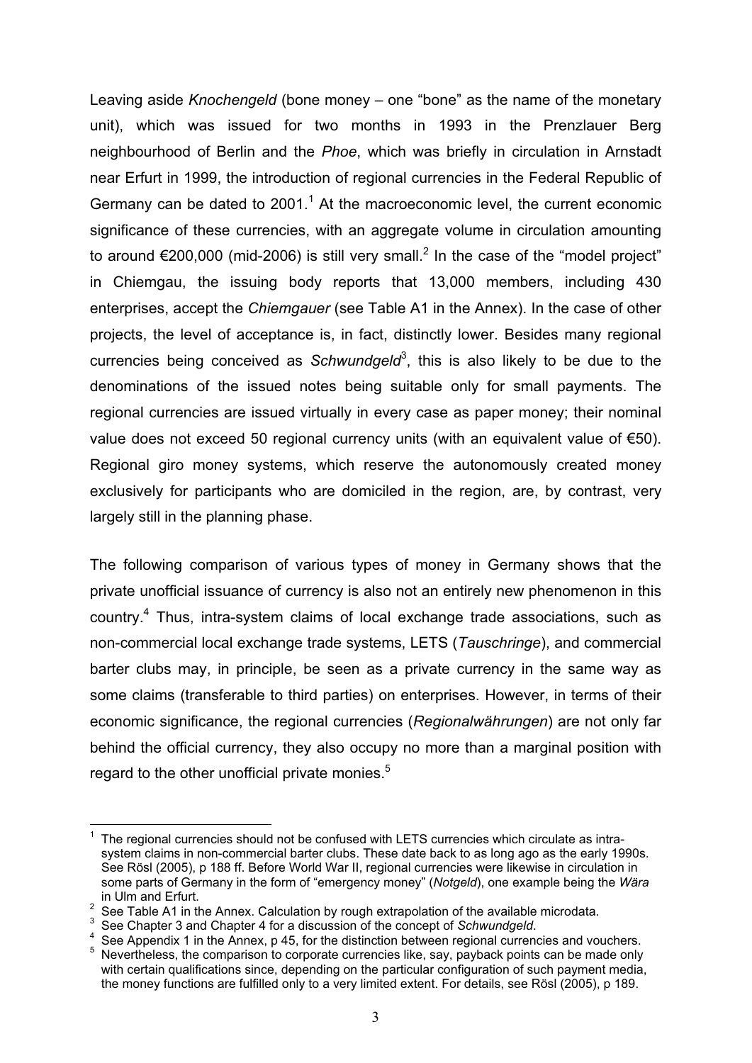Leaving aside *Knochengeld* (bone money – one "bone" as the name of the monetary unit), which was issued for two months in 1993 in the Prenzlauer Berg neighbourhood of Berlin and the *Phoe*, which was briefly in circulation in Arnstadt near Erfurt in 1999, the introduction of regional currencies in the Federal Republic of Germany can be dated to 2001.[1] At the macroeconomic level, the current economic significance of these currencies, with an aggregate volume in circulation amounting to around €200,000 (mid-2006) is still very small.[2] In the case of the "model project" in Chiemgau, the issuing body reports that 13,000 members, including 430 enterprises, accept the *Chiemgauer* (see Table A1 in the Annex). In the case of other projects, the level of acceptance is, in fact, distinctly lower. Besides many regional currencies being conceived as *Schwundgeld*[3], this is also likely to be due to the denominations of the issued notes being suitable only for small payments. The regional currencies are issued virtually in every case as paper money; their nominal value does not exceed 50 regional currency units (with an equivalent value of €50). Regional giro money systems, which reserve the autonomously created money exclusively for participants who are domiciled in the region, are, by contrast, very largely still in the planning phase.

The following comparison of various types of money in Germany shows that the private unofficial issuance of currency is also not an entirely new phenomenon in this country.[4] Thus, intra-system claims of local exchange trade associations, such as non-commercial local exchange trade systems, LETS (*Tauschringe*), and commercial barter clubs may, in principle, be seen as a private currency in the same way as some claims (transferable to third parties) on enterprises. However, in terms of their economic significance, the regional currencies (*Regionalwährungen*) are not only far behind the official currency, they also occupy no more than a marginal position with regard to the other unofficial private monies.[5]

---

[1] The regional currencies should not be confused with LETS currencies which circulate as intra-system claims in non-commercial barter clubs. These date back to as long ago as the early 1990s. See Rösl (2005), p 188 ff. Before World War II, regional currencies were likewise in circulation in some parts of Germany in the form of "emergency money" (*Notgeld*), one example being the *Wära* in Ulm and Erfurt.

[2] See Table A1 in the Annex. Calculation by rough extrapolation of the available microdata.

[3] See Chapter 3 and Chapter 4 for a discussion of the concept of *Schwundgeld*.

[4] See Appendix 1 in the Annex, p 45, for the distinction between regional currencies and vouchers.

[5] Nevertheless, the comparison to corporate currencies like, say, payback points can be made only with certain qualifications since, depending on the particular configuration of such payment media, the money functions are fulfilled only to a very limited extent. For details, see Rösl (2005), p 189.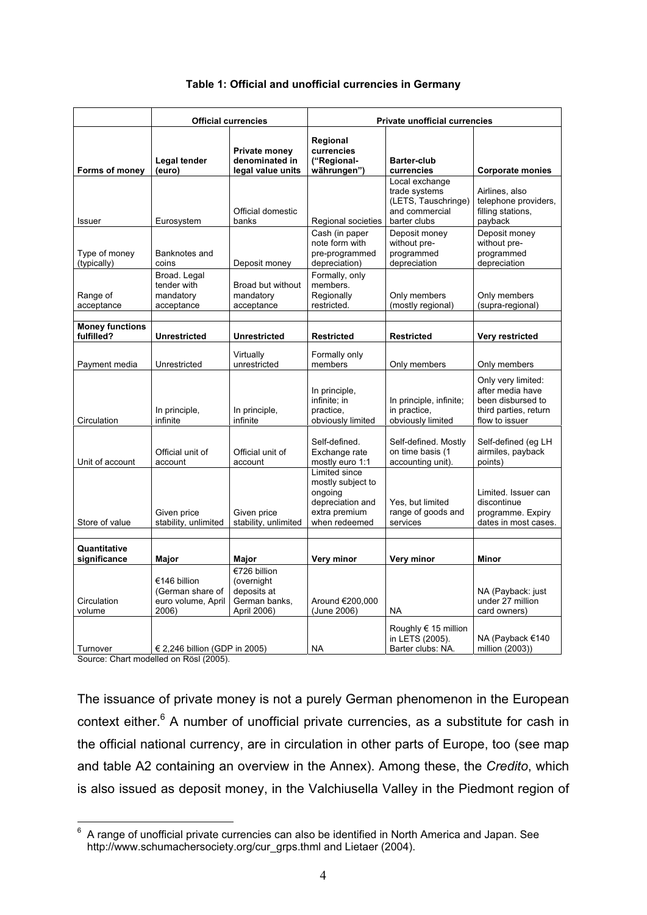**Table 1: Official and unofficial currencies in Germany**

| | Official currencies | | Private unofficial currencies | | |
|---|---|---|---|---|---|
| **Forms of money** | **Legal tender (euro)** | **Private money denominated in legal value units** | **Regional currencies ("Regional-währungen")** | **Barter-club currencies** | **Corporate monies** |
| Issuer | Eurosystem | Official domestic banks | Regional societies | Local exchange trade systems (LETS, Tauschringe) and commercial barter clubs | Airlines, also telephone providers, filling stations, payback |
| Type of money (typically) | Banknotes and coins | Deposit money | Cash (in paper note form with pre-programmed depreciation) | Deposit money without pre-programmed depreciation | Deposit money without pre-programmed depreciation |
| Range of acceptance | Broad. Legal tender with mandatory acceptance | Broad but without mandatory acceptance | Formally, only members. Regionally restricted. | Only members (mostly regional) | Only members (supra-regional) |
| **Money functions fulfilled?** | **Unrestricted** | **Unrestricted** | **Restricted** | **Restricted** | **Very restricted** |
| Payment media | Unrestricted | Virtually unrestricted | Formally only members | Only members | Only members |
| Circulation | In principle, infinite | In principle, infinite | In principle, infinite; in practice, obviously limited | In principle, infinite; in practice, obviously limited | Only very limited: after media have been disbursed to third parties, return flow to issuer |
| Unit of account | Official unit of account | Official unit of account | Self-defined. Exchange rate mostly euro 1:1 | Self-defined. Mostly on time basis (1 accounting unit). | Self-defined (eg LH airmiles, payback points) |
| Store of value | Given price stability, unlimited | Given price stability, unlimited | Limited since mostly subject to ongoing depreciation and extra premium when redeemed | Yes, but limited range of goods and services | Limited. Issuer can discontinue programme. Expiry dates in most cases. |
| **Quantitative significance** | **Major** | **Major** | **Very minor** | **Very minor** | **Minor** |
| Circulation volume | €146 billion (German share of euro volume, April 2006) | €726 billion (overnight deposits at German banks, April 2006) | Around €200,000 (June 2006) | NA | NA (Payback: just under 27 million card owners) |
| Turnover | € 2,246 billion (GDP in 2005) | | NA | Roughly € 15 million in LETS (2005). Barter clubs: NA. | NA (Payback €140 million (2003)) |

Source: Chart modelled on Rösl (2005).

The issuance of private money is not a purely German phenomenon in the European context either.[6] A number of unofficial private currencies, as a substitute for cash in the official national currency, are in circulation in other parts of Europe, too (see map and table A2 containing an overview in the Annex). Among these, the *Credito*, which is also issued as deposit money, in the Valchiusella Valley in the Piedmont region of

[6] A range of unofficial private currencies can also be identified in North America and Japan. See http://www.schumachersociety.org/cur_grps.thml and Lietaer (2004).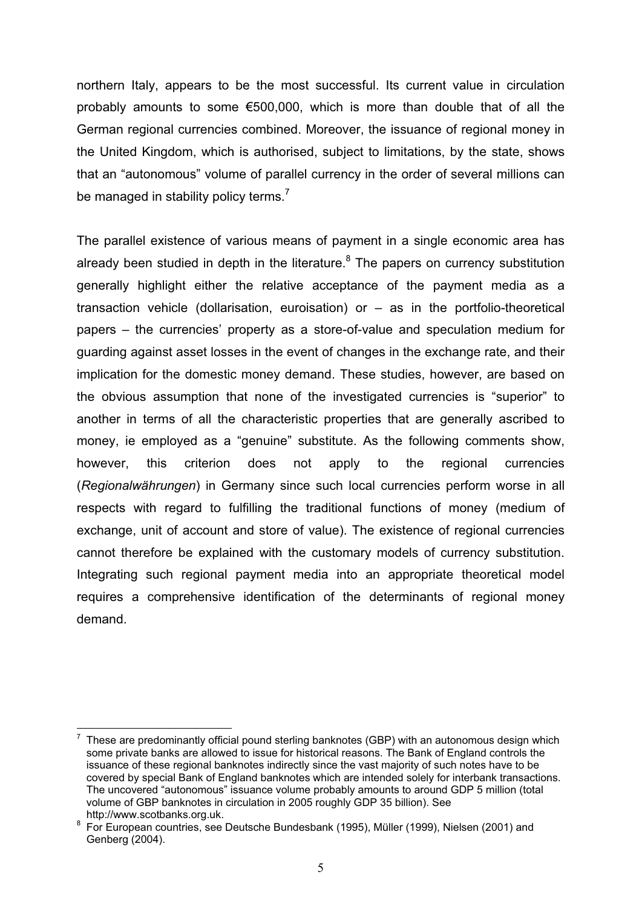northern Italy, appears to be the most successful. Its current value in circulation probably amounts to some €500,000, which is more than double that of all the German regional currencies combined. Moreover, the issuance of regional money in the United Kingdom, which is authorised, subject to limitations, by the state, shows that an "autonomous" volume of parallel currency in the order of several millions can be managed in stability policy terms.[7]

The parallel existence of various means of payment in a single economic area has already been studied in depth in the literature.[8] The papers on currency substitution generally highlight either the relative acceptance of the payment media as a transaction vehicle (dollarisation, euroisation) or – as in the portfolio-theoretical papers – the currencies' property as a store-of-value and speculation medium for guarding against asset losses in the event of changes in the exchange rate, and their implication for the domestic money demand. These studies, however, are based on the obvious assumption that none of the investigated currencies is "superior" to another in terms of all the characteristic properties that are generally ascribed to money, ie employed as a "genuine" substitute. As the following comments show, however, this criterion does not apply to the regional currencies (*Regionalwährungen*) in Germany since such local currencies perform worse in all respects with regard to fulfilling the traditional functions of money (medium of exchange, unit of account and store of value). The existence of regional currencies cannot therefore be explained with the customary models of currency substitution. Integrating such regional payment media into an appropriate theoretical model requires a comprehensive identification of the determinants of regional money demand.

---

[7] These are predominantly official pound sterling banknotes (GBP) with an autonomous design which some private banks are allowed to issue for historical reasons. The Bank of England controls the issuance of these regional banknotes indirectly since the vast majority of such notes have to be covered by special Bank of England banknotes which are intended solely for interbank transactions. The uncovered "autonomous" issuance volume probably amounts to around GDP 5 million (total volume of GBP banknotes in circulation in 2005 roughly GDP 35 billion). See http://www.scotbanks.org.uk.

[8] For European countries, see Deutsche Bundesbank (1995), Müller (1999), Nielsen (2001) and Genberg (2004).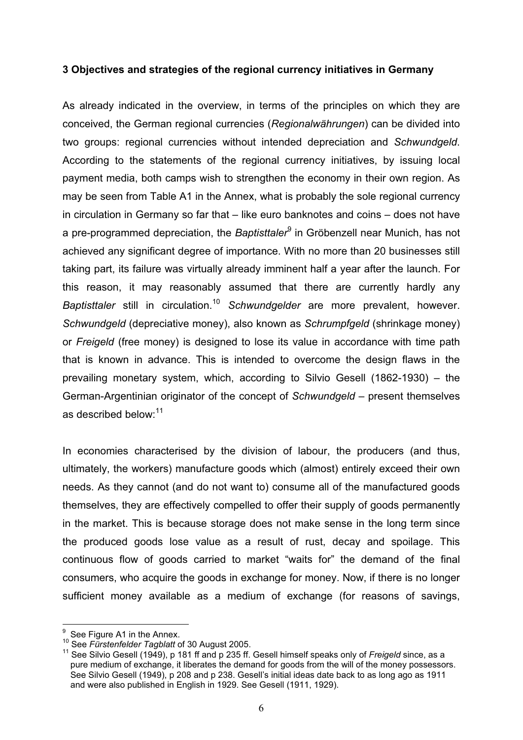**3 Objectives and strategies of the regional currency initiatives in Germany**

As already indicated in the overview, in terms of the principles on which they are conceived, the German regional currencies (*Regionalwährungen*) can be divided into two groups: regional currencies without intended depreciation and *Schwundgeld*. According to the statements of the regional currency initiatives, by issuing local payment media, both camps wish to strengthen the economy in their own region. As may be seen from Table A1 in the Annex, what is probably the sole regional currency in circulation in Germany so far that – like euro banknotes and coins – does not have a pre-programmed depreciation, the *Baptisttaler*[9] in Gröbenzell near Munich, has not achieved any significant degree of importance. With no more than 20 businesses still taking part, its failure was virtually already imminent half a year after the launch. For this reason, it may reasonably assumed that there are currently hardly any *Baptisttaler* still in circulation.[10] *Schwundgelder* are more prevalent, however. *Schwundgeld* (depreciative money), also known as *Schrumpfgeld* (shrinkage money) or *Freigeld* (free money) is designed to lose its value in accordance with time path that is known in advance. This is intended to overcome the design flaws in the prevailing monetary system, which, according to Silvio Gesell (1862-1930) – the German-Argentinian originator of the concept of *Schwundgeld* – present themselves as described below:[11]

In economies characterised by the division of labour, the producers (and thus, ultimately, the workers) manufacture goods which (almost) entirely exceed their own needs. As they cannot (and do not want to) consume all of the manufactured goods themselves, they are effectively compelled to offer their supply of goods permanently in the market. This is because storage does not make sense in the long term since the produced goods lose value as a result of rust, decay and spoilage. This continuous flow of goods carried to market "waits for" the demand of the final consumers, who acquire the goods in exchange for money. Now, if there is no longer sufficient money available as a medium of exchange (for reasons of savings,

---

[9] See Figure A1 in the Annex.

[10] See *Fürstenfelder Tagblatt* of 30 August 2005.

[11] See Silvio Gesell (1949), p 181 ff and p 235 ff. Gesell himself speaks only of *Freigeld* since, as a pure medium of exchange, it liberates the demand for goods from the will of the money possessors. See Silvio Gesell (1949), p 208 and p 238. Gesell's initial ideas date back to as long ago as 1911 and were also published in English in 1929. See Gesell (1911, 1929).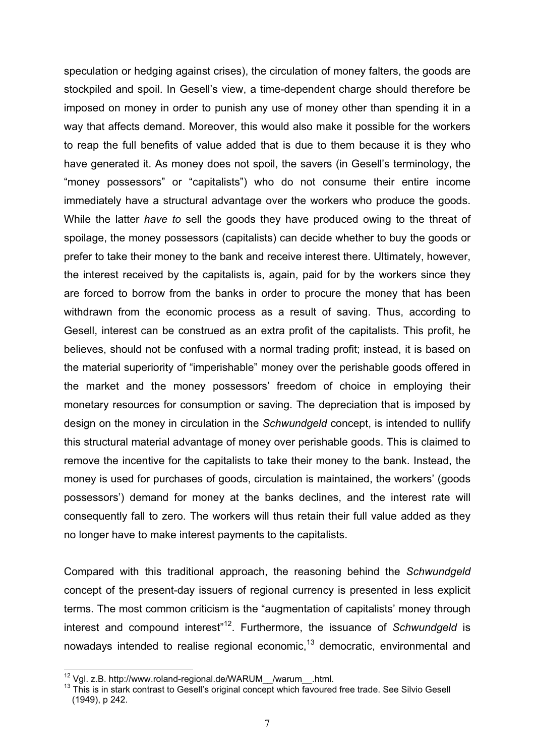speculation or hedging against crises), the circulation of money falters, the goods are stockpiled and spoil. In Gesell's view, a time-dependent charge should therefore be imposed on money in order to punish any use of money other than spending it in a way that affects demand. Moreover, this would also make it possible for the workers to reap the full benefits of value added that is due to them because it is they who have generated it. As money does not spoil, the savers (in Gesell's terminology, the "money possessors" or "capitalists") who do not consume their entire income immediately have a structural advantage over the workers who produce the goods. While the latter *have to* sell the goods they have produced owing to the threat of spoilage, the money possessors (capitalists) can decide whether to buy the goods or prefer to take their money to the bank and receive interest there. Ultimately, however, the interest received by the capitalists is, again, paid for by the workers since they are forced to borrow from the banks in order to procure the money that has been withdrawn from the economic process as a result of saving. Thus, according to Gesell, interest can be construed as an extra profit of the capitalists. This profit, he believes, should not be confused with a normal trading profit; instead, it is based on the material superiority of "imperishable" money over the perishable goods offered in the market and the money possessors' freedom of choice in employing their monetary resources for consumption or saving. The depreciation that is imposed by design on the money in circulation in the *Schwundgeld* concept, is intended to nullify this structural material advantage of money over perishable goods. This is claimed to remove the incentive for the capitalists to take their money to the bank. Instead, the money is used for purchases of goods, circulation is maintained, the workers' (goods possessors') demand for money at the banks declines, and the interest rate will consequently fall to zero. The workers will thus retain their full value added as they no longer have to make interest payments to the capitalists.

Compared with this traditional approach, the reasoning behind the *Schwundgeld* concept of the present-day issuers of regional currency is presented in less explicit terms. The most common criticism is the "augmentation of capitalists' money through interest and compound interest"[12]. Furthermore, the issuance of *Schwundgeld* is nowadays intended to realise regional economic,[13] democratic, environmental and

[12] Vgl. z.B. http://www.roland-regional.de/WARUM__/warum__.html.

[13] This is in stark contrast to Gesell's original concept which favoured free trade. See Silvio Gesell (1949), p 242.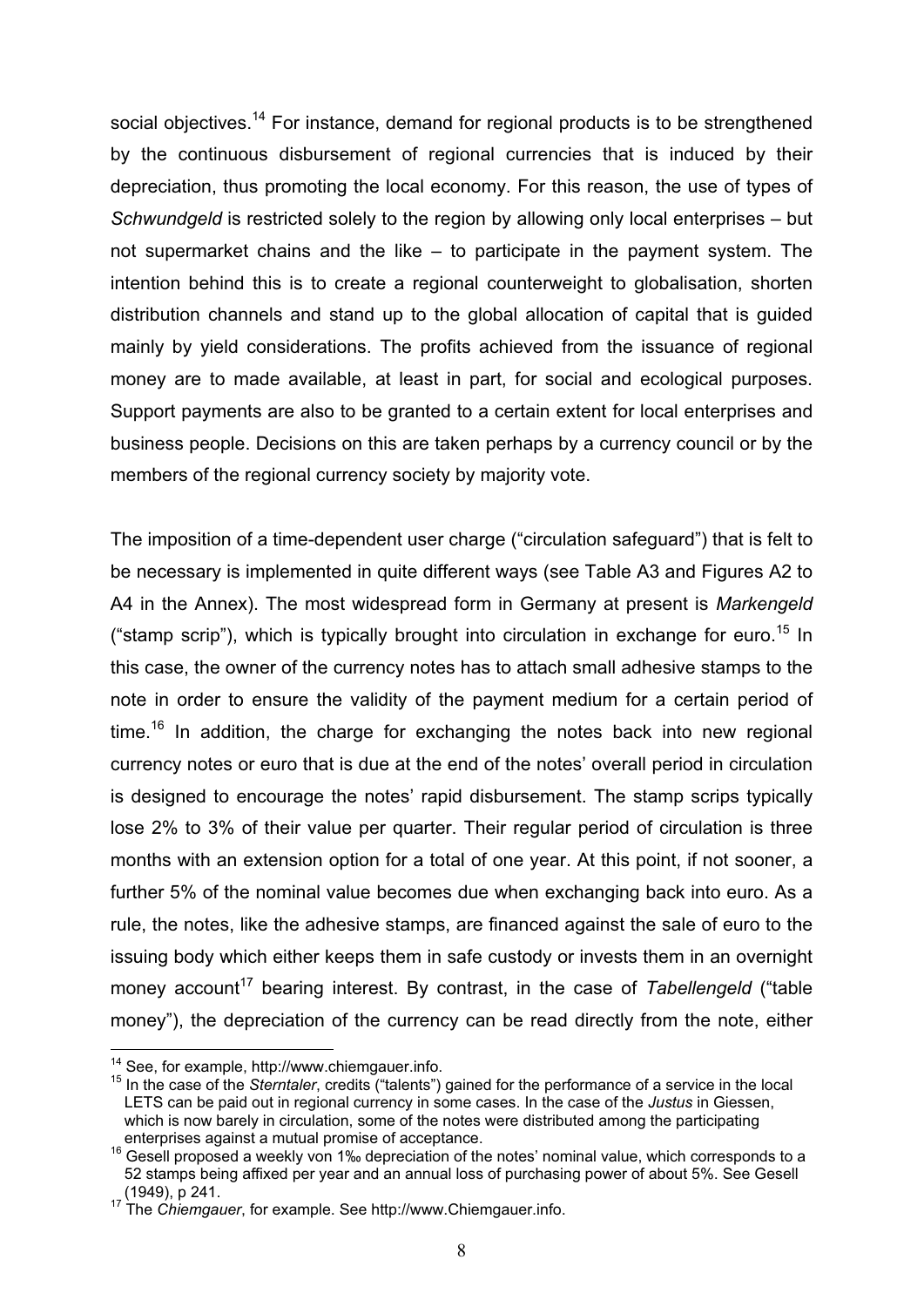social objectives.[14] For instance, demand for regional products is to be strengthened by the continuous disbursement of regional currencies that is induced by their depreciation, thus promoting the local economy. For this reason, the use of types of *Schwundgeld* is restricted solely to the region by allowing only local enterprises – but not supermarket chains and the like – to participate in the payment system. The intention behind this is to create a regional counterweight to globalisation, shorten distribution channels and stand up to the global allocation of capital that is guided mainly by yield considerations. The profits achieved from the issuance of regional money are to made available, at least in part, for social and ecological purposes. Support payments are also to be granted to a certain extent for local enterprises and business people. Decisions on this are taken perhaps by a currency council or by the members of the regional currency society by majority vote.

The imposition of a time-dependent user charge ("circulation safeguard") that is felt to be necessary is implemented in quite different ways (see Table A3 and Figures A2 to A4 in the Annex). The most widespread form in Germany at present is *Markengeld* ("stamp scrip"), which is typically brought into circulation in exchange for euro.[15] In this case, the owner of the currency notes has to attach small adhesive stamps to the note in order to ensure the validity of the payment medium for a certain period of time.[16] In addition, the charge for exchanging the notes back into new regional currency notes or euro that is due at the end of the notes' overall period in circulation is designed to encourage the notes' rapid disbursement. The stamp scrips typically lose 2% to 3% of their value per quarter. Their regular period of circulation is three months with an extension option for a total of one year. At this point, if not sooner, a further 5% of the nominal value becomes due when exchanging back into euro. As a rule, the notes, like the adhesive stamps, are financed against the sale of euro to the issuing body which either keeps them in safe custody or invests them in an overnight money account[17] bearing interest. By contrast, in the case of *Tabellengeld* ("table money"), the depreciation of the currency can be read directly from the note, either

---

[14] See, for example, http://www.chiemgauer.info.

[15] In the case of the *Sterntaler*, credits ("talents") gained for the performance of a service in the local LETS can be paid out in regional currency in some cases. In the case of the *Justus* in Giessen, which is now barely in circulation, some of the notes were distributed among the participating enterprises against a mutual promise of acceptance.

[16] Gesell proposed a weekly von 1‰ depreciation of the notes' nominal value, which corresponds to a 52 stamps being affixed per year and an annual loss of purchasing power of about 5%. See Gesell (1949), p 241.

[17] The *Chiemgauer*, for example. See http://www.Chiemgauer.info.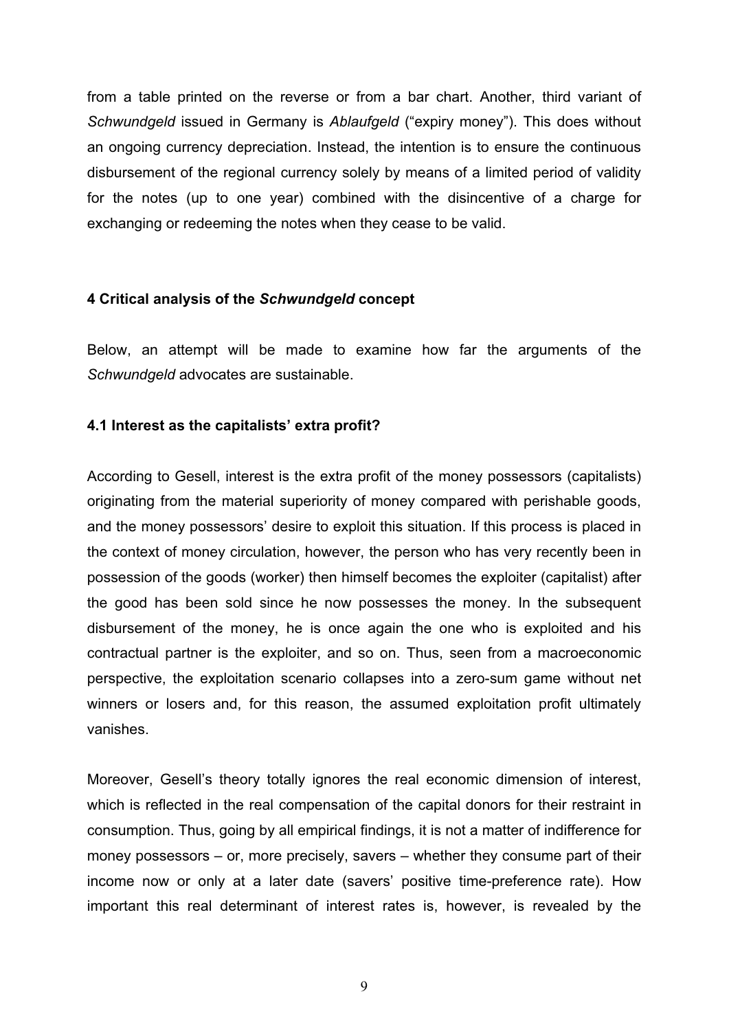from a table printed on the reverse or from a bar chart. Another, third variant of *Schwundgeld* issued in Germany is *Ablaufgeld* ("expiry money"). This does without an ongoing currency depreciation. Instead, the intention is to ensure the continuous disbursement of the regional currency solely by means of a limited period of validity for the notes (up to one year) combined with the disincentive of a charge for exchanging or redeeming the notes when they cease to be valid.

## 4 Critical analysis of the *Schwundgeld* concept

Below, an attempt will be made to examine how far the arguments of the *Schwundgeld* advocates are sustainable.

### 4.1 Interest as the capitalists' extra profit?

According to Gesell, interest is the extra profit of the money possessors (capitalists) originating from the material superiority of money compared with perishable goods, and the money possessors' desire to exploit this situation. If this process is placed in the context of money circulation, however, the person who has very recently been in possession of the goods (worker) then himself becomes the exploiter (capitalist) after the good has been sold since he now possesses the money. In the subsequent disbursement of the money, he is once again the one who is exploited and his contractual partner is the exploiter, and so on. Thus, seen from a macroeconomic perspective, the exploitation scenario collapses into a zero-sum game without net winners or losers and, for this reason, the assumed exploitation profit ultimately vanishes.

Moreover, Gesell's theory totally ignores the real economic dimension of interest, which is reflected in the real compensation of the capital donors for their restraint in consumption. Thus, going by all empirical findings, it is not a matter of indifference for money possessors – or, more precisely, savers – whether they consume part of their income now or only at a later date (savers' positive time-preference rate). How important this real determinant of interest rates is, however, is revealed by the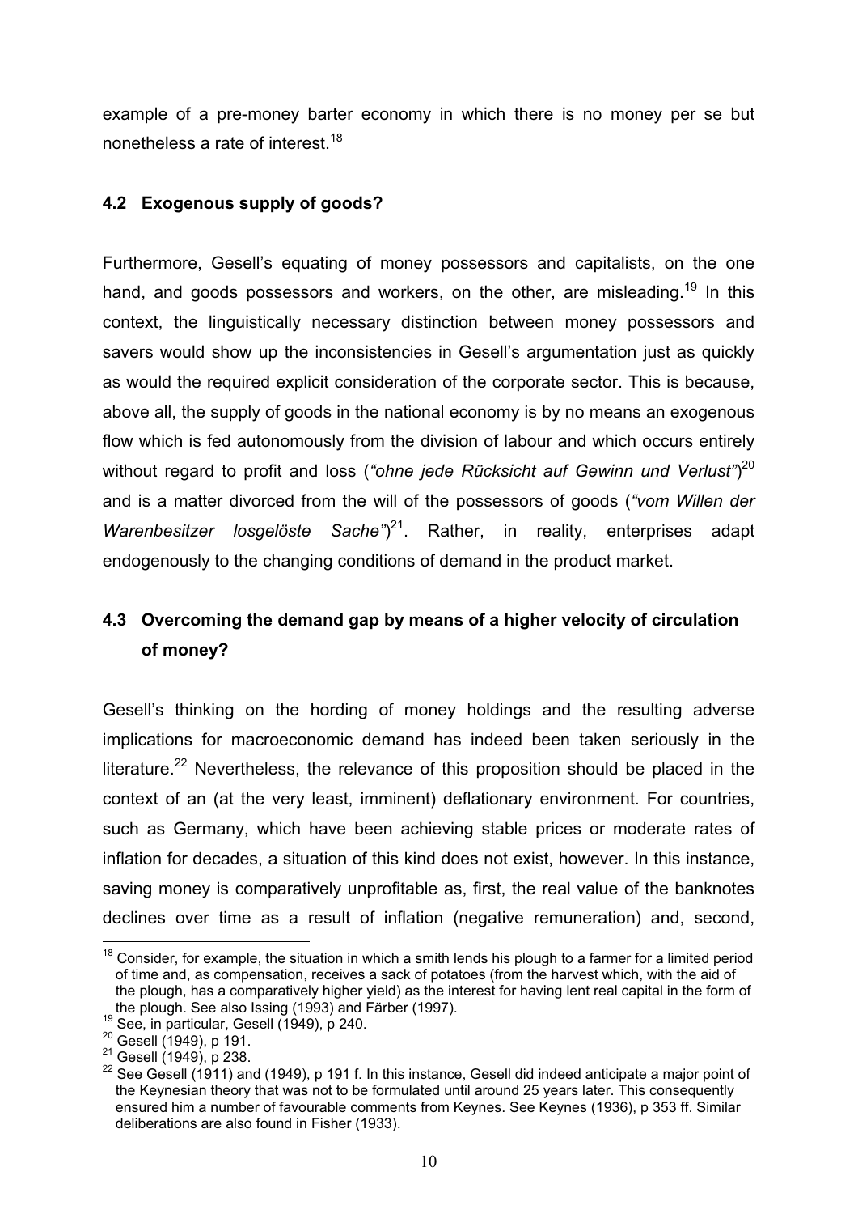example of a pre-money barter economy in which there is no money per se but nonetheless a rate of interest.[18]

### 4.2 Exogenous supply of goods?

Furthermore, Gesell's equating of money possessors and capitalists, on the one hand, and goods possessors and workers, on the other, are misleading.[19] In this context, the linguistically necessary distinction between money possessors and savers would show up the inconsistencies in Gesell's argumentation just as quickly as would the required explicit consideration of the corporate sector. This is because, above all, the supply of goods in the national economy is by no means an exogenous flow which is fed autonomously from the division of labour and which occurs entirely without regard to profit and loss (*"ohne jede Rücksicht auf Gewinn und Verlust"*)[20] and is a matter divorced from the will of the possessors of goods (*"vom Willen der Warenbesitzer losgelöste Sache"*)[21]. Rather, in reality, enterprises adapt endogenously to the changing conditions of demand in the product market.

### 4.3 Overcoming the demand gap by means of a higher velocity of circulation of money?

Gesell's thinking on the hording of money holdings and the resulting adverse implications for macroeconomic demand has indeed been taken seriously in the literature.[22] Nevertheless, the relevance of this proposition should be placed in the context of an (at the very least, imminent) deflationary environment. For countries, such as Germany, which have been achieving stable prices or moderate rates of inflation for decades, a situation of this kind does not exist, however. In this instance, saving money is comparatively unprofitable as, first, the real value of the banknotes declines over time as a result of inflation (negative remuneration) and, second,

---

[18] Consider, for example, the situation in which a smith lends his plough to a farmer for a limited period of time and, as compensation, receives a sack of potatoes (from the harvest which, with the aid of the plough, has a comparatively higher yield) as the interest for having lent real capital in the form of the plough. See also Issing (1993) and Färber (1997).

[19] See, in particular, Gesell (1949), p 240.

[20] Gesell (1949), p 191.

[21] Gesell (1949), p 238.

[22] See Gesell (1911) and (1949), p 191 f. In this instance, Gesell did indeed anticipate a major point of the Keynesian theory that was not to be formulated until around 25 years later. This consequently ensured him a number of favourable comments from Keynes. See Keynes (1936), p 353 ff. Similar deliberations are also found in Fisher (1933).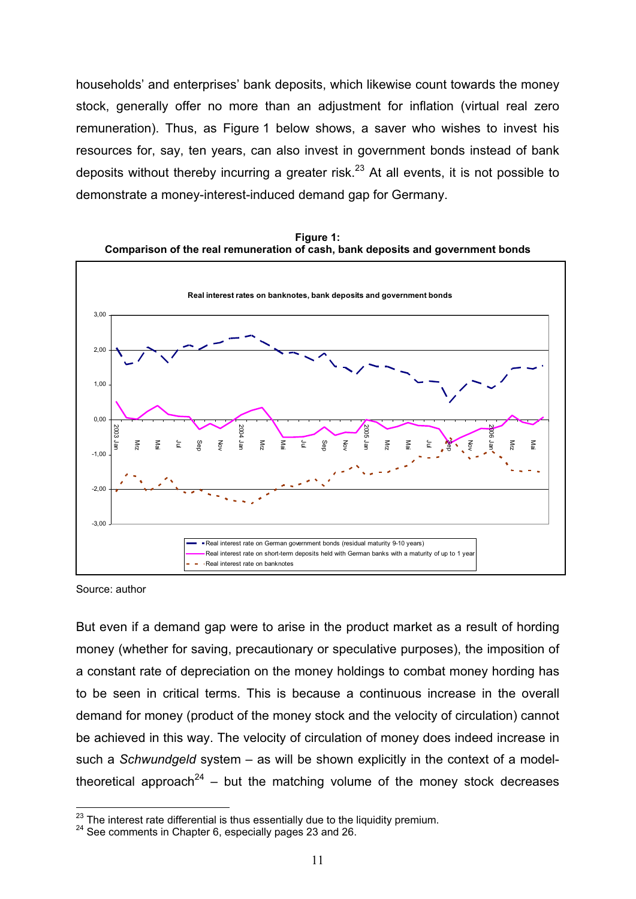households' and enterprises' bank deposits, which likewise count towards the money stock, generally offer no more than an adjustment for inflation (virtual real zero remuneration). Thus, as Figure 1 below shows, a saver who wishes to invest his resources for, say, ten years, can also invest in government bonds instead of bank deposits without thereby incurring a greater risk.[23] At all events, it is not possible to demonstrate a money-interest-induced demand gap for Germany.

**Figure 1:**
**Comparison of the real remuneration of cash, bank deposits and government bonds**

Source: author

But even if a demand gap were to arise in the product market as a result of hording money (whether for saving, precautionary or speculative purposes), the imposition of a constant rate of depreciation on the money holdings to combat money hording has to be seen in critical terms. This is because a continuous increase in the overall demand for money (product of the money stock and the velocity of circulation) cannot be achieved in this way. The velocity of circulation of money does indeed increase in such a *Schwundgeld* system – as will be shown explicitly in the context of a model-theoretical approach[24] – but the matching volume of the money stock decreases

[23] The interest rate differential is thus essentially due to the liquidity premium.
[24] See comments in Chapter 6, especially pages 23 and 26.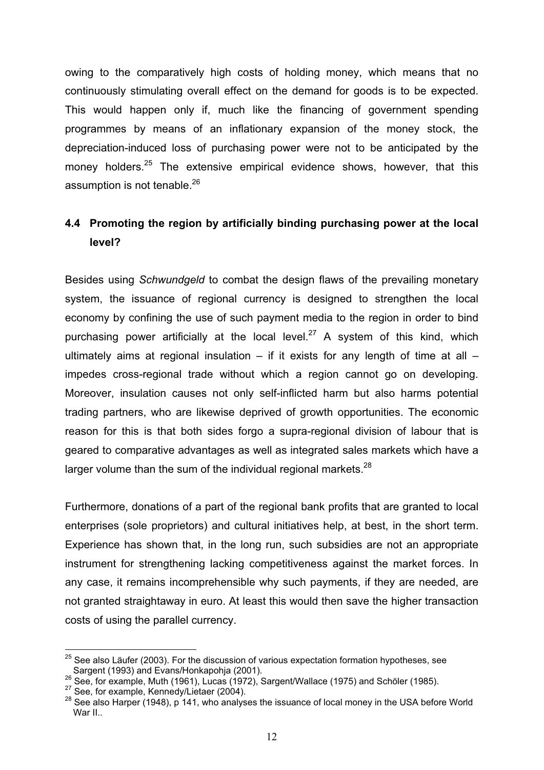owing to the comparatively high costs of holding money, which means that no continuously stimulating overall effect on the demand for goods is to be expected. This would happen only if, much like the financing of government spending programmes by means of an inflationary expansion of the money stock, the depreciation-induced loss of purchasing power were not to be anticipated by the money holders.[25] The extensive empirical evidence shows, however, that this assumption is not tenable.[26]

## 4.4 Promoting the region by artificially binding purchasing power at the local level?

Besides using *Schwundgeld* to combat the design flaws of the prevailing monetary system, the issuance of regional currency is designed to strengthen the local economy by confining the use of such payment media to the region in order to bind purchasing power artificially at the local level.[27] A system of this kind, which ultimately aims at regional insulation – if it exists for any length of time at all – impedes cross-regional trade without which a region cannot go on developing. Moreover, insulation causes not only self-inflicted harm but also harms potential trading partners, who are likewise deprived of growth opportunities. The economic reason for this is that both sides forgo a supra-regional division of labour that is geared to comparative advantages as well as integrated sales markets which have a larger volume than the sum of the individual regional markets.[28]

Furthermore, donations of a part of the regional bank profits that are granted to local enterprises (sole proprietors) and cultural initiatives help, at best, in the short term. Experience has shown that, in the long run, such subsidies are not an appropriate instrument for strengthening lacking competitiveness against the market forces. In any case, it remains incomprehensible why such payments, if they are needed, are not granted straightaway in euro. At least this would then save the higher transaction costs of using the parallel currency.

---

[25] See also Läufer (2003). For the discussion of various expectation formation hypotheses, see Sargent (1993) and Evans/Honkapohja (2001).

[26] See, for example, Muth (1961), Lucas (1972), Sargent/Wallace (1975) and Schöler (1985).

[27] See, for example, Kennedy/Lietaer (2004).

[28] See also Harper (1948), p 141, who analyses the issuance of local money in the USA before World War II..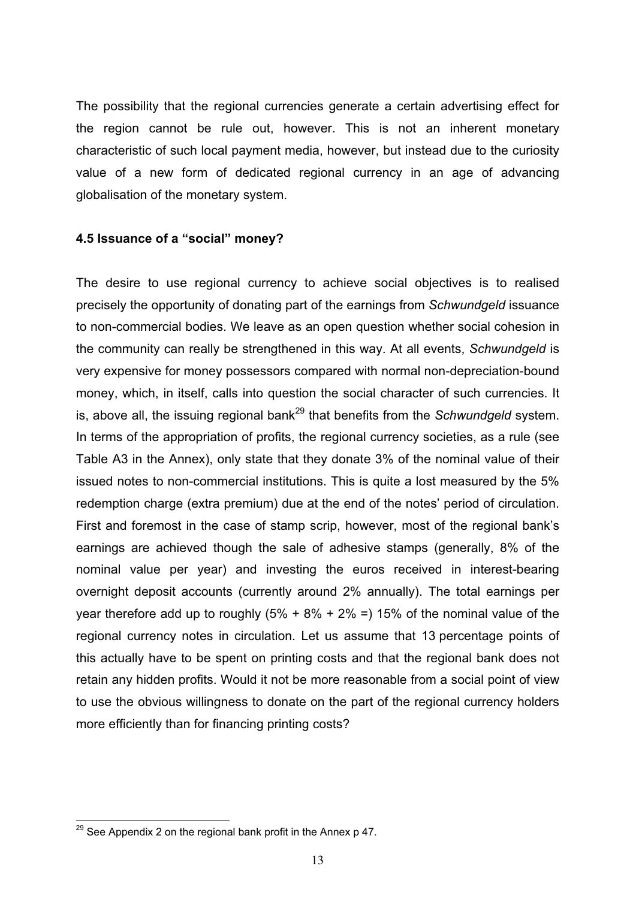The possibility that the regional currencies generate a certain advertising effect for the region cannot be rule out, however. This is not an inherent monetary characteristic of such local payment media, however, but instead due to the curiosity value of a new form of dedicated regional currency in an age of advancing globalisation of the monetary system.

### 4.5 Issuance of a "social" money?

The desire to use regional currency to achieve social objectives is to realised precisely the opportunity of donating part of the earnings from *Schwundgeld* issuance to non-commercial bodies. We leave as an open question whether social cohesion in the community can really be strengthened in this way. At all events, *Schwundgeld* is very expensive for money possessors compared with normal non-depreciation-bound money, which, in itself, calls into question the social character of such currencies. It is, above all, the issuing regional bank[29] that benefits from the *Schwundgeld* system. In terms of the appropriation of profits, the regional currency societies, as a rule (see Table A3 in the Annex), only state that they donate 3% of the nominal value of their issued notes to non-commercial institutions. This is quite a lost measured by the 5% redemption charge (extra premium) due at the end of the notes' period of circulation. First and foremost in the case of stamp scrip, however, most of the regional bank's earnings are achieved though the sale of adhesive stamps (generally, 8% of the nominal value per year) and investing the euros received in interest-bearing overnight deposit accounts (currently around 2% annually). The total earnings per year therefore add up to roughly (5% + 8% + 2% =) 15% of the nominal value of the regional currency notes in circulation. Let us assume that 13 percentage points of this actually have to be spent on printing costs and that the regional bank does not retain any hidden profits. Would it not be more reasonable from a social point of view to use the obvious willingness to donate on the part of the regional currency holders more efficiently than for financing printing costs?

[29] See Appendix 2 on the regional bank profit in the Annex p 47.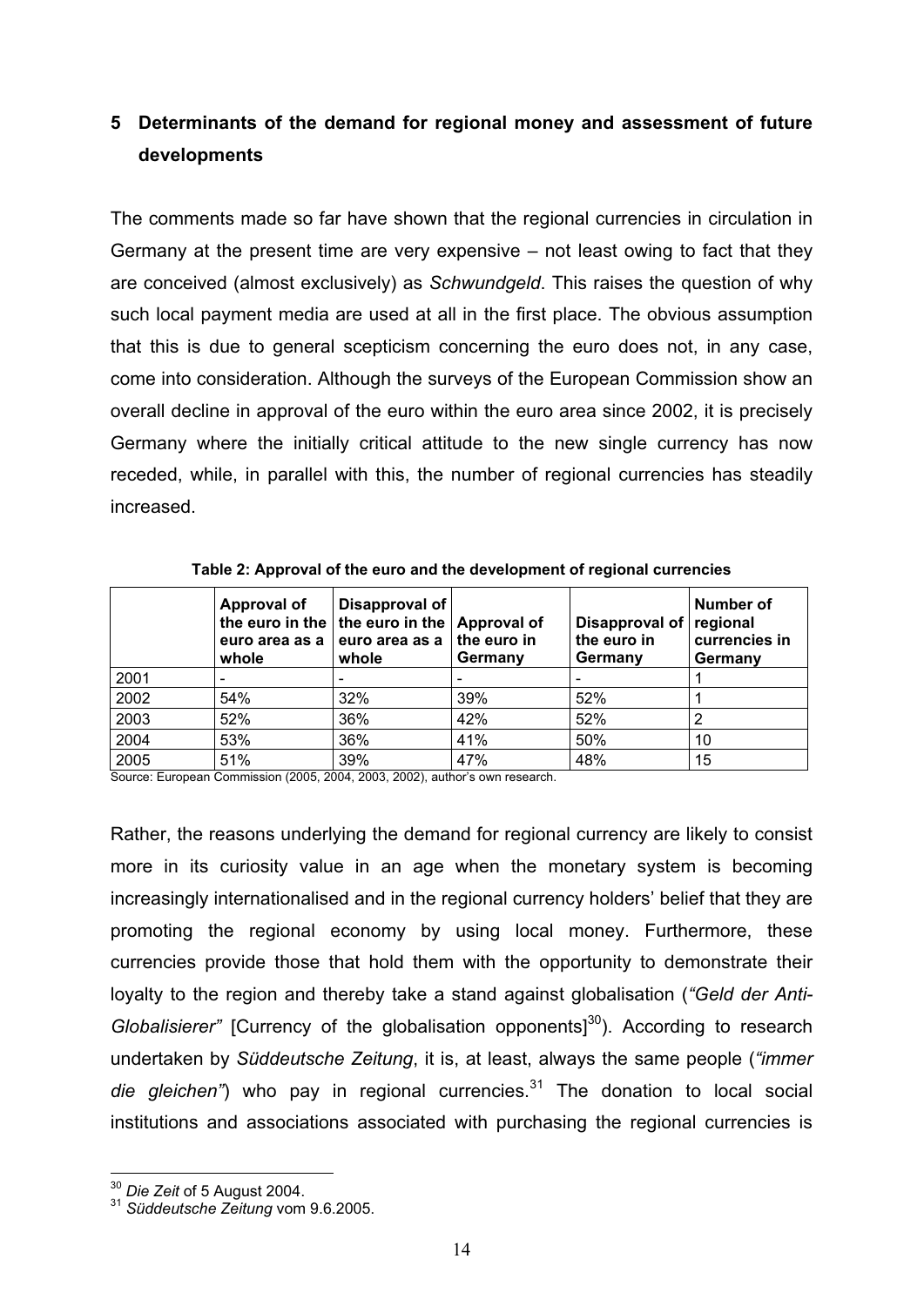## 5 Determinants of the demand for regional money and assessment of future developments

The comments made so far have shown that the regional currencies in circulation in Germany at the present time are very expensive – not least owing to fact that they are conceived (almost exclusively) as *Schwundgeld*. This raises the question of why such local payment media are used at all in the first place. The obvious assumption that this is due to general scepticism concerning the euro does not, in any case, come into consideration. Although the surveys of the European Commission show an overall decline in approval of the euro within the euro area since 2002, it is precisely Germany where the initially critical attitude to the new single currency has now receded, while, in parallel with this, the number of regional currencies has steadily increased.

**Table 2: Approval of the euro and the development of regional currencies**

| | Approval of the euro in the euro area as a whole | Disapproval of the euro in the euro area as a whole | Approval of the euro in Germany | Disapproval of the euro in Germany | Number of regional currencies in Germany |
|---|---|---|---|---|---|
| 2001 | - | - | - | - | 1 |
| 2002 | 54% | 32% | 39% | 52% | 1 |
| 2003 | 52% | 36% | 42% | 52% | 2 |
| 2004 | 53% | 36% | 41% | 50% | 10 |
| 2005 | 51% | 39% | 47% | 48% | 15 |

Source: European Commission (2005, 2004, 2003, 2002), author's own research.

Rather, the reasons underlying the demand for regional currency are likely to consist more in its curiosity value in an age when the monetary system is becoming increasingly internationalised and in the regional currency holders' belief that they are promoting the regional economy by using local money. Furthermore, these currencies provide those that hold them with the opportunity to demonstrate their loyalty to the region and thereby take a stand against globalisation (*"Geld der Anti-Globalisierer"* [Currency of the globalisation opponents][30]). According to research undertaken by *Süddeutsche Zeitung*, it is, at least, always the same people (*"immer die gleichen"*) who pay in regional currencies.[31] The donation to local social institutions and associations associated with purchasing the regional currencies is

[30] *Die Zeit* of 5 August 2004.

[31] *Süddeutsche Zeitung* vom 9.6.2005.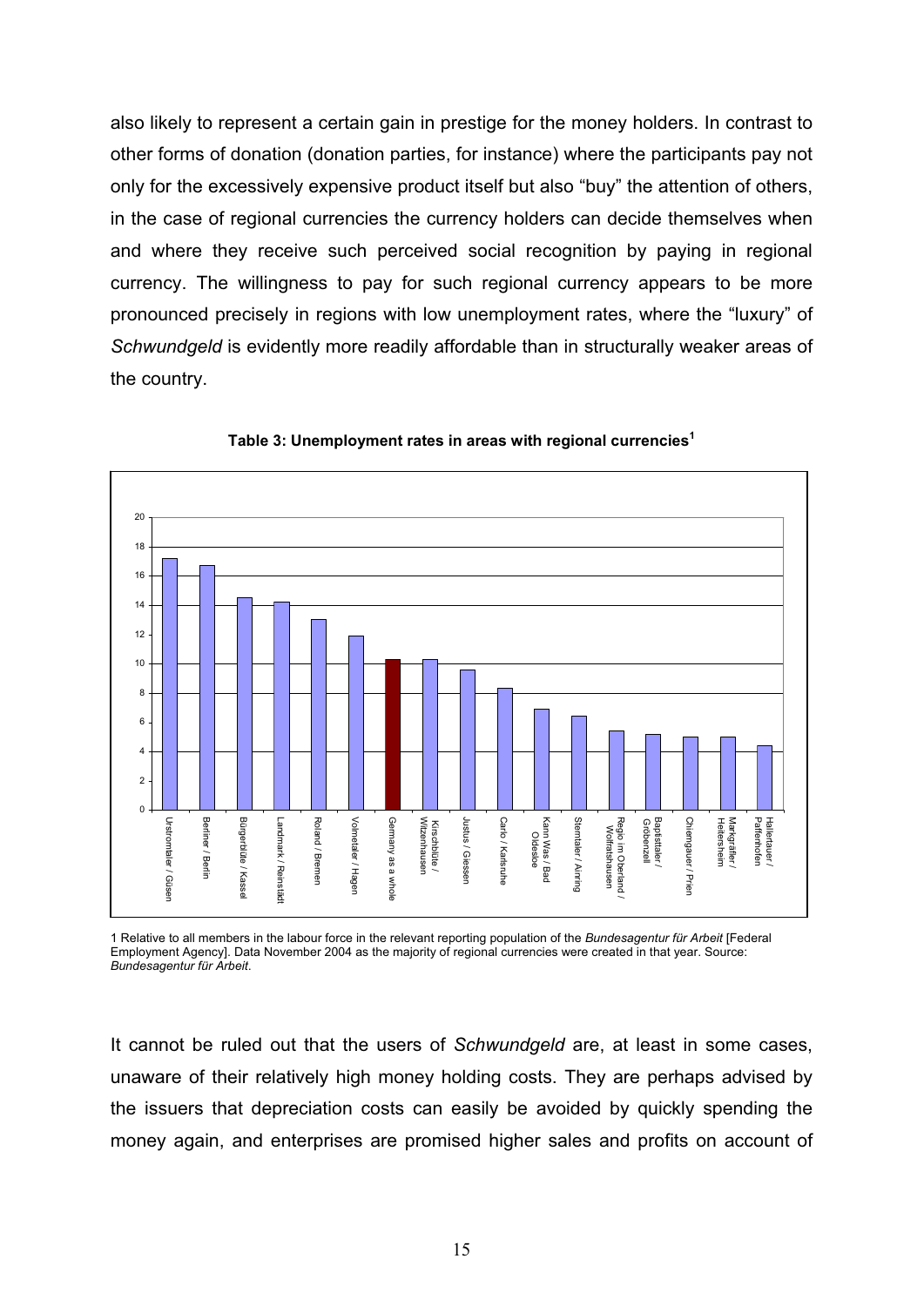also likely to represent a certain gain in prestige for the money holders. In contrast to other forms of donation (donation parties, for instance) where the participants pay not only for the excessively expensive product itself but also "buy" the attention of others, in the case of regional currencies the currency holders can decide themselves when and where they receive such perceived social recognition by paying in regional currency. The willingness to pay for such regional currency appears to be more pronounced precisely in regions with low unemployment rates, where the "luxury" of *Schwundgeld* is evidently more readily affordable than in structurally weaker areas of the country.

**Table 3: Unemployment rates in areas with regional currencies[1]**

| Regional currency / Area | Unemployment rate (approx.) |
|---|---|
| Urstromtaler / Güsen | 17.2 |
| Berliner / Berlin | 16.7 |
| Bürgerblüte / Kassel | 14.5 |
| Landmark / Reinstädt | 14.2 |
| Roland / Bremen | 13.0 |
| Volmetaler / Hagen | 11.9 |
| Germany as a whole | 10.3 |
| Kirschblüte / Witzenhausen | 10.3 |
| Justus / Giessen | 9.6 |
| Carlo / Karlsruhe | 8.3 |
| Kann Was / Bad Oldesloe | 6.9 |
| Sterntaler / Ainring | 6.4 |
| Regio im Oberland / Wolfratshausen | 5.4 |
| Baptisttaler / Gröbenzell | 5.2 |
| Chiemgauer / Prien | 5.0 |
| Markgräfler / Heitersheim | 5.0 |
| Hallertauer / Pfaffenhofen | 4.4 |

1 Relative to all members in the labour force in the relevant reporting population of the *Bundesagentur für Arbeit* [Federal Employment Agency]. Data November 2004 as the majority of regional currencies were created in that year. Source: *Bundesagentur für Arbeit*.

It cannot be ruled out that the users of *Schwundgeld* are, at least in some cases, unaware of their relatively high money holding costs. They are perhaps advised by the issuers that depreciation costs can easily be avoided by quickly spending the money again, and enterprises are promised higher sales and profits on account of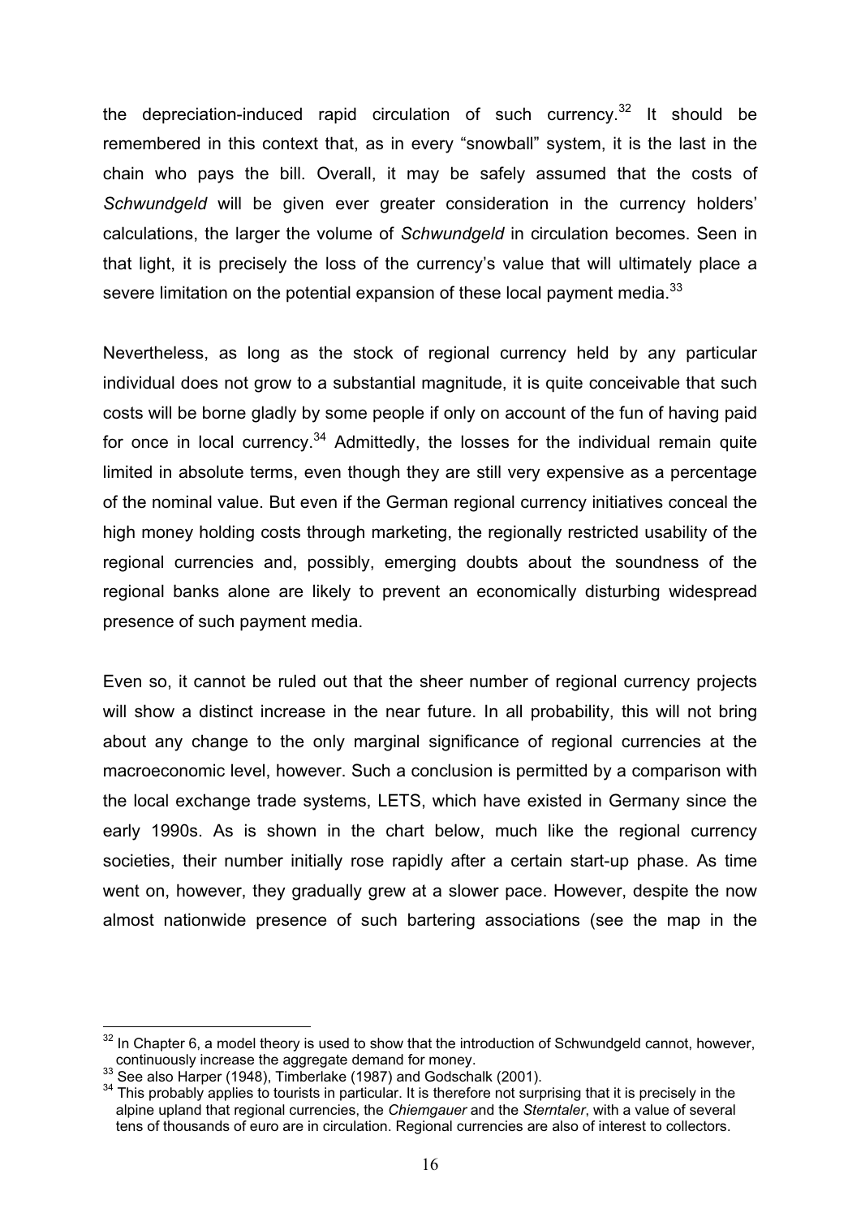the depreciation-induced rapid circulation of such currency.[32] It should be remembered in this context that, as in every "snowball" system, it is the last in the chain who pays the bill. Overall, it may be safely assumed that the costs of *Schwundgeld* will be given ever greater consideration in the currency holders' calculations, the larger the volume of *Schwundgeld* in circulation becomes. Seen in that light, it is precisely the loss of the currency's value that will ultimately place a severe limitation on the potential expansion of these local payment media.[33]

Nevertheless, as long as the stock of regional currency held by any particular individual does not grow to a substantial magnitude, it is quite conceivable that such costs will be borne gladly by some people if only on account of the fun of having paid for once in local currency.[34] Admittedly, the losses for the individual remain quite limited in absolute terms, even though they are still very expensive as a percentage of the nominal value. But even if the German regional currency initiatives conceal the high money holding costs through marketing, the regionally restricted usability of the regional currencies and, possibly, emerging doubts about the soundness of the regional banks alone are likely to prevent an economically disturbing widespread presence of such payment media.

Even so, it cannot be ruled out that the sheer number of regional currency projects will show a distinct increase in the near future. In all probability, this will not bring about any change to the only marginal significance of regional currencies at the macroeconomic level, however. Such a conclusion is permitted by a comparison with the local exchange trade systems, LETS, which have existed in Germany since the early 1990s. As is shown in the chart below, much like the regional currency societies, their number initially rose rapidly after a certain start-up phase. As time went on, however, they gradually grew at a slower pace. However, despite the now almost nationwide presence of such bartering associations (see the map in the

---

[32] In Chapter 6, a model theory is used to show that the introduction of Schwundgeld cannot, however, continuously increase the aggregate demand for money.

[33] See also Harper (1948), Timberlake (1987) and Godschalk (2001).

[34] This probably applies to tourists in particular. It is therefore not surprising that it is precisely in the alpine upland that regional currencies, the *Chiemgauer* and the *Sterntaler*, with a value of several tens of thousands of euro are in circulation. Regional currencies are also of interest to collectors.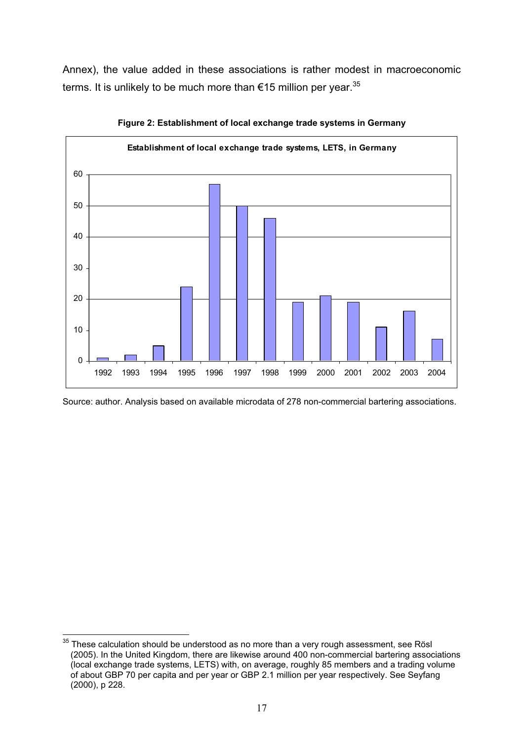Annex), the value added in these associations is rather modest in macroeconomic terms. It is unlikely to be much more than €15 million per year.[35]

**Figure 2: Establishment of local exchange trade systems in Germany**

Source: author. Analysis based on available microdata of 278 non-commercial bartering associations.

---

[35] These calculation should be understood as no more than a very rough assessment, see Rösl (2005). In the United Kingdom, there are likewise around 400 non-commercial bartering associations (local exchange trade systems, LETS) with, on average, roughly 85 members and a trading volume of about GBP 70 per capita and per year or GBP 2.1 million per year respectively. See Seyfang (2000), p 228.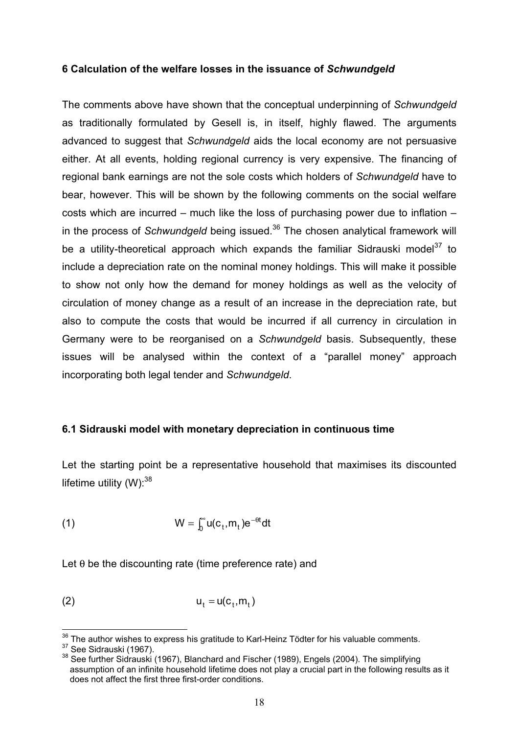## 6 Calculation of the welfare losses in the issuance of *Schwundgeld*

The comments above have shown that the conceptual underpinning of *Schwundgeld* as traditionally formulated by Gesell is, in itself, highly flawed. The arguments advanced to suggest that *Schwundgeld* aids the local economy are not persuasive either. At all events, holding regional currency is very expensive. The financing of regional bank earnings are not the sole costs which holders of *Schwundgeld* have to bear, however. This will be shown by the following comments on the social welfare costs which are incurred – much like the loss of purchasing power due to inflation – in the process of *Schwundgeld* being issued.[36] The chosen analytical framework will be a utility-theoretical approach which expands the familiar Sidrauski model[37] to include a depreciation rate on the nominal money holdings. This will make it possible to show not only how the demand for money holdings as well as the velocity of circulation of money change as a result of an increase in the depreciation rate, but also to compute the costs that would be incurred if all currency in circulation in Germany were to be reorganised on a *Schwundgeld* basis. Subsequently, these issues will be analysed within the context of a "parallel money" approach incorporating both legal tender and *Schwundgeld*.

### 6.1 Sidrauski model with monetary depreciation in continuous time

Let the starting point be a representative household that maximises its discounted lifetime utility (W):[38]

$$W = \int_0^{\infty} u(c_t, m_t) e^{-\theta t} dt \qquad (1)$$

Let $\theta$ be the discounting rate (time preference rate) and

$$u_t = u(c_t, m_t) \qquad (2)$$

---

[36] The author wishes to express his gratitude to Karl-Heinz Tödter for his valuable comments.

[37] See Sidrauski (1967).

[38] See further Sidrauski (1967), Blanchard and Fischer (1989), Engels (2004). The simplifying assumption of an infinite household lifetime does not play a crucial part in the following results as it does not affect the first three first-order conditions.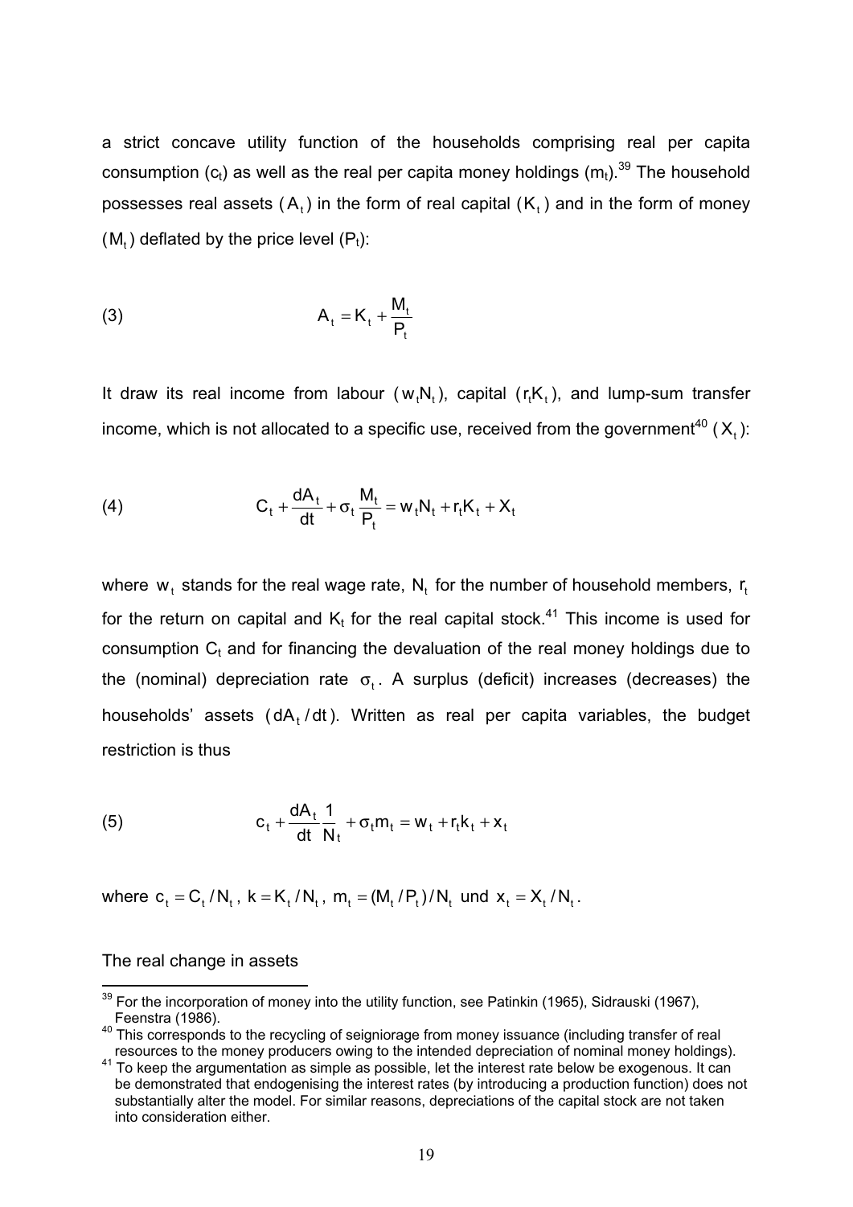a strict concave utility function of the households comprising real per capita consumption ($c_t$) as well as the real per capita money holdings ($m_t$).[39] The household possesses real assets ($A_t$) in the form of real capital ($K_t$) and in the form of money ($M_t$) deflated by the price level ($P_t$):

$$(3) \qquad A_t = K_t + \frac{M_t}{P_t}$$

It draw its real income from labour ($w_t N_t$), capital ($r_t K_t$), and lump-sum transfer income, which is not allocated to a specific use, received from the government[40] ($X_t$):

$$(4) \qquad C_t + \frac{dA_t}{dt} + \sigma_t \frac{M_t}{P_t} = w_t N_t + r_t K_t + X_t$$

where $w_t$ stands for the real wage rate, $N_t$ for the number of household members, $r_t$ for the return on capital and $K_t$ for the real capital stock.[41] This income is used for consumption $C_t$ and for financing the devaluation of the real money holdings due to the (nominal) depreciation rate $\sigma_t$. A surplus (deficit) increases (decreases) the households' assets ($dA_t / dt$). Written as real per capita variables, the budget restriction is thus

$$(5) \qquad c_t + \frac{dA_t}{dt} \frac{1}{N_t} + \sigma_t m_t = w_t + r_t k_t + x_t$$

where $c_t = C_t / N_t$, $k = K_t / N_t$, $m_t = (M_t / P_t) / N_t$ und $x_t = X_t / N_t$.

The real change in assets

[39] For the incorporation of money into the utility function, see Patinkin (1965), Sidrauski (1967), Feenstra (1986).

[40] This corresponds to the recycling of seigniorage from money issuance (including transfer of real resources to the money producers owing to the intended depreciation of nominal money holdings).

[41] To keep the argumentation as simple as possible, let the interest rate below be exogenous. It can be demonstrated that endogenising the interest rates (by introducing a production function) does not substantially alter the model. For similar reasons, depreciations of the capital stock are not taken into consideration either.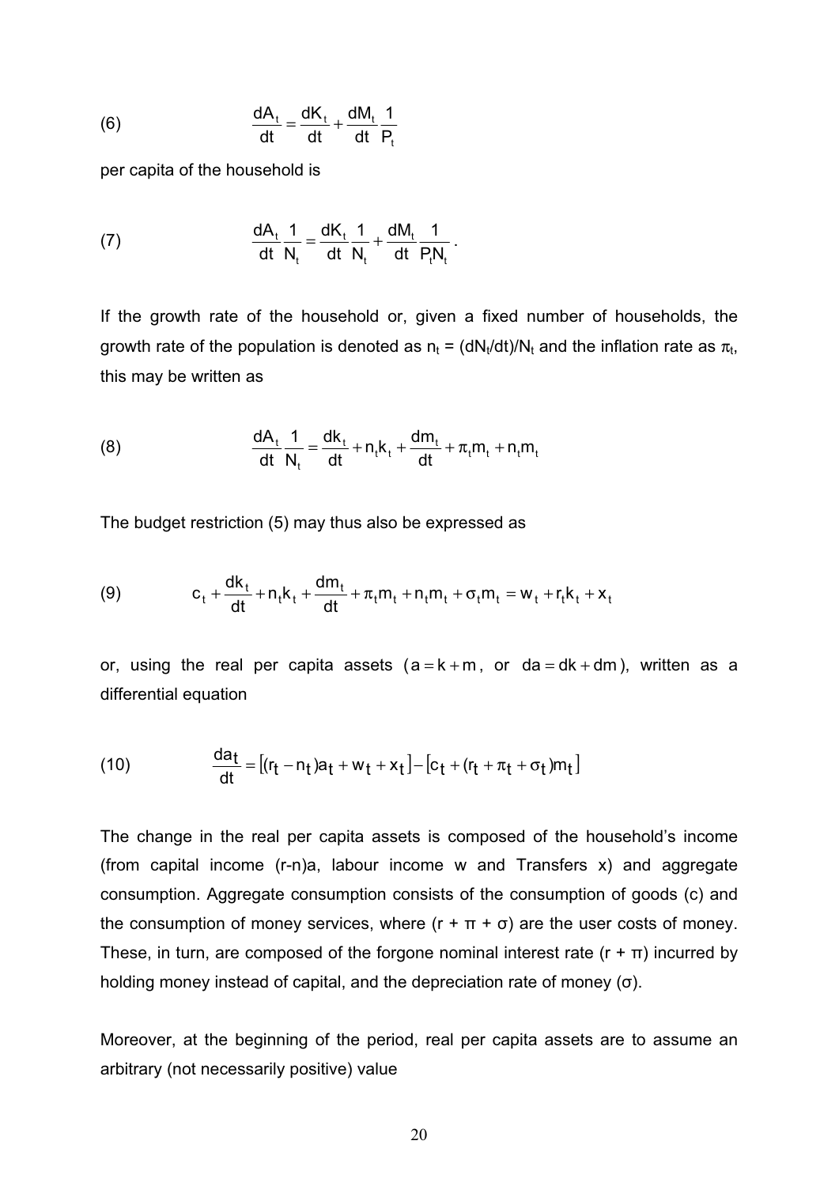$$\frac{dA_t}{dt} = \frac{dK_t}{dt} + \frac{dM_t}{dt}\frac{1}{P_t} \tag{6}$$

per capita of the household is

$$\frac{dA_t}{dt}\frac{1}{N_t} = \frac{dK_t}{dt}\frac{1}{N_t} + \frac{dM_t}{dt}\frac{1}{P_t N_t}. \tag{7}$$

If the growth rate of the household or, given a fixed number of households, the growth rate of the population is denoted as $n_t = (dN_t/dt)/N_t$ and the inflation rate as $\pi_t$, this may be written as

$$\frac{dA_t}{dt}\frac{1}{N_t} = \frac{dk_t}{dt} + n_t k_t + \frac{dm_t}{dt} + \pi_t m_t + n_t m_t \tag{8}$$

The budget restriction (5) may thus also be expressed as

$$c_t + \frac{dk_t}{dt} + n_t k_t + \frac{dm_t}{dt} + \pi_t m_t + n_t m_t + \sigma_t m_t = w_t + r_t k_t + x_t \tag{9}$$

or, using the real per capita assets ($a = k + m$, or $da = dk + dm$), written as a differential equation

$$\frac{da_t}{dt} = \left[(r_t - n_t)a_t + w_t + x_t\right] - \left[c_t + (r_t + \pi_t + \sigma_t)m_t\right] \tag{10}$$

The change in the real per capita assets is composed of the household's income (from capital income $(r-n)a$, labour income $w$ and Transfers $x$) and aggregate consumption. Aggregate consumption consists of the consumption of goods ($c$) and the consumption of money services, where $(r + \pi + \sigma)$ are the user costs of money. These, in turn, are composed of the forgone nominal interest rate $(r + \pi)$ incurred by holding money instead of capital, and the depreciation rate of money ($\sigma$).

Moreover, at the beginning of the period, real per capita assets are to assume an arbitrary (not necessarily positive) value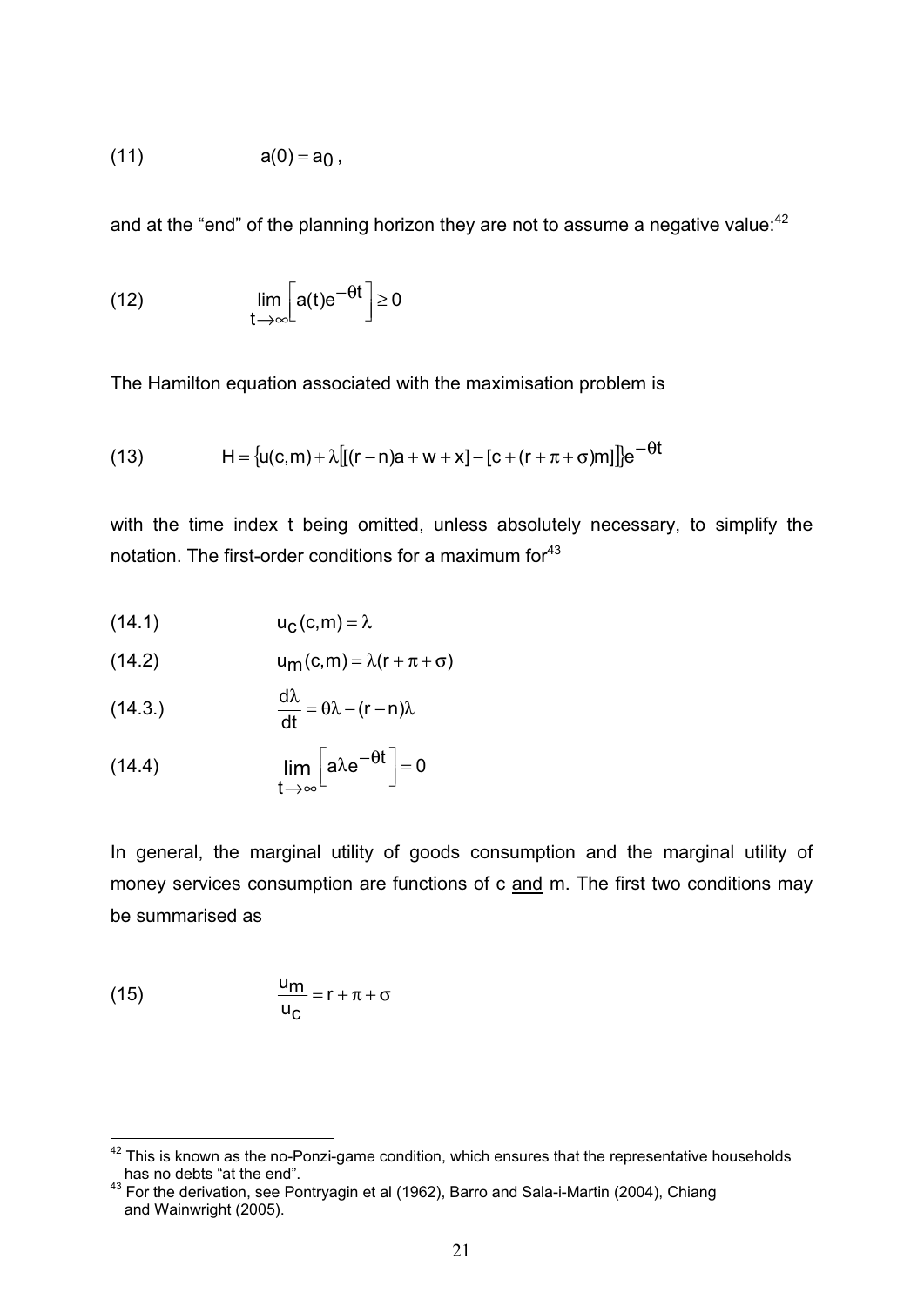$$(11) \qquad a(0) = a_0 \,,$$

and at the "end" of the planning horizon they are not to assume a negative value:[42]

$$(12) \qquad \lim_{t \to \infty} \left[ a(t) e^{-\theta t} \right] \geq 0$$

The Hamilton equation associated with the maximisation problem is

$$(13) \qquad H = \{ u(c,m) + \lambda [ [(r-n)a + w + x] - [c + (r + \pi + \sigma)m] ] \} e^{-\theta t}$$

with the time index t being omitted, unless absolutely necessary, to simplify the notation. The first-order conditions for a maximum for[43]

$$(14.1) \qquad u_c(c,m) = \lambda$$

$$(14.2) \qquad u_m(c,m) = \lambda(r + \pi + \sigma)$$

$$(14.3.) \qquad \frac{d\lambda}{dt} = \theta\lambda - (r-n)\lambda$$

$$(14.4) \qquad \lim_{t \to \infty} \left[ a\lambda e^{-\theta t} \right] = 0$$

In general, the marginal utility of goods consumption and the marginal utility of money services consumption are functions of c and m. The first two conditions may be summarised as

$$(15) \qquad \frac{u_m}{u_c} = r + \pi + \sigma$$

---

[42] This is known as the no-Ponzi-game condition, which ensures that the representative households has no debts "at the end".

[43] For the derivation, see Pontryagin et al (1962), Barro and Sala-i-Martin (2004), Chiang and Wainwright (2005).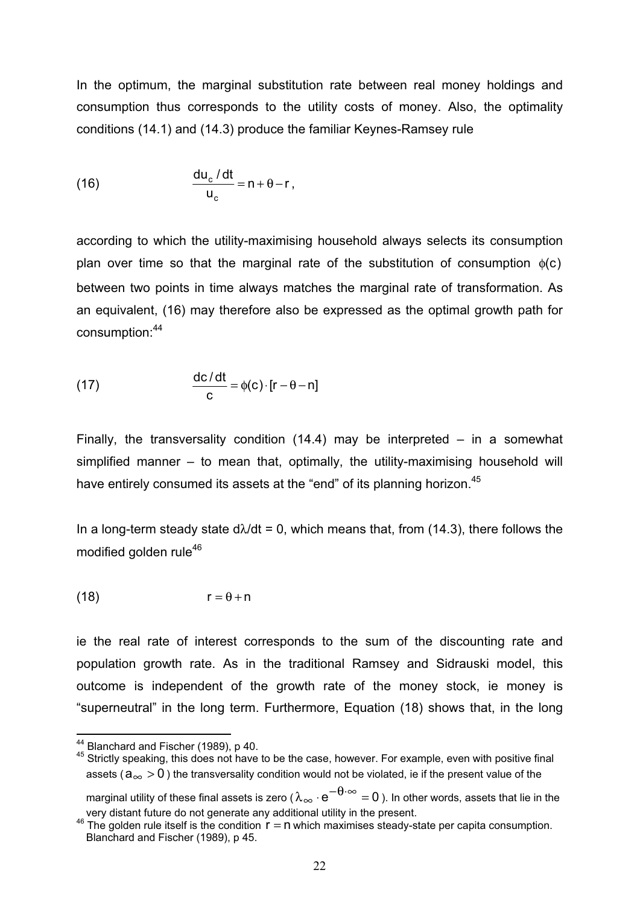In the optimum, the marginal substitution rate between real money holdings and consumption thus corresponds to the utility costs of money. Also, the optimality conditions (14.1) and (14.3) produce the familiar Keynes-Ramsey rule

$$\frac{du_c / dt}{u_c} = n + \theta - r, \tag{16}$$

according to which the utility-maximising household always selects its consumption plan over time so that the marginal rate of the substitution of consumption $\phi(c)$ between two points in time always matches the marginal rate of transformation. As an equivalent, (16) may therefore also be expressed as the optimal growth path for consumption:[44]

$$\frac{dc / dt}{c} = \phi(c) \cdot [r - \theta - n] \tag{17}$$

Finally, the transversality condition (14.4) may be interpreted – in a somewhat simplified manner – to mean that, optimally, the utility-maximising household will have entirely consumed its assets at the "end" of its planning horizon.[45]

In a long-term steady state $d\lambda/dt = 0$, which means that, from (14.3), there follows the modified golden rule[46]

$$r = \theta + n \tag{18}$$

ie the real rate of interest corresponds to the sum of the discounting rate and population growth rate. As in the traditional Ramsey and Sidrauski model, this outcome is independent of the growth rate of the money stock, ie money is "superneutral" in the long term. Furthermore, Equation (18) shows that, in the long

---

[44] Blanchard and Fischer (1989), p 40.

[45] Strictly speaking, this does not have to be the case, however. For example, even with positive final assets ($a_\infty > 0$) the transversality condition would not be violated, ie if the present value of the marginal utility of these final assets is zero ($\lambda_\infty \cdot e^{-\theta \cdot \infty} = 0$). In other words, assets that lie in the very distant future do not generate any additional utility in the present.

[46] The golden rule itself is the condition $r = n$ which maximises steady-state per capita consumption. Blanchard and Fischer (1989), p 45.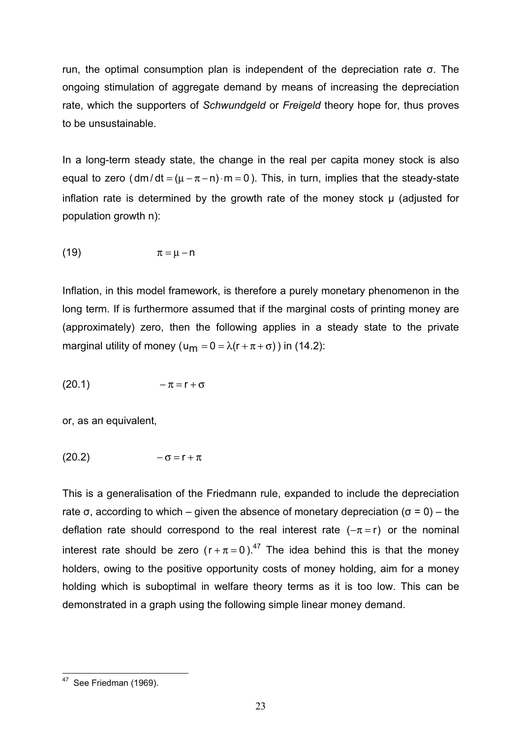run, the optimal consumption plan is independent of the depreciation rate σ. The ongoing stimulation of aggregate demand by means of increasing the depreciation rate, which the supporters of *Schwundgeld* or *Freigeld* theory hope for, thus proves to be unsustainable.

In a long-term steady state, the change in the real per capita money stock is also equal to zero ($dm/dt = (\mu - \pi - n) \cdot m = 0$). This, in turn, implies that the steady-state inflation rate is determined by the growth rate of the money stock μ (adjusted for population growth n):

$$\pi = \mu - n \tag{19}$$

Inflation, in this model framework, is therefore a purely monetary phenomenon in the long term. If is furthermore assumed that if the marginal costs of printing money are (approximately) zero, then the following applies in a steady state to the private marginal utility of money ($u_m = 0 = \lambda(r + \pi + \sigma)$) in (14.2):

$$-\pi = r + \sigma \tag{20.1}$$

or, as an equivalent,

$$-\sigma = r + \pi \tag{20.2}$$

This is a generalisation of the Friedmann rule, expanded to include the depreciation rate σ, according to which – given the absence of monetary depreciation (σ = 0) – the deflation rate should correspond to the real interest rate ($-\pi = r$) or the nominal interest rate should be zero ($r + \pi = 0$).[47] The idea behind this is that the money holders, owing to the positive opportunity costs of money holding, aim for a money holding which is suboptimal in welfare theory terms as it is too low. This can be demonstrated in a graph using the following simple linear money demand.

[47] See Friedman (1969).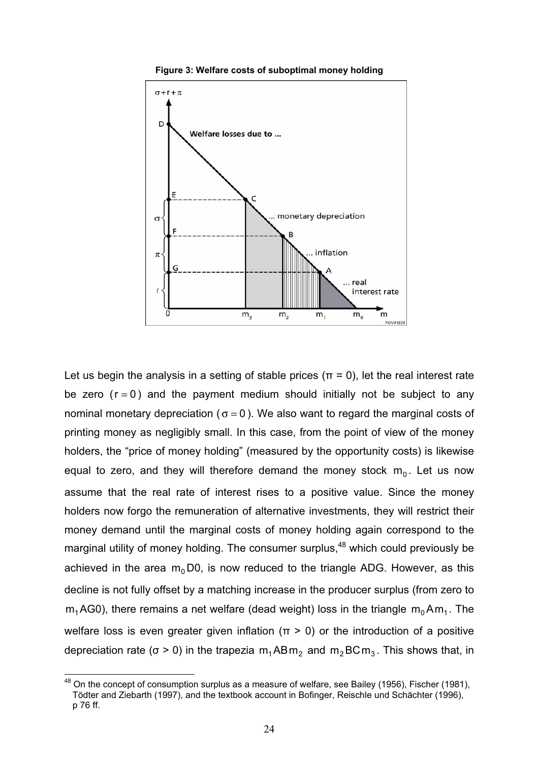**Figure 3: Welfare costs of suboptimal money holding**

Let us begin the analysis in a setting of stable prices ($\pi = 0$), let the real interest rate be zero ($r = 0$) and the payment medium should initially not be subject to any nominal monetary depreciation ($\sigma = 0$). We also want to regard the marginal costs of printing money as negligibly small. In this case, from the point of view of the money holders, the "price of money holding" (measured by the opportunity costs) is likewise equal to zero, and they will therefore demand the money stock $m_0$. Let us now assume that the real rate of interest rises to a positive value. Since the money holders now forgo the remuneration of alternative investments, they will restrict their money demand until the marginal costs of money holding again correspond to the marginal utility of money holding. The consumer surplus,[48] which could previously be achieved in the area $m_0$D0, is now reduced to the triangle ADG. However, as this decline is not fully offset by a matching increase in the producer surplus (from zero to $m_1$AG0), there remains a net welfare (dead weight) loss in the triangle $m_0$A$m_1$. The welfare loss is even greater given inflation ($\pi > 0$) or the introduction of a positive depreciation rate ($\sigma > 0$) in the trapezia $m_1$AB$m_2$ and $m_2$BC$m_3$. This shows that, in

[48] On the concept of consumption surplus as a measure of welfare, see Bailey (1956), Fischer (1981), Tödter and Ziebarth (1997), and the textbook account in Bofinger, Reischle und Schächter (1996), p 76 ff.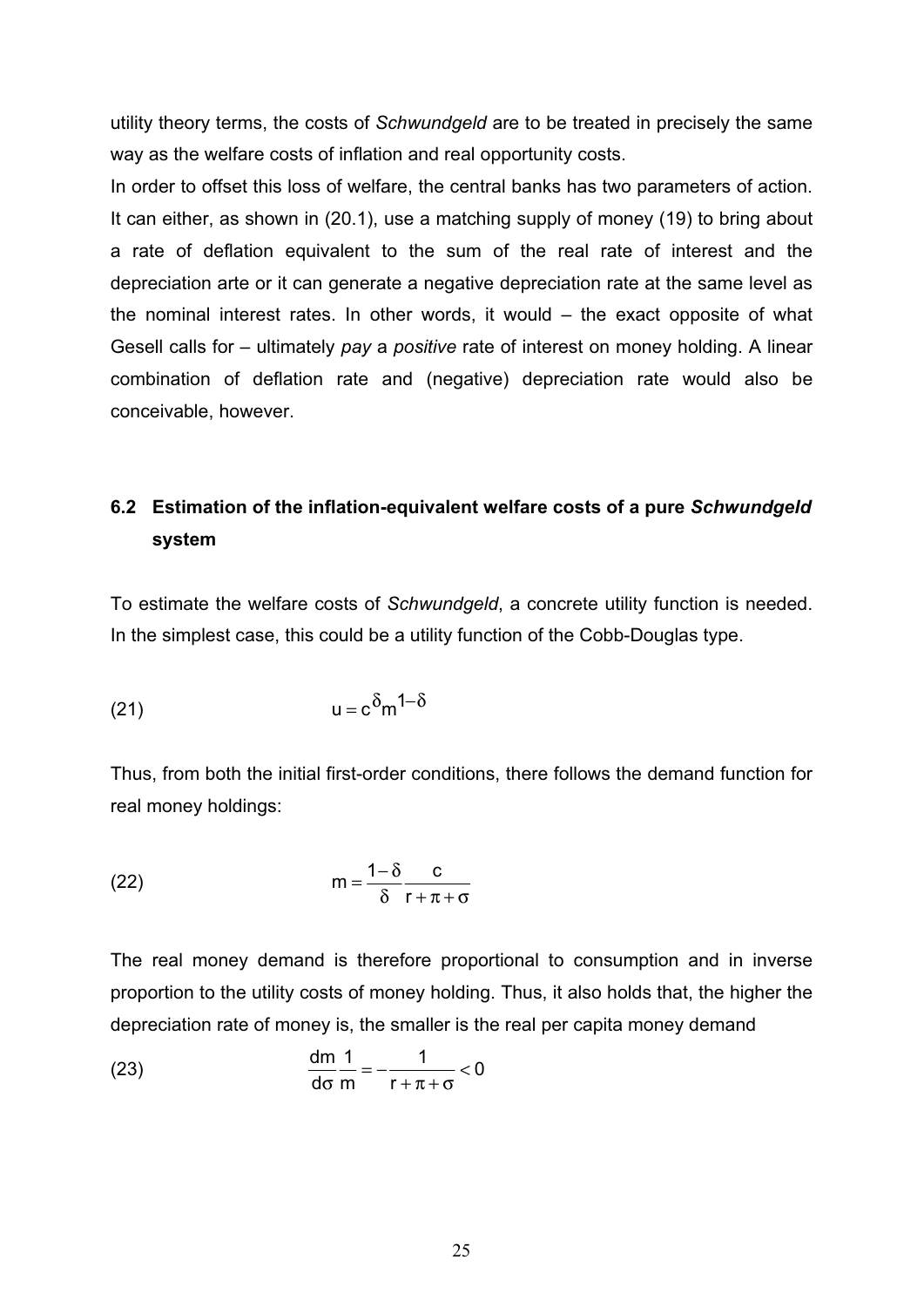utility theory terms, the costs of *Schwundgeld* are to be treated in precisely the same way as the welfare costs of inflation and real opportunity costs.

In order to offset this loss of welfare, the central banks has two parameters of action. It can either, as shown in (20.1), use a matching supply of money (19) to bring about a rate of deflation equivalent to the sum of the real rate of interest and the depreciation arte or it can generate a negative depreciation rate at the same level as the nominal interest rates. In other words, it would – the exact opposite of what Gesell calls for – ultimately *pay* a *positive* rate of interest on money holding. A linear combination of deflation rate and (negative) depreciation rate would also be conceivable, however.

## 6.2 Estimation of the inflation-equivalent welfare costs of a pure *Schwundgeld* system

To estimate the welfare costs of *Schwundgeld*, a concrete utility function is needed. In the simplest case, this could be a utility function of the Cobb-Douglas type.

$$u = c^{\delta} m^{1-\delta} \tag{21}$$

Thus, from both the initial first-order conditions, there follows the demand function for real money holdings:

$$m = \frac{1-\delta}{\delta} \frac{c}{r+\pi+\sigma} \tag{22}$$

The real money demand is therefore proportional to consumption and in inverse proportion to the utility costs of money holding. Thus, it also holds that, the higher the depreciation rate of money is, the smaller is the real per capita money demand

$$\frac{dm}{d\sigma}\frac{1}{m} = -\frac{1}{r+\pi+\sigma} < 0 \tag{23}$$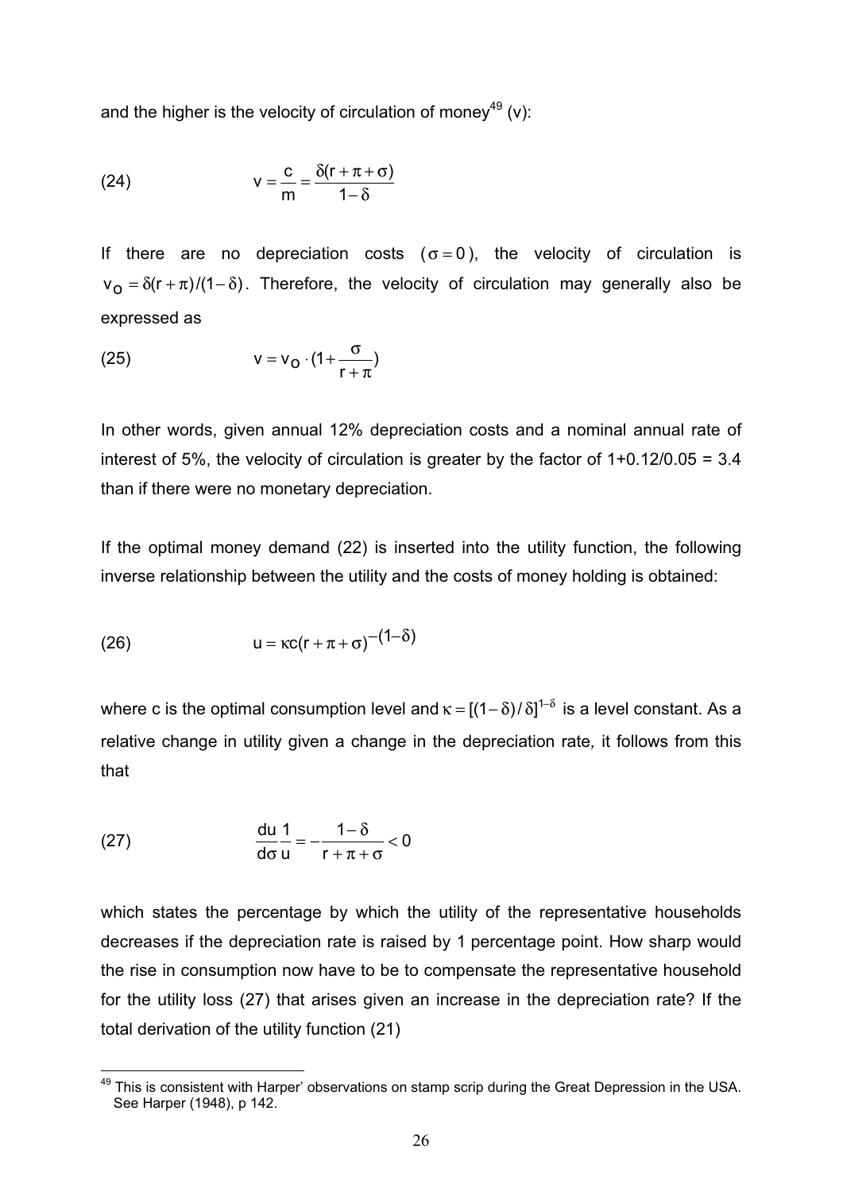and the higher is the velocity of circulation of money[49] ($v$):

$$\text{(24)} \qquad v = \frac{c}{m} = \frac{\delta(r+\pi+\sigma)}{1-\delta}$$

If there are no depreciation costs ($\sigma = 0$), the velocity of circulation is $v_O = \delta(r+\pi)/(1-\delta)$. Therefore, the velocity of circulation may generally also be expressed as

$$\text{(25)} \qquad v = v_O \cdot (1 + \frac{\sigma}{r+\pi})$$

In other words, given annual 12% depreciation costs and a nominal annual rate of interest of 5%, the velocity of circulation is greater by the factor of 1+0.12/0.05 = 3.4 than if there were no monetary depreciation.

If the optimal money demand (22) is inserted into the utility function, the following inverse relationship between the utility and the costs of money holding is obtained:

$$\text{(26)} \qquad u = \kappa c (r+\pi+\sigma)^{-(1-\delta)}$$

where $c$ is the optimal consumption level and $\kappa = [(1-\delta)/\delta]^{1-\delta}$ is a level constant. As a relative change in utility given a change in the depreciation rate*,* it follows from this that

$$\text{(27)} \qquad \frac{du}{d\sigma}\frac{1}{u} = -\frac{1-\delta}{r+\pi+\sigma} < 0$$

which states the percentage by which the utility of the representative households decreases if the depreciation rate is raised by 1 percentage point. How sharp would the rise in consumption now have to be to compensate the representative household for the utility loss (27) that arises given an increase in the depreciation rate? If the total derivation of the utility function (21)

---

[49] This is consistent with Harper' observations on stamp scrip during the Great Depression in the USA. See Harper (1948), p 142.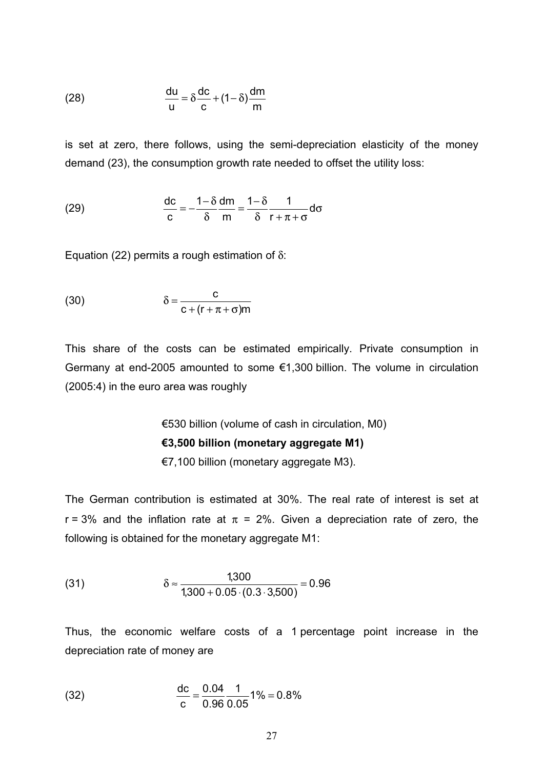$$\text{(28)} \qquad \frac{du}{u} = \delta \frac{dc}{c} + (1-\delta)\frac{dm}{m}$$

is set at zero, there follows, using the semi-depreciation elasticity of the money demand (23), the consumption growth rate needed to offset the utility loss:

$$\text{(29)} \qquad \frac{dc}{c} = -\frac{1-\delta}{\delta}\frac{dm}{m} = \frac{1-\delta}{\delta}\frac{1}{r+\pi+\sigma}d\sigma$$

Equation (22) permits a rough estimation of $\delta$:

$$\text{(30)} \qquad \delta = \frac{c}{c+(r+\pi+\sigma)m}$$

This share of the costs can be estimated empirically. Private consumption in Germany at end-2005 amounted to some €1,300 billion. The volume in circulation (2005:4) in the euro area was roughly

€530 billion (volume of cash in circulation, M0)

**€3,500 billion (monetary aggregate M1)**

€7,100 billion (monetary aggregate M3).

The German contribution is estimated at 30%. The real rate of interest is set at $r = 3\%$ and the inflation rate at $\pi = 2\%$. Given a depreciation rate of zero, the following is obtained for the monetary aggregate M1:

$$\text{(31)} \qquad \delta \approx \frac{1{,}300}{1{,}300 + 0.05 \cdot (0.3 \cdot 3{,}500)} = 0.96$$

Thus, the economic welfare costs of a 1 percentage point increase in the depreciation rate of money are

$$\text{(32)} \qquad \frac{dc}{c} = \frac{0.04}{0.96}\frac{1}{0.05}1\% = 0.8\%$$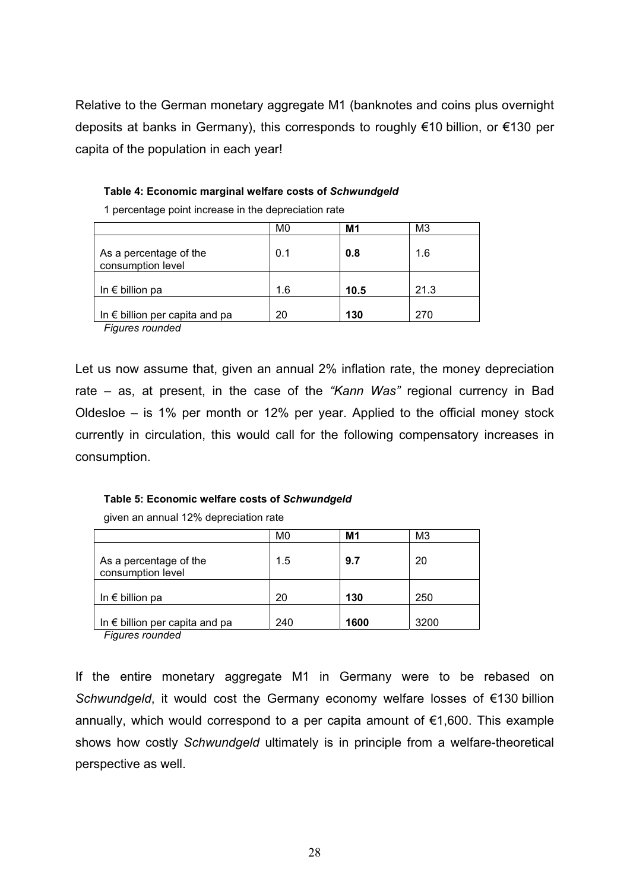Relative to the German monetary aggregate M1 (banknotes and coins plus overnight deposits at banks in Germany), this corresponds to roughly €10 billion, or €130 per capita of the population in each year!

**Table 4: Economic marginal welfare costs of *Schwundgeld***

1 percentage point increase in the depreciation rate

| | M0 | **M1** | M3 |
|---|---|---|---|
| As a percentage of the consumption level | 0.1 | **0.8** | 1.6 |
| In € billion pa | 1.6 | **10.5** | 21.3 |
| In € billion per capita and pa | 20 | **130** | 270 |

*Figures rounded*

Let us now assume that, given an annual 2% inflation rate, the money depreciation rate – as, at present, in the case of the *"Kann Was"* regional currency in Bad Oldesloe – is 1% per month or 12% per year. Applied to the official money stock currently in circulation, this would call for the following compensatory increases in consumption.

**Table 5: Economic welfare costs of *Schwundgeld***

given an annual 12% depreciation rate

| | M0 | **M1** | M3 |
|---|---|---|---|
| As a percentage of the consumption level | 1.5 | **9.7** | 20 |
| In € billion pa | 20 | **130** | 250 |
| In € billion per capita and pa | 240 | **1600** | 3200 |

*Figures rounded*

If the entire monetary aggregate M1 in Germany were to be rebased on *Schwundgeld*, it would cost the Germany economy welfare losses of €130 billion annually, which would correspond to a per capita amount of €1,600. This example shows how costly *Schwundgeld* ultimately is in principle from a welfare-theoretical perspective as well.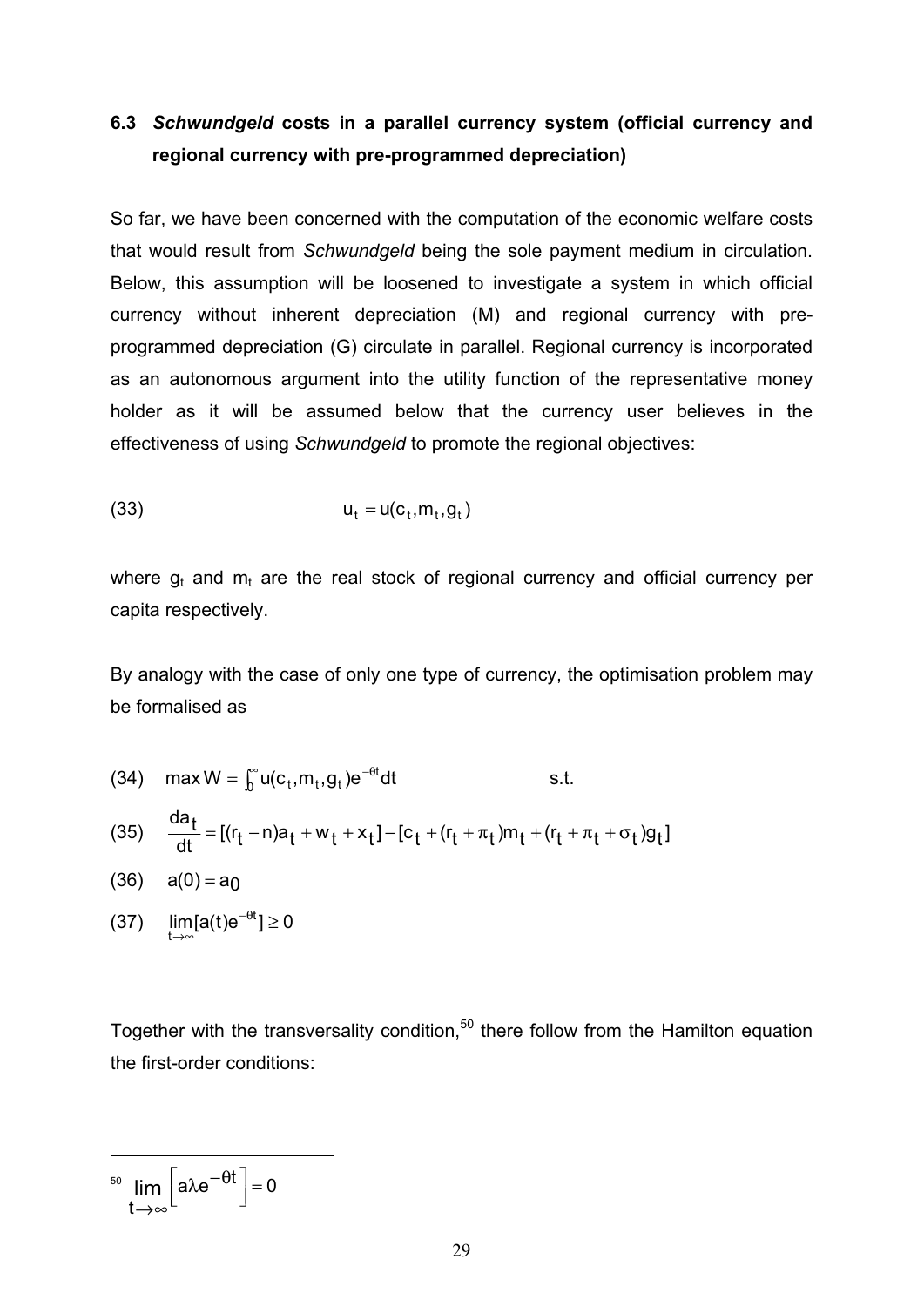### 6.3 *Schwundgeld* costs in a parallel currency system (official currency and regional currency with pre-programmed depreciation)

So far, we have been concerned with the computation of the economic welfare costs that would result from *Schwundgeld* being the sole payment medium in circulation. Below, this assumption will be loosened to investigate a system in which official currency without inherent depreciation (M) and regional currency with pre-programmed depreciation (G) circulate in parallel. Regional currency is incorporated as an autonomous argument into the utility function of the representative money holder as it will be assumed below that the currency user believes in the effectiveness of using *Schwundgeld* to promote the regional objectives:

$$(33) \qquad u_t = u(c_t, m_t, g_t)$$

where $g_t$ and $m_t$ are the real stock of regional currency and official currency per capita respectively.

By analogy with the case of only one type of currency, the optimisation problem may be formalised as

$$(34) \quad \max W = \int_0^{\infty} u(c_t, m_t, g_t) e^{-\theta t} dt \qquad \text{s.t.}$$

$$(35) \quad \frac{da_t}{dt} = [(r_t - n)a_t + w_t + x_t] - [c_t + (r_t + \pi_t)m_t + (r_t + \pi_t + \sigma_t)g_t]$$

$$(36) \quad a(0) = a_0$$

$$(37) \quad \lim_{t \to \infty} [a(t)e^{-\theta t}] \geq 0$$

Together with the transversality condition,[50] there follow from the Hamilton equation the first-order conditions:

[50] $\lim_{t \to \infty} \left[ a\lambda e^{-\theta t} \right] = 0$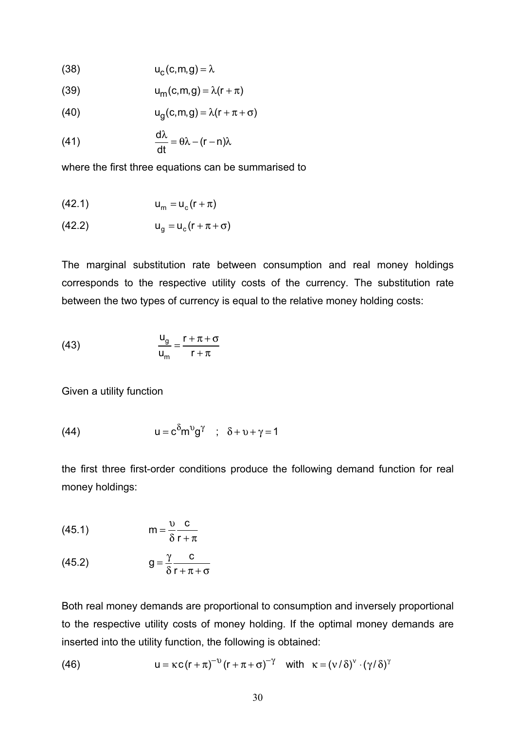(38) $$u_c(c,m,g) = \lambda$$

(39) $$u_m(c,m,g) = \lambda(r+\pi)$$

(40) $$u_g(c,m,g) = \lambda(r+\pi+\sigma)$$

(41) $$\frac{d\lambda}{dt} = \theta\lambda - (r-n)\lambda$$

where the first three equations can be summarised to

(42.1) $$u_m = u_c(r+\pi)$$

(42.2) $$u_g = u_c(r+\pi+\sigma)$$

The marginal substitution rate between consumption and real money holdings corresponds to the respective utility costs of the currency. The substitution rate between the two types of currency is equal to the relative money holding costs:

(43) $$\frac{u_g}{u_m} = \frac{r+\pi+\sigma}{r+\pi}$$

Given a utility function

(44) $$u = c^{\delta} m^{\upsilon} g^{\gamma} \quad ; \quad \delta + \upsilon + \gamma = 1$$

the first three first-order conditions produce the following demand function for real money holdings:

(45.1) $$m = \frac{\upsilon}{\delta}\frac{c}{r+\pi}$$

(45.2) $$g = \frac{\gamma}{\delta}\frac{c}{r+\pi+\sigma}$$

Both real money demands are proportional to consumption and inversely proportional to the respective utility costs of money holding. If the optimal money demands are inserted into the utility function, the following is obtained:

(46) $$u = \kappa c (r+\pi)^{-\upsilon}(r+\pi+\sigma)^{-\gamma} \quad \text{with} \quad \kappa = (\nu/\delta)^{\nu} \cdot (\gamma/\delta)^{\gamma}$$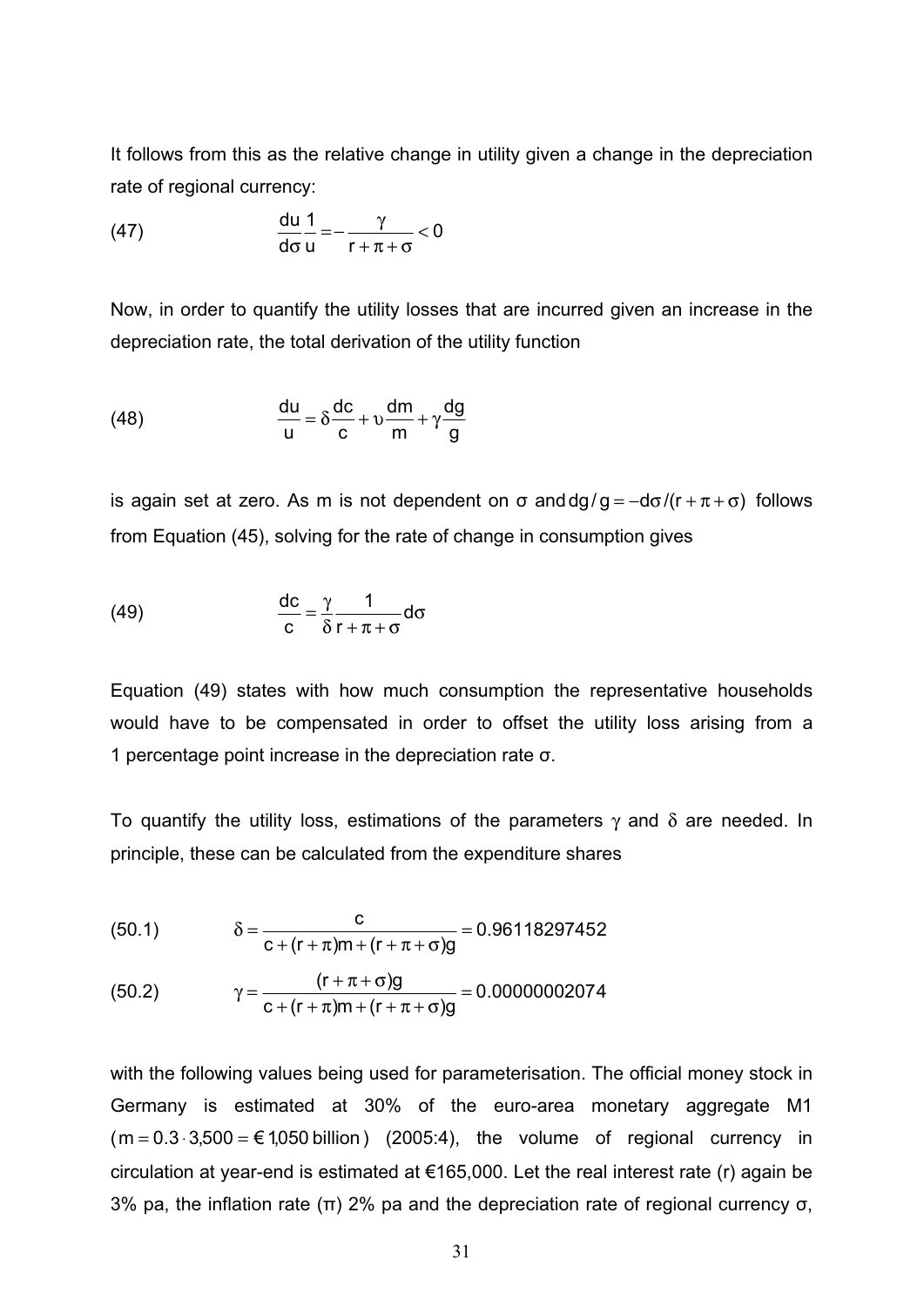It follows from this as the relative change in utility given a change in the depreciation rate of regional currency:

$$(47) \qquad \frac{du}{d\sigma}\frac{1}{u} = -\frac{\gamma}{r+\pi+\sigma} < 0$$

Now, in order to quantify the utility losses that are incurred given an increase in the depreciation rate, the total derivation of the utility function

$$(48) \qquad \frac{du}{u} = \delta\frac{dc}{c} + \upsilon\frac{dm}{m} + \gamma\frac{dg}{g}$$

is again set at zero. As m is not dependent on σ and $dg/g = -d\sigma/(r+\pi+\sigma)$ follows from Equation (45), solving for the rate of change in consumption gives

$$(49) \qquad \frac{dc}{c} = \frac{\gamma}{\delta}\frac{1}{r+\pi+\sigma}d\sigma$$

Equation (49) states with how much consumption the representative households would have to be compensated in order to offset the utility loss arising from a 1 percentage point increase in the depreciation rate σ.

To quantify the utility loss, estimations of the parameters γ and δ are needed. In principle, these can be calculated from the expenditure shares

$$(50.1) \qquad \delta = \frac{c}{c+(r+\pi)m+(r+\pi+\sigma)g} = 0.96118297452$$

$$(50.2) \qquad \gamma = \frac{(r+\pi+\sigma)g}{c+(r+\pi)m+(r+\pi+\sigma)g} = 0.00000002074$$

with the following values being used for parameterisation. The official money stock in Germany is estimated at 30% of the euro-area monetary aggregate M1 ($m = 0.3 \cdot 3{,}500 = €\,1{,}050$ billion) (2005:4), the volume of regional currency in circulation at year-end is estimated at €165,000. Let the real interest rate (r) again be 3% pa, the inflation rate (π) 2% pa and the depreciation rate of regional currency σ,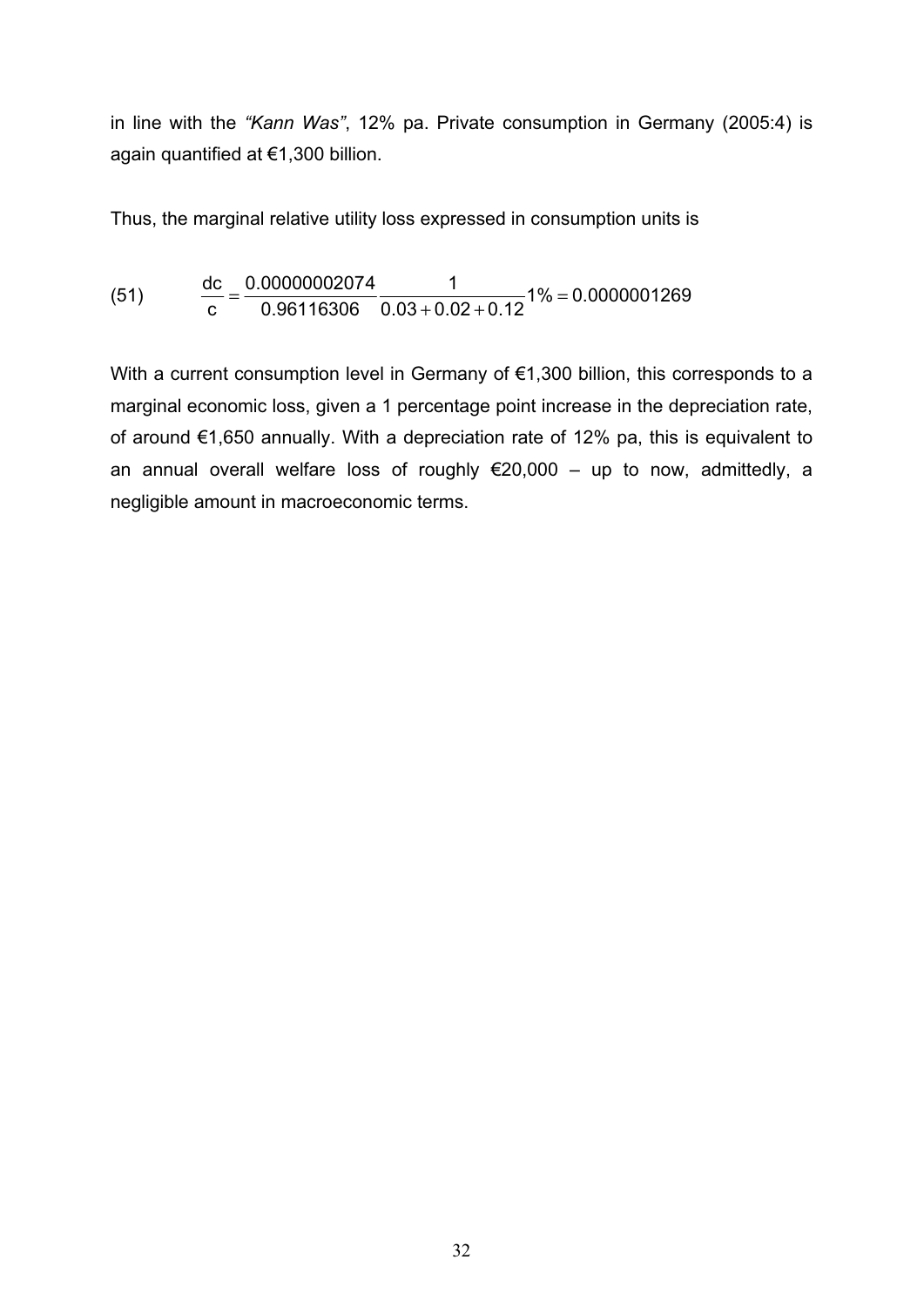in line with the *“Kann Was”*, 12% pa. Private consumption in Germany (2005:4) is again quantified at €1,300 billion.

Thus, the marginal relative utility loss expressed in consumption units is

$$\text{(51)} \qquad \frac{dc}{c} = \frac{0.00000002074}{0.96116306} \frac{1}{0.03 + 0.02 + 0.12} 1\% = 0.0000001269$$

With a current consumption level in Germany of €1,300 billion, this corresponds to a marginal economic loss, given a 1 percentage point increase in the depreciation rate, of around €1,650 annually. With a depreciation rate of 12% pa, this is equivalent to an annual overall welfare loss of roughly €20,000 – up to now, admittedly, a negligible amount in macroeconomic terms.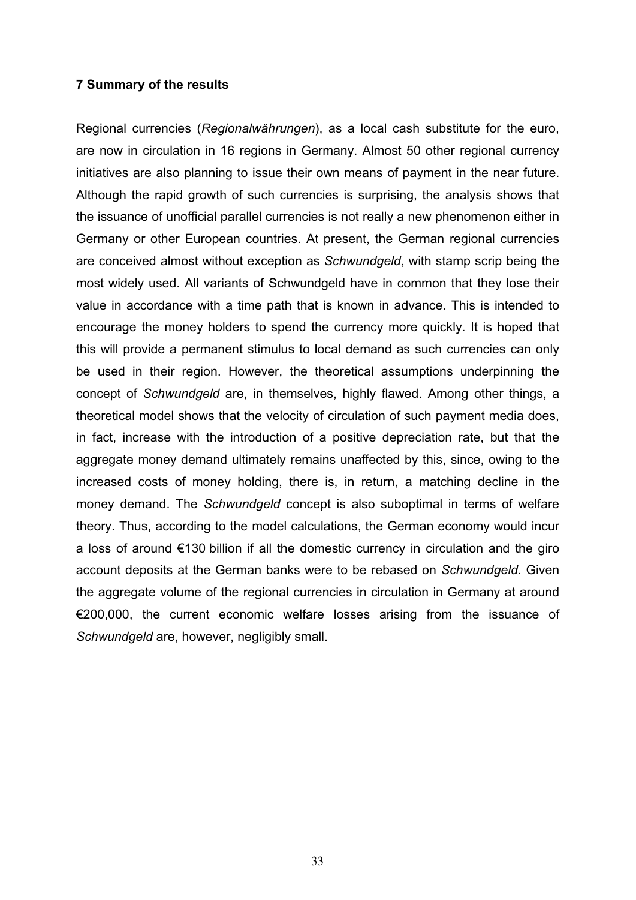## 7 Summary of the results

Regional currencies (*Regionalwährungen*), as a local cash substitute for the euro, are now in circulation in 16 regions in Germany. Almost 50 other regional currency initiatives are also planning to issue their own means of payment in the near future. Although the rapid growth of such currencies is surprising, the analysis shows that the issuance of unofficial parallel currencies is not really a new phenomenon either in Germany or other European countries. At present, the German regional currencies are conceived almost without exception as *Schwundgeld*, with stamp scrip being the most widely used. All variants of Schwundgeld have in common that they lose their value in accordance with a time path that is known in advance. This is intended to encourage the money holders to spend the currency more quickly. It is hoped that this will provide a permanent stimulus to local demand as such currencies can only be used in their region. However, the theoretical assumptions underpinning the concept of *Schwundgeld* are, in themselves, highly flawed. Among other things, a theoretical model shows that the velocity of circulation of such payment media does, in fact, increase with the introduction of a positive depreciation rate, but that the aggregate money demand ultimately remains unaffected by this, since, owing to the increased costs of money holding, there is, in return, a matching decline in the money demand. The *Schwundgeld* concept is also suboptimal in terms of welfare theory. Thus, according to the model calculations, the German economy would incur a loss of around €130 billion if all the domestic currency in circulation and the giro account deposits at the German banks were to be rebased on *Schwundgeld*. Given the aggregate volume of the regional currencies in circulation in Germany at around €200,000, the current economic welfare losses arising from the issuance of *Schwundgeld* are, however, negligibly small.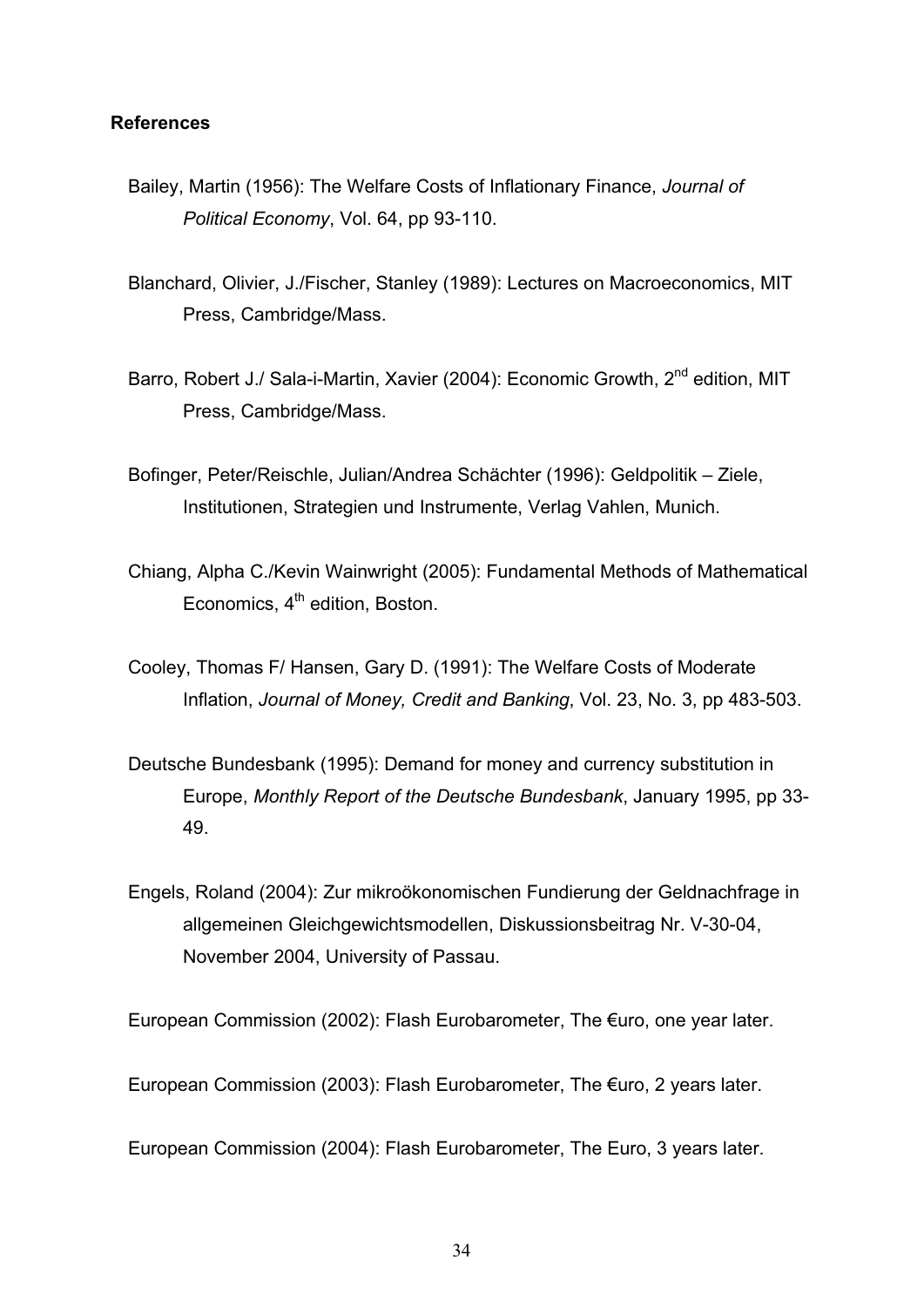**References**

Bailey, Martin (1956): The Welfare Costs of Inflationary Finance, *Journal of Political Economy*, Vol. 64, pp 93-110.

Blanchard, Olivier, J./Fischer, Stanley (1989): Lectures on Macroeconomics, MIT Press, Cambridge/Mass.

Barro, Robert J./ Sala-i-Martin, Xavier (2004): Economic Growth, 2nd edition, MIT Press, Cambridge/Mass.

Bofinger, Peter/Reischle, Julian/Andrea Schächter (1996): Geldpolitik – Ziele, Institutionen, Strategien und Instrumente, Verlag Vahlen, Munich.

Chiang, Alpha C./Kevin Wainwright (2005): Fundamental Methods of Mathematical Economics, 4th edition, Boston.

Cooley, Thomas F/ Hansen, Gary D. (1991): The Welfare Costs of Moderate Inflation, *Journal of Money, Credit and Banking*, Vol. 23, No. 3, pp 483-503.

Deutsche Bundesbank (1995): Demand for money and currency substitution in Europe, *Monthly Report of the Deutsche Bundesbank*, January 1995, pp 33-49.

Engels, Roland (2004): Zur mikroökonomischen Fundierung der Geldnachfrage in allgemeinen Gleichgewichtsmodellen, Diskussionsbeitrag Nr. V-30-04, November 2004, University of Passau.

European Commission (2002): Flash Eurobarometer, The €uro, one year later.

European Commission (2003): Flash Eurobarometer, The €uro, 2 years later.

European Commission (2004): Flash Eurobarometer, The Euro, 3 years later.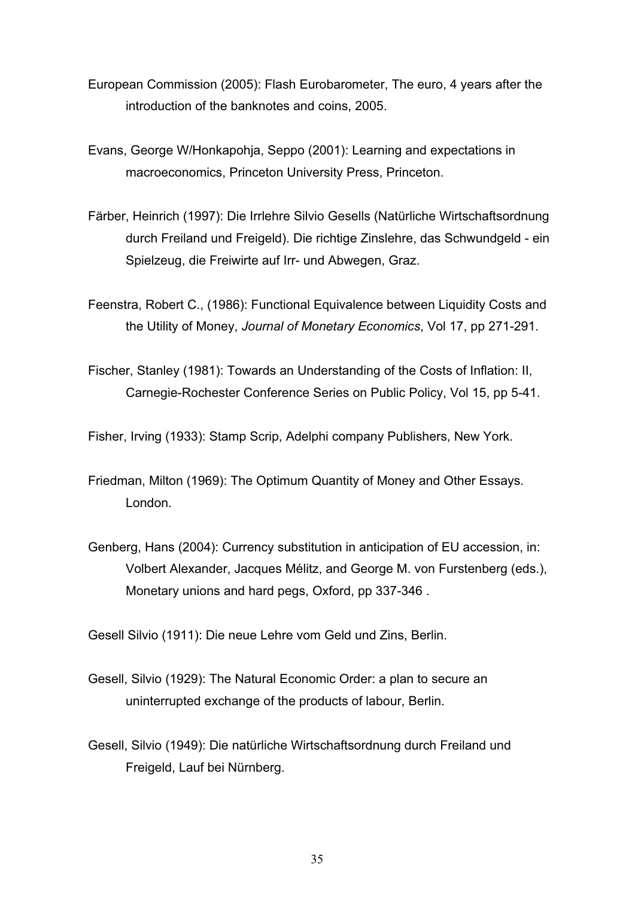European Commission (2005): Flash Eurobarometer, The euro, 4 years after the introduction of the banknotes and coins, 2005.

Evans, George W/Honkapohja, Seppo (2001): Learning and expectations in macroeconomics, Princeton University Press, Princeton.

Färber, Heinrich (1997): Die Irrlehre Silvio Gesells (Natürliche Wirtschaftsordnung durch Freiland und Freigeld). Die richtige Zinslehre, das Schwundgeld - ein Spielzeug, die Freiwirte auf Irr- und Abwegen, Graz.

Feenstra, Robert C., (1986): Functional Equivalence between Liquidity Costs and the Utility of Money, *Journal of Monetary Economics*, Vol 17, pp 271-291.

Fischer, Stanley (1981): Towards an Understanding of the Costs of Inflation: II, Carnegie-Rochester Conference Series on Public Policy, Vol 15, pp 5-41.

Fisher, Irving (1933): Stamp Scrip, Adelphi company Publishers, New York.

Friedman, Milton (1969): The Optimum Quantity of Money and Other Essays. London.

Genberg, Hans (2004): Currency substitution in anticipation of EU accession, in: Volbert Alexander, Jacques Mélitz, and George M. von Furstenberg (eds.), Monetary unions and hard pegs, Oxford, pp 337-346 .

Gesell Silvio (1911): Die neue Lehre vom Geld und Zins, Berlin.

Gesell, Silvio (1929): The Natural Economic Order: a plan to secure an uninterrupted exchange of the products of labour, Berlin.

Gesell, Silvio (1949): Die natürliche Wirtschaftsordnung durch Freiland und Freigeld, Lauf bei Nürnberg.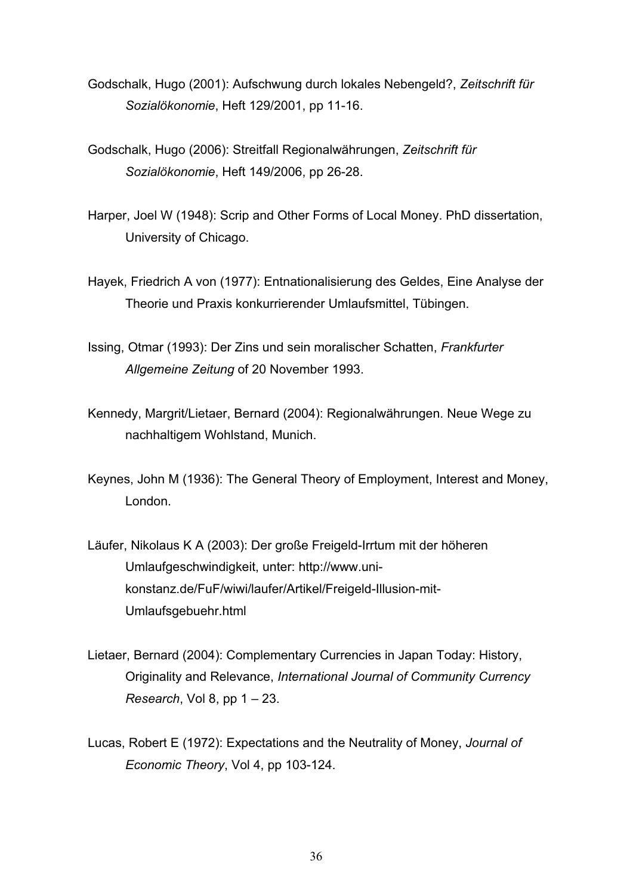Godschalk, Hugo (2001): Aufschwung durch lokales Nebengeld?, *Zeitschrift für Sozialökonomie*, Heft 129/2001, pp 11-16.

Godschalk, Hugo (2006): Streitfall Regionalwährungen, *Zeitschrift für Sozialökonomie*, Heft 149/2006, pp 26-28.

Harper, Joel W (1948): Scrip and Other Forms of Local Money. PhD dissertation, University of Chicago.

Hayek, Friedrich A von (1977): Entnationalisierung des Geldes, Eine Analyse der Theorie und Praxis konkurrierender Umlaufsmittel, Tübingen.

Issing, Otmar (1993): Der Zins und sein moralischer Schatten, *Frankfurter Allgemeine Zeitung* of 20 November 1993.

Kennedy, Margrit/Lietaer, Bernard (2004): Regionalwährungen. Neue Wege zu nachhaltigem Wohlstand, Munich.

Keynes, John M (1936): The General Theory of Employment, Interest and Money, London.

Läufer, Nikolaus K A (2003): Der große Freigeld-Irrtum mit der höheren Umlaufgeschwindigkeit, unter: http://www.uni-konstanz.de/FuF/wiwi/laufer/Artikel/Freigeld-Illusion-mit-Umlaufsgebuehr.html

Lietaer, Bernard (2004): Complementary Currencies in Japan Today: History, Originality and Relevance, *International Journal of Community Currency Research*, Vol 8, pp 1 – 23.

Lucas, Robert E (1972): Expectations and the Neutrality of Money, *Journal of Economic Theory*, Vol 4, pp 103-124.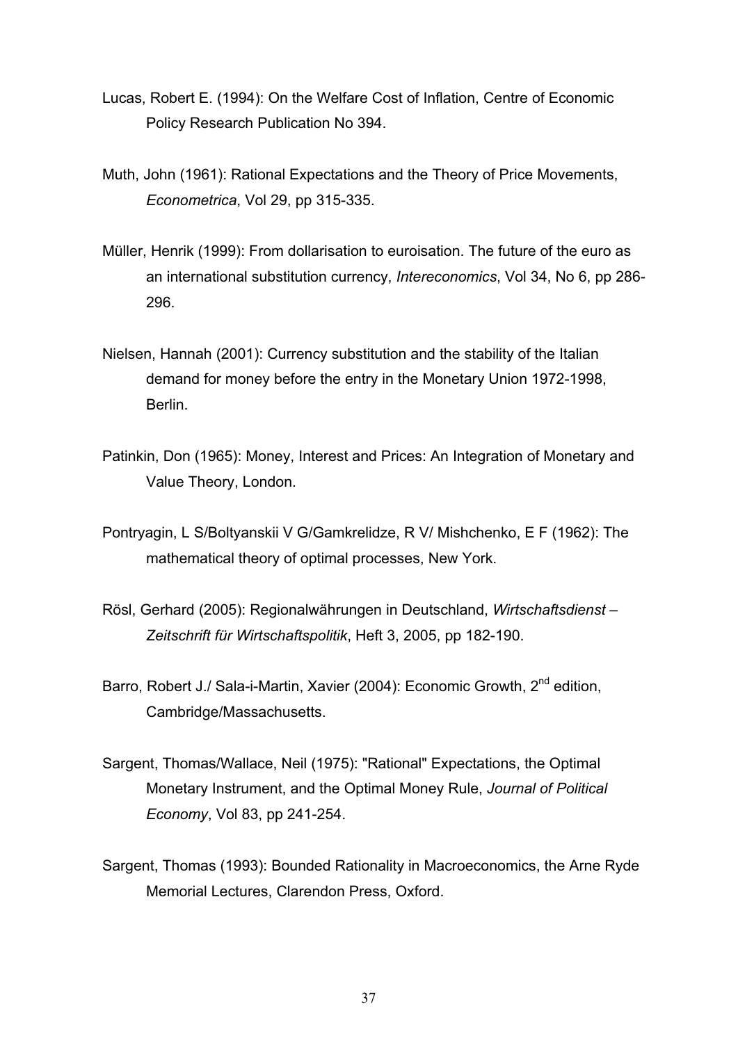Lucas, Robert E. (1994): On the Welfare Cost of Inflation, Centre of Economic Policy Research Publication No 394.

Muth, John (1961): Rational Expectations and the Theory of Price Movements, *Econometrica*, Vol 29, pp 315-335.

Müller, Henrik (1999): From dollarisation to euroisation. The future of the euro as an international substitution currency, *Intereconomics*, Vol 34, No 6, pp 286-296.

Nielsen, Hannah (2001): Currency substitution and the stability of the Italian demand for money before the entry in the Monetary Union 1972-1998, Berlin.

Patinkin, Don (1965): Money, Interest and Prices: An Integration of Monetary and Value Theory, London.

Pontryagin, L S/Boltyanskii V G/Gamkrelidze, R V/ Mishchenko, E F (1962): The mathematical theory of optimal processes, New York.

Rösl, Gerhard (2005): Regionalwährungen in Deutschland, *Wirtschaftsdienst – Zeitschrift für Wirtschaftspolitik*, Heft 3, 2005, pp 182-190.

Barro, Robert J./ Sala-i-Martin, Xavier (2004): Economic Growth, 2nd edition, Cambridge/Massachusetts.

Sargent, Thomas/Wallace, Neil (1975): "Rational" Expectations, the Optimal Monetary Instrument, and the Optimal Money Rule, *Journal of Political Economy*, Vol 83, pp 241-254.

Sargent, Thomas (1993): Bounded Rationality in Macroeconomics, the Arne Ryde Memorial Lectures, Clarendon Press, Oxford.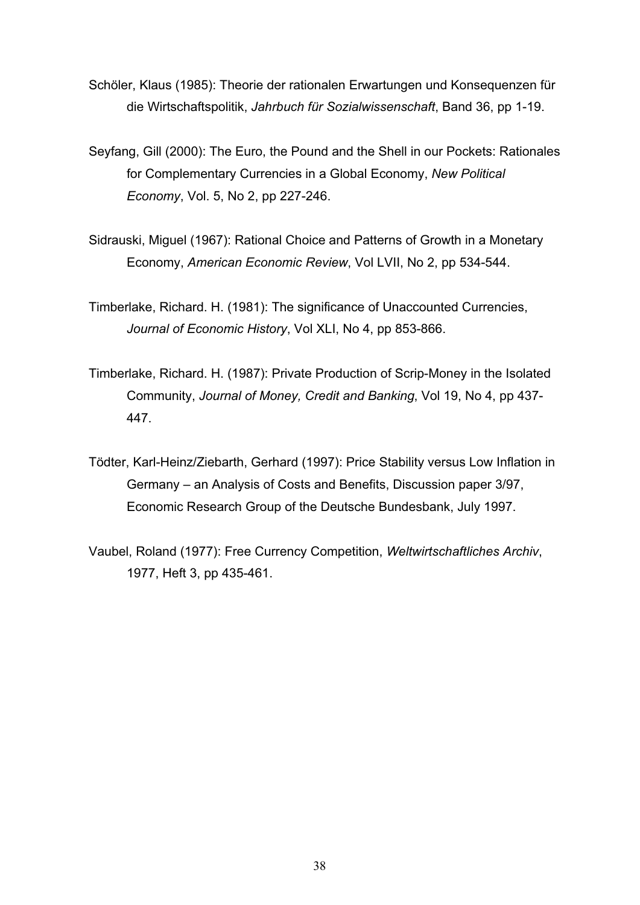Schöler, Klaus (1985): Theorie der rationalen Erwartungen und Konsequenzen für die Wirtschaftspolitik, *Jahrbuch für Sozialwissenschaft*, Band 36, pp 1-19.

Seyfang, Gill (2000): The Euro, the Pound and the Shell in our Pockets: Rationales for Complementary Currencies in a Global Economy, *New Political Economy*, Vol. 5, No 2, pp 227-246.

Sidrauski, Miguel (1967): Rational Choice and Patterns of Growth in a Monetary Economy, *American Economic Review*, Vol LVII, No 2, pp 534-544.

Timberlake, Richard. H. (1981): The significance of Unaccounted Currencies, *Journal of Economic History*, Vol XLI, No 4, pp 853-866.

Timberlake, Richard. H. (1987): Private Production of Scrip-Money in the Isolated Community, *Journal of Money, Credit and Banking*, Vol 19, No 4, pp 437-447.

Tödter, Karl-Heinz/Ziebarth, Gerhard (1997): Price Stability versus Low Inflation in Germany – an Analysis of Costs and Benefits, Discussion paper 3/97, Economic Research Group of the Deutsche Bundesbank, July 1997.

Vaubel, Roland (1977): Free Currency Competition, *Weltwirtschaftliches Archiv*, 1977, Heft 3, pp 435-461.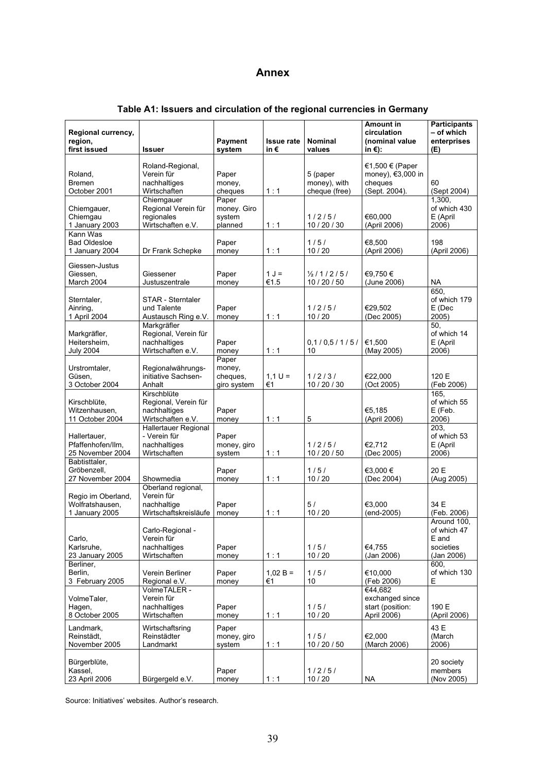# Annex

**Table A1: Issuers and circulation of the regional currencies in Germany**

| Regional currency, region, first issued | Issuer | Payment system | Issue rate in € | Nominal values | Amount in circulation (nominal value in €): | Participants – of which enterprises (E) |
|---|---|---|---|---|---|---|
| Roland, Bremen October 2001 | Roland-Regional, Verein für nachhaltiges Wirtschaften | Paper money, cheques | 1 : 1 | 5 (paper money), with cheque (free) | €1,500 € (Paper money), €3,000 in cheques (Sept. 2004). | 60 (Sept 2004) |
| Chiemgauer, Chiemgau 1 January 2003 | Chiemgauer Regional Verein für regionales Wirtschaften e.V. | Paper money. Giro system planned | 1 : 1 | 1 / 2 / 5 / 10 / 20 / 30 | €60,000 (April 2006) | 1,300, of which 430 E (April 2006) |
| Kann Was Bad Oldesloe 1 January 2004 | Dr Frank Schepke | Paper money | 1 : 1 | 1 / 5 / 10 / 20 | €8,500 (April 2006) | 198 (April 2006) |
| Giessen-Justus Giessen, March 2004 | Giessener Justuszentrale | Paper money | 1 J = €1.5 | ½ / 1 / 2 / 5 / 10 / 20 / 50 | €9,750 € (June 2006) | NA |
| Sterntaler, Ainring, 1 April 2004 | STAR - Sterntaler und Talente Austausch Ring e.V. | Paper money | 1 : 1 | 1 / 2 / 5 / 10 / 20 | €29,502 (Dec 2005) | 650, of which 179 E (Dec 2005) |
| Markgräfler, Heitersheim, July 2004 | Markgräfler Regional, Verein für nachhaltiges Wirtschaften e.V. | Paper money | 1 : 1 | 0,1 / 0,5 / 1 / 5 / 10 | €1,500 (May 2005) | 50, of which 14 E (April 2006) |
| Urstromtaler, Güsen, 3 October 2004 | Regionalwährungs-initiative Sachsen-Anhalt | Paper money, cheques, giro system | 1,1 U = €1 | 1 / 2 / 3 / 10 / 20 / 30 | €22,000 (Oct 2005) | 120 E (Feb 2006) |
| Kirschblüte, Witzenhausen, 11 October 2004 | Kirschblüte Regional, Verein für nachhaltiges Wirtschaften e.V. | Paper money | 1 : 1 | 5 | €5,185 (April 2006) | 165, of which 55 E (Feb. 2006) |
| Hallertauer, Pfaffenhofen/Ilm, 25 November 2004 | Hallertauer Regional - Verein für nachhaltiges Wirtschaften | Paper money, giro system | 1 : 1 | 1 / 2 / 5 / 10 / 20 / 50 | €2,712 (Dec 2005) | 203, of which 53 E (April 2006) |
| Babtisttaler, Gröbenzell, 27 November 2004 | Showmedia | Paper money | 1 : 1 | 1 / 5 / 10 / 20 | €3,000 € (Dec 2004) | 20 E (Aug 2005) |
| Regio im Oberland, Wolfratshausen, 1 January 2005 | Oberland regional, Verein für nachhaltige Wirtschaftskreisläufe | Paper money | 1 : 1 | 5 / 10 / 20 | €3,000 (end-2005) | 34 E (Feb. 2006) |
| Carlo, Karlsruhe, 23 January 2005 | Carlo-Regional - Verein für nachhaltiges Wirtschaften | Paper money | 1 : 1 | 1 / 5 / 10 / 20 | €4,755 (Jan 2006) | Around 100, of which 47 E and societies (Jan 2006) |
| Berliner, Berlin, 3 February 2005 | Verein Berliner Regional e.V. | Paper money | 1,02 B = €1 | 1 / 5 / 10 | €10,000 (Feb 2006) | 600, of which 130 E |
| VolmeTaler, Hagen, 8 October 2005 | VolmeTALER - Verein für nachhaltiges Wirtschaften | Paper money | 1 : 1 | 1 / 5 / 10 / 20 | €44,682 exchanged since start (position: April 2006) | 190 E (April 2006) |
| Landmark, Reinstädt, November 2005 | Wirtschaftsring Reinstädter Landmarkt | Paper money, giro system | 1 : 1 | 1 / 5 / 10 / 20 / 50 | €2,000 (March 2006) | 43 E (March 2006) |
| Bürgerblüte, Kassel, 23 April 2006 | Bürgergeld e.V. | Paper money | 1 : 1 | 1 / 2 / 5 / 10 / 20 | NA | 20 society members (Nov 2005) |

Source: Initiatives' websites. Author's research.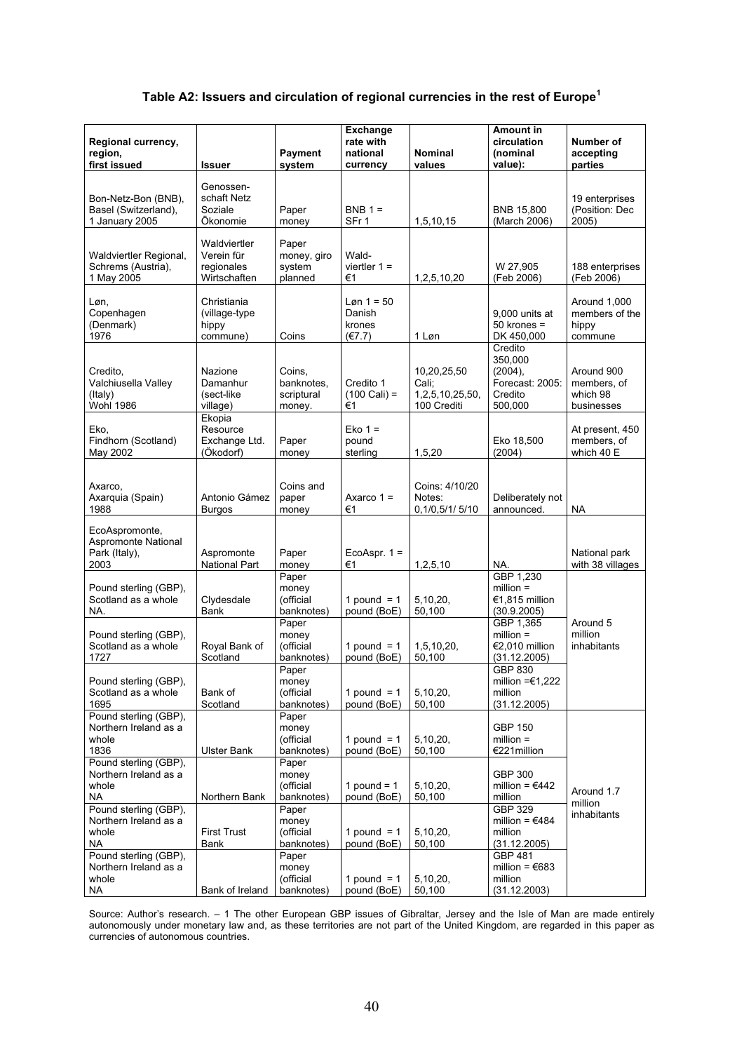### Table A2: Issuers and circulation of regional currencies in the rest of Europe[1]

| Regional currency, region, first issued | Issuer | Payment system | Exchange rate with national currency | Nominal values | Amount in circulation (nominal value): | Number of accepting parties |
|---|---|---|---|---|---|---|
| Bon-Netz-Bon (BNB), Basel (Switzerland), 1 January 2005 | Genossen-schaft Netz Soziale Ökonomie | Paper money | BNB 1 = SFr 1 | 1,5,10,15 | BNB 15,800 (March 2006) | 19 enterprises (Position: Dec 2005) |
| Waldviertler Regional, Schrems (Austria), 1 May 2005 | Waldviertler Verein für regionales Wirtschaften | Paper money, giro system planned | Wald-viertler 1 = €1 | 1,2,5,10,20 | W 27,905 (Feb 2006) | 188 enterprises (Feb 2006) |
| Løn, Copenhagen (Denmark) 1976 | Christiania (village-type hippy commune) | Coins | Løn 1 = 50 Danish krones (€7.7) | 1 Løn | 9,000 units at 50 krones = DK 450,000 | Around 1,000 members of the hippy commune |
| Credito, Valchiusella Valley (Italy) Wohl 1986 | Nazione Damanhur (sect-like village) | Coins, banknotes, scriptural money. | Credito 1 (100 Cali) = €1 | 10,20,25,50 Cali; 1,2,5,10,25,50, 100 Crediti | Credito 350,000 (2004), Forecast: 2005: Credito 500,000 | Around 900 members, of which 98 businesses |
| Eko, Findhorn (Scotland) May 2002 | Ekopia Resource Exchange Ltd. (Ökodorf) | Paper money | Eko 1 = pound sterling | 1,5,20 | Eko 18,500 (2004) | At present, 450 members, of which 40 E |
| Axarco, Axarquia (Spain) 1988 | Antonio Gámez Burgos | Coins and paper money | Axarco 1 = €1 | Coins: 4/10/20 Notes: 0,1/0,5/1/ 5/10 | Deliberately not announced. | NA |
| EcoAspromonte, Aspromonte National Park (Italy), 2003 | Aspromonte National Part | Paper money | EcoAspr. 1 = €1 | 1,2,5,10 | NA. | National park with 38 villages |
| Pound sterling (GBP), Scotland as a whole NA. | Clydesdale Bank | Paper money (official banknotes) | 1 pound = 1 pound (BoE) | 5,10,20, 50,100 | GBP 1,230 million = €1,815 million (30.9.2005) | Around 5 million inhabitants |
| Pound sterling (GBP), Scotland as a whole 1727 | Royal Bank of Scotland | Paper money (official banknotes) | 1 pound = 1 pound (BoE) | 1,5,10,20, 50,100 | GBP 1,365 million = €2,010 million (31.12.2005) | |
| Pound sterling (GBP), Scotland as a whole 1695 | Bank of Scotland | Paper money (official banknotes) | 1 pound = 1 pound (BoE) | 5,10,20, 50,100 | GBP 830 million =€1,222 million (31.12.2005) | |
| Pound sterling (GBP), Northern Ireland as a whole 1836 | Ulster Bank | Paper money (official banknotes) | 1 pound = 1 pound (BoE) | 5,10,20, 50,100 | GBP 150 million = €221million | Around 1.7 million inhabitants |
| Pound sterling (GBP), Northern Ireland as a whole NA | Northern Bank | Paper money (official banknotes) | 1 pound = 1 pound (BoE) | 5,10,20, 50,100 | GBP 300 million = €442 million | |
| Pound sterling (GBP), Northern Ireland as a whole NA | First Trust Bank | Paper money (official banknotes) | 1 pound = 1 pound (BoE) | 5,10,20, 50,100 | GBP 329 million = €484 million (31.12.2005) | |
| Pound sterling (GBP), Northern Ireland as a whole NA | Bank of Ireland | Paper money (official banknotes) | 1 pound = 1 pound (BoE) | 5,10,20, 50,100 | GBP 481 million = €683 million (31.12.2003) | |

Source: Author's research. – 1 The other European GBP issues of Gibraltar, Jersey and the Isle of Man are made entirely autonomously under monetary law and, as these territories are not part of the United Kingdom, are regarded in this paper as currencies of autonomous countries.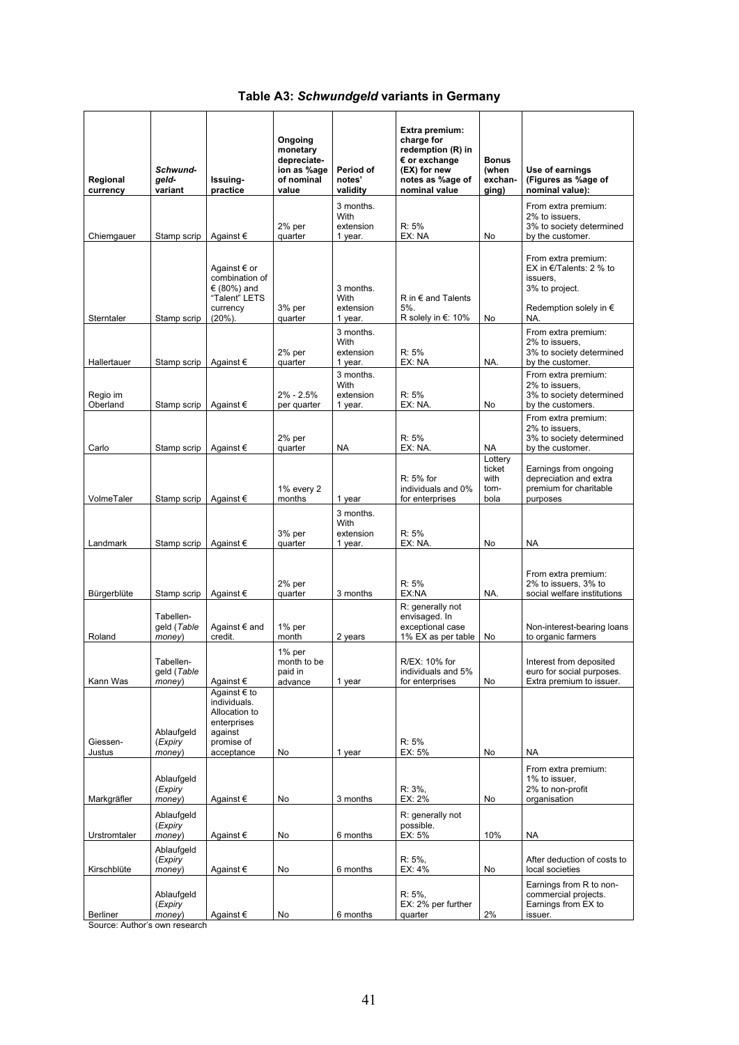**Table A3: *Schwundgeld* variants in Germany**

| Regional currency | *Schwund-geld-* variant | Issuing-practice | Ongoing monetary depreciat-ion as %age of nominal value | Period of notes' validity | Extra premium: charge for redemption (R) in € or exchange (EX) for new notes as %age of nominal value | Bonus (when exchan-ging) | Use of earnings (Figures as %age of nominal value): |
|---|---|---|---|---|---|---|---|
| Chiemgauer | Stamp scrip | Against € | 2% per quarter | 3 months. With extension 1 year. | R: 5% EX: NA | No | From extra premium: 2% to issuers, 3% to society determined by the customer. |
| Sterntaler | Stamp scrip | Against € or combination of € (80%) and "Talent" LETS currency (20%). | 3% per quarter | 3 months. With extension 1 year. | R in € and Talents 5%. R solely in €: 10% | No | From extra premium: EX in €/Talents: 2 % to issuers, 3% to project. Redemption solely in € NA. |
| Hallertauer | Stamp scrip | Against € | 2% per quarter | 3 months. With extension 1 year. | R: 5% EX: NA | NA. | From extra premium: 2% to issuers, 3% to society determined by the customer. |
| Regio im Oberland | Stamp scrip | Against € | 2% - 2.5% per quarter | 3 months. With extension 1 year. | R: 5% EX: NA. | No | From extra premium: 2% to issuers, 3% to society determined by the customers. |
| Carlo | Stamp scrip | Against € | 2% per quarter | NA | R: 5% EX: NA. | NA | From extra premium: 2% to issuers, 3% to society determined by the customer. |
| VolmeTaler | Stamp scrip | Against € | 1% every 2 months | 1 year | R: 5% for individuals and 0% for enterprises | Lottery ticket with tom-bola | Earnings from ongoing depreciation and extra premium for charitable purposes |
| Landmark | Stamp scrip | Against € | 3% per quarter | 3 months. With extension 1 year. | R: 5% EX: NA. | No | NA |
| Bürgerblüte | Stamp scrip | Against € | 2% per quarter | 3 months | R: 5% EX:NA | NA. | From extra premium: 2% to issuers, 3% to social welfare institutions |
| Roland | Tabellen-geld (*Table money*) | Against € and credit. | 1% per month | 2 years | R: generally not envisaged. In exceptional case 1% EX as per table | No | Non-interest-bearing loans to organic farmers |
| Kann Was | Tabellen-geld (*Table money*) | Against € | 1% per month to be paid in advance | 1 year | R/EX: 10% for individuals and 5% for enterprises | No | Interest from deposited euro for social purposes. Extra premium to issuer. |
| Giessen-Justus | Ablaufgeld (*Expiry money*) | Against € to individuals. Allocation to enterprises against promise of acceptance | No | 1 year | R: 5% EX: 5% | No | NA |
| Markgräfler | Ablaufgeld (*Expiry money*) | Against € | No | 3 months | R: 3%, EX: 2% | No | From extra premium: 1% to issuer, 2% to non-profit organisation |
| Urstromtaler | Ablaufgeld (*Expiry money*) | Against € | No | 6 months | R: generally not possible. EX: 5% | 10% | NA |
| Kirschblüte | Ablaufgeld (*Expiry money*) | Against € | No | 6 months | R: 5%, EX: 4% | No | After deduction of costs to local societies |
| Berliner | Ablaufgeld (*Expiry money*) | Against € | No | 6 months | R: 5%, EX: 2% per further quarter | 2% | Earnings from R to non-commercial projects. Earnings from EX to issuer. |

Source: Author's own research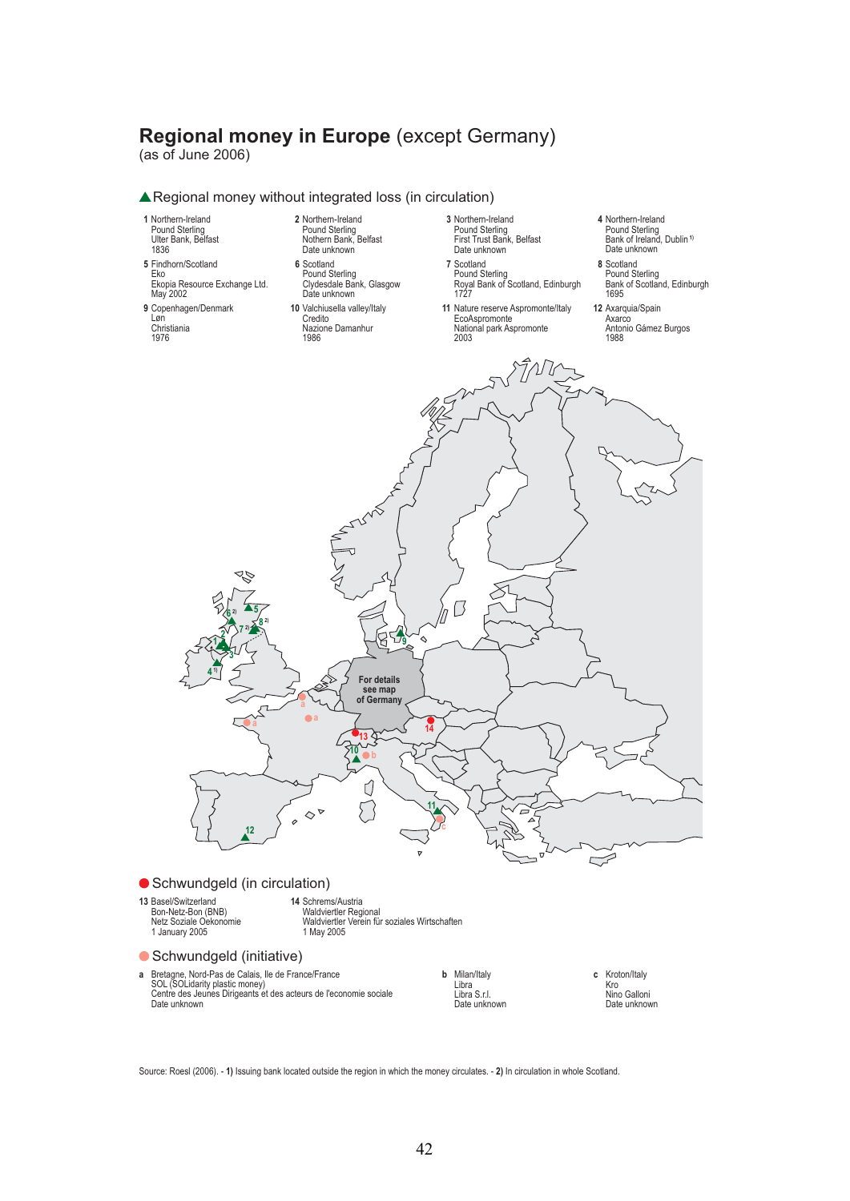# **Regional money in Europe** (except Germany)

(as of June 2006)

## ▲Regional money without integrated loss (in circulation)

**1** Northern-Ireland
Pound Sterling
Ulter Bank, Belfast
1836

**2** Northern-Ireland
Pound Sterling
Nothern Bank, Belfast
Date unknown

**3** Northern-Ireland
Pound Sterling
First Trust Bank, Belfast
Date unknown

**4** Northern-Ireland
Pound Sterling
Bank of Ireland, Dublin [1]
Date unknown

**5** Findhorn/Scotland
Eko
Ekopia Resource Exchange Ltd.
May 2002

**6** Scotland
Pound Sterling
Clydesdale Bank, Glasgow
Date unknown

**7** Scotland
Pound Sterling
Royal Bank of Scotland, Edinburgh
1727

**8** Scotland
Pound Sterling
Bank of Scotland, Edinburgh
1695

**9** Copenhagen/Denmark
Løn
Christiania
1976

**10** Valchiusella valley/Italy
Credito
Nazione Damanhur
1986

**11** Nature reserve Aspromonte/Italy
EcoAspromonte
National park Aspromonte
2003

**12** Axarquia/Spain
Axarco
Antonio Gámez Burgos
1988

For details see map of Germany

## ●Schwundgeld (in circulation)

**13** Basel/Switzerland
Bon-Netz-Bon (BNB)
Netz Soziale Oekonomie
1 January 2005

**14** Schrems/Austria
Waldviertler Regional
Waldviertler Verein für soziales Wirtschaften
1 May 2005

## ●Schwundgeld (initiative)

**a** Bretagne, Nord-Pas de Calais, Ile de France/France
SOL (SOLidarity plastic money)
Centre des Jeunes Dirigeants et des acteurs de l'economie sociale
Date unknown

**b** Milan/Italy
Libra
Libra S.r.l.
Date unknown

**c** Kroton/Italy
Kro
Nino Galloni
Date unknown

Source: Roesl (2006). - **1)** Issuing bank located outside the region in which the money circulates. - **2)** In circulation in whole Scotland.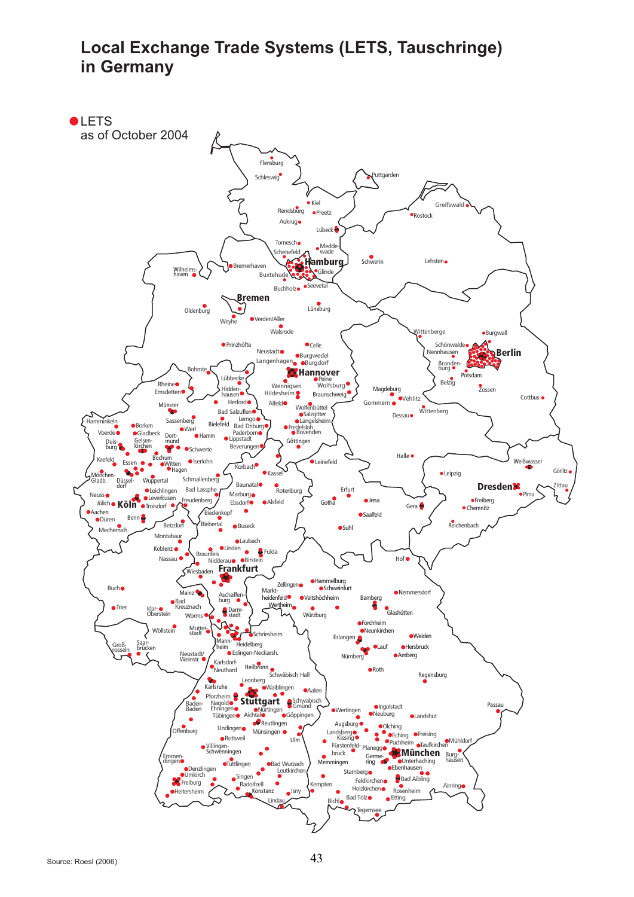# Local Exchange Trade Systems (LETS, Tauschringe) in Germany

●LETS
as of October 2004

Source: Roesl (2006)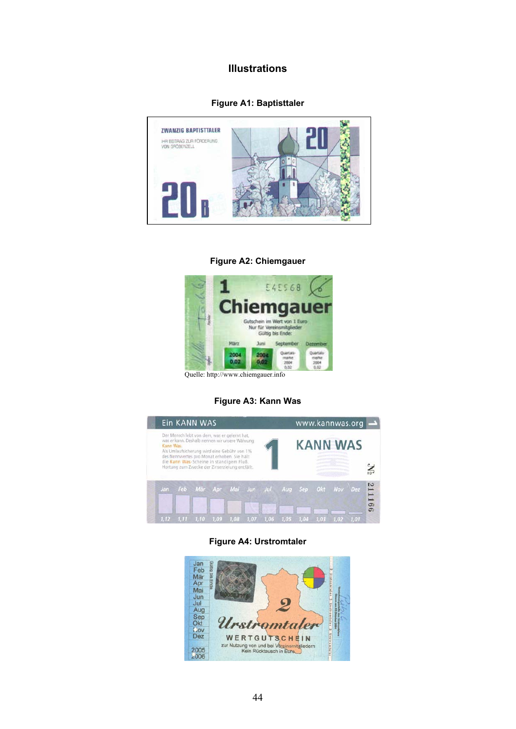# Illustrations

**Figure A1: Baptisttaler**

**Figure A2: Chiemgauer**

Quelle: http://www.chiemgauer.info

**Figure A3: Kann Was**

**Figure A4: Urstromtaler**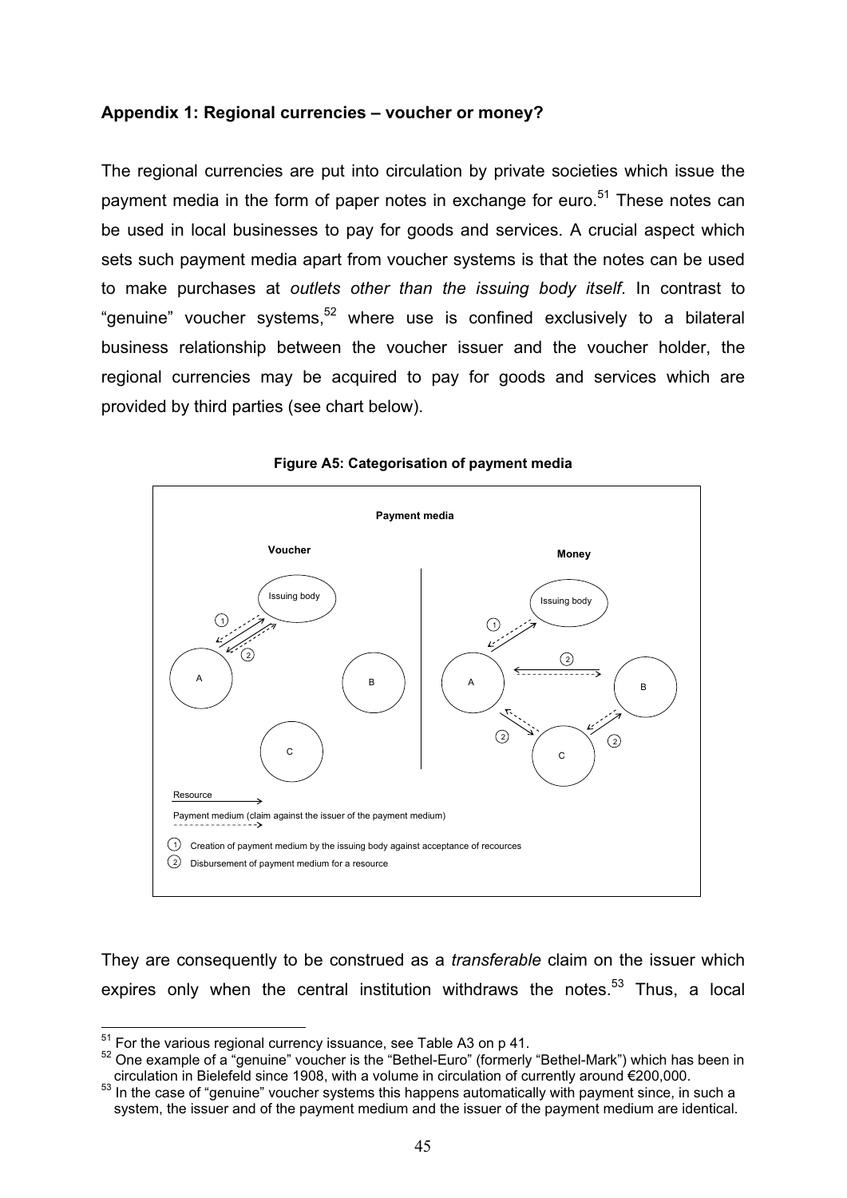## Appendix 1: Regional currencies – voucher or money?

The regional currencies are put into circulation by private societies which issue the payment media in the form of paper notes in exchange for euro.[51] These notes can be used in local businesses to pay for goods and services. A crucial aspect which sets such payment media apart from voucher systems is that the notes can be used to make purchases at *outlets other than the issuing body itself*. In contrast to "genuine" voucher systems,[52] where use is confined exclusively to a bilateral business relationship between the voucher issuer and the voucher holder, the regional currencies may be acquired to pay for goods and services which are provided by third parties (see chart below).

**Figure A5: Categorisation of payment media**

Payment media

Voucher

Issuing body

A

B

C

Money

Issuing body

A

B

C

Resource

Payment medium (claim against the issuer of the payment medium)

(1) Creation of payment medium by the issuing body against acceptance of recources

(2) Disbursement of payment medium for a resource

They are consequently to be construed as a *transferable* claim on the issuer which expires only when the central institution withdraws the notes.[53] Thus, a local

---

[51] For the various regional currency issuance, see Table A3 on p 41.

[52] One example of a "genuine" voucher is the "Bethel-Euro" (formerly "Bethel-Mark") which has been in circulation in Bielefeld since 1908, with a volume in circulation of currently around €200,000.

[53] In the case of "genuine" voucher systems this happens automatically with payment since, in such a system, the issuer and of the payment medium and the issuer of the payment medium are identical.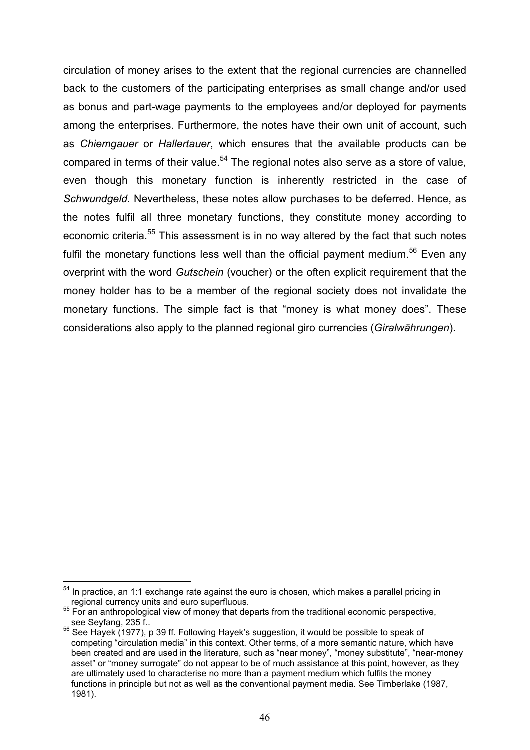circulation of money arises to the extent that the regional currencies are channelled back to the customers of the participating enterprises as small change and/or used as bonus and part-wage payments to the employees and/or deployed for payments among the enterprises. Furthermore, the notes have their own unit of account, such as *Chiemgauer* or *Hallertauer*, which ensures that the available products can be compared in terms of their value.[54] The regional notes also serve as a store of value, even though this monetary function is inherently restricted in the case of *Schwundgeld*. Nevertheless, these notes allow purchases to be deferred. Hence, as the notes fulfil all three monetary functions, they constitute money according to economic criteria.[55] This assessment is in no way altered by the fact that such notes fulfil the monetary functions less well than the official payment medium.[56] Even any overprint with the word *Gutschein* (voucher) or the often explicit requirement that the money holder has to be a member of the regional society does not invalidate the monetary functions. The simple fact is that "money is what money does". These considerations also apply to the planned regional giro currencies (*Giralwährungen*).

---

[54] In practice, an 1:1 exchange rate against the euro is chosen, which makes a parallel pricing in regional currency units and euro superfluous.

[55] For an anthropological view of money that departs from the traditional economic perspective, see Seyfang, 235 f..

[56] See Hayek (1977), p 39 ff. Following Hayek's suggestion, it would be possible to speak of competing "circulation media" in this context. Other terms, of a more semantic nature, which have been created and are used in the literature, such as "near money", "money substitute", "near-money asset" or "money surrogate" do not appear to be of much assistance at this point, however, as they are ultimately used to characterise no more than a payment medium which fulfils the money functions in principle but not as well as the conventional payment media. See Timberlake (1987, 1981).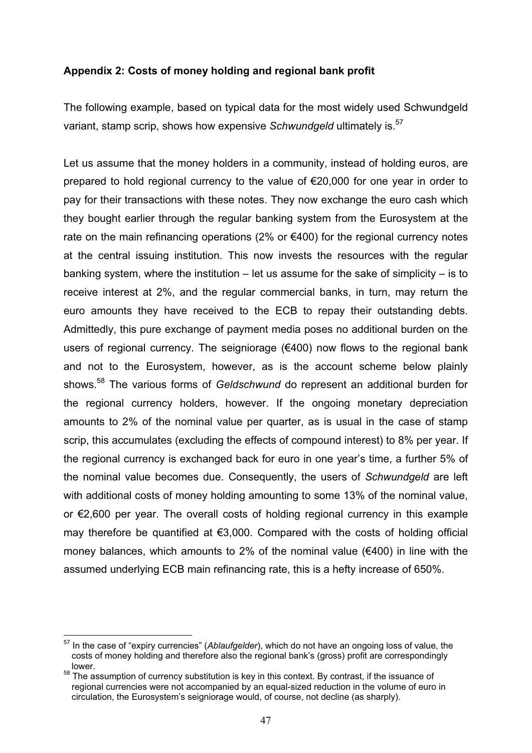**Appendix 2: Costs of money holding and regional bank profit**

The following example, based on typical data for the most widely used Schwundgeld variant, stamp scrip, shows how expensive *Schwundgeld* ultimately is.[57]

Let us assume that the money holders in a community, instead of holding euros, are prepared to hold regional currency to the value of €20,000 for one year in order to pay for their transactions with these notes. They now exchange the euro cash which they bought earlier through the regular banking system from the Eurosystem at the rate on the main refinancing operations (2% or €400) for the regional currency notes at the central issuing institution. This now invests the resources with the regular banking system, where the institution – let us assume for the sake of simplicity – is to receive interest at 2%, and the regular commercial banks, in turn, may return the euro amounts they have received to the ECB to repay their outstanding debts. Admittedly, this pure exchange of payment media poses no additional burden on the users of regional currency. The seigniorage (€400) now flows to the regional bank and not to the Eurosystem, however, as is the account scheme below plainly shows.[58] The various forms of *Geldschwund* do represent an additional burden for the regional currency holders, however. If the ongoing monetary depreciation amounts to 2% of the nominal value per quarter, as is usual in the case of stamp scrip, this accumulates (excluding the effects of compound interest) to 8% per year. If the regional currency is exchanged back for euro in one year's time, a further 5% of the nominal value becomes due. Consequently, the users of *Schwundgeld* are left with additional costs of money holding amounting to some 13% of the nominal value, or €2,600 per year. The overall costs of holding regional currency in this example may therefore be quantified at €3,000. Compared with the costs of holding official money balances, which amounts to 2% of the nominal value (€400) in line with the assumed underlying ECB main refinancing rate, this is a hefty increase of 650%.

---

[57] In the case of "expiry currencies" (*Ablaufgelder*), which do not have an ongoing loss of value, the costs of money holding and therefore also the regional bank's (gross) profit are correspondingly lower.

[58] The assumption of currency substitution is key in this context. By contrast, if the issuance of regional currencies were not accompanied by an equal-sized reduction in the volume of euro in circulation, the Eurosystem's seigniorage would, of course, not decline (as sharply).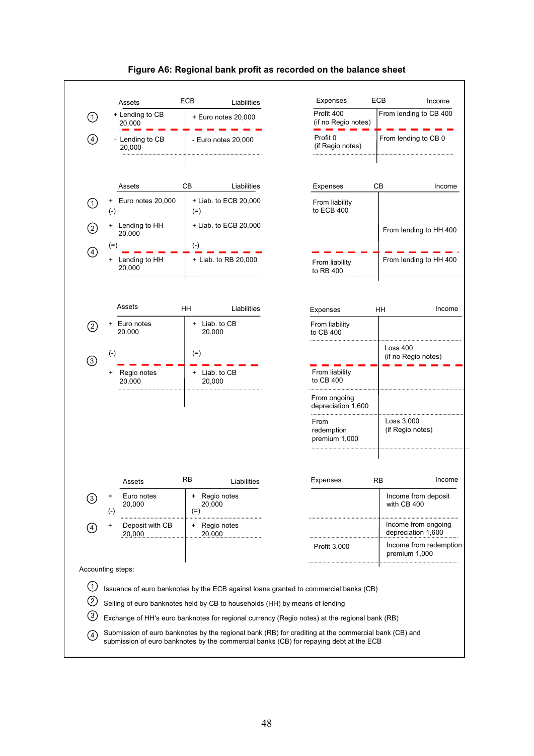**Figure A6: Regional bank profit as recorded on the balance sheet**

**ECB**

| Step | Assets | Liabilities |
|---|---|---|
| ① | + Lending to CB 20,000 | + Euro notes 20,000 |
| ④ | - Lending to CB 20,000 | - Euro notes 20,000 |

| Expenses | Income |
|---|---|
| Profit 400 (if no Regio notes) | From lending to CB 400 |
| Profit 0 (if Regio notes) | From lending to CB 0 |

**CB**

| Step | Assets | Liabilities |
|---|---|---|
| ① | + Euro notes 20,000 | + Liab. to ECB 20,000 |
| | (-) | (=) |
| ② | + Lending to HH 20,000 | + Liab. to ECB 20,000 |
| | (=) | (-) |
| ④ | + Lending to HH 20,000 | + Liab. to RB 20,000 |

| Expenses | Income |
|---|---|
| From liability to ECB 400 | |
| | From lending to HH 400 |
| From liability to RB 400 | From lending to HH 400 |

**HH**

| Step | Assets | Liabilities |
|---|---|---|
| ② | + Euro notes 20.000 | + Liab. to CB 20.000 |
| | (-) | (=) |
| ③ | + Regio notes 20,000 | + Liab. to CB 20,000 |

| Expenses | Income |
|---|---|
| From liability to CB 400 | |
| | Loss 400 (if no Regio notes) |
| From liability to CB 400 | |
| From ongoing depreciation 1,600 | |
| From redemption premium 1,000 | Loss 3,000 (if Regio notes) |

**RB**

| Step | Assets | Liabilities |
|---|---|---|
| ③ | + Euro notes 20,000 | + Regio notes 20,000 |
| | (-) | (=) |
| ④ | + Deposit with CB 20,000 | + Regio notes 20,000 |

| Expenses | Income |
|---|---|
| | Income from deposit with CB 400 |
| | Income from ongoing depreciation 1,600 |
| Profit 3,000 | Income from redemption premium 1,000 |

Accounting steps:

① Issuance of euro banknotes by the ECB against loans granted to commercial banks (CB)

② Selling of euro banknotes held by CB to households (HH) by means of lending

③ Exchange of HH's euro banknotes for regional currency (Regio notes) at the regional bank (RB)

④ Submission of euro banknotes by the regional bank (RB) for crediting at the commercial bank (CB) and submission of euro banknotes by the commercial banks (CB) for repaying debt at the ECB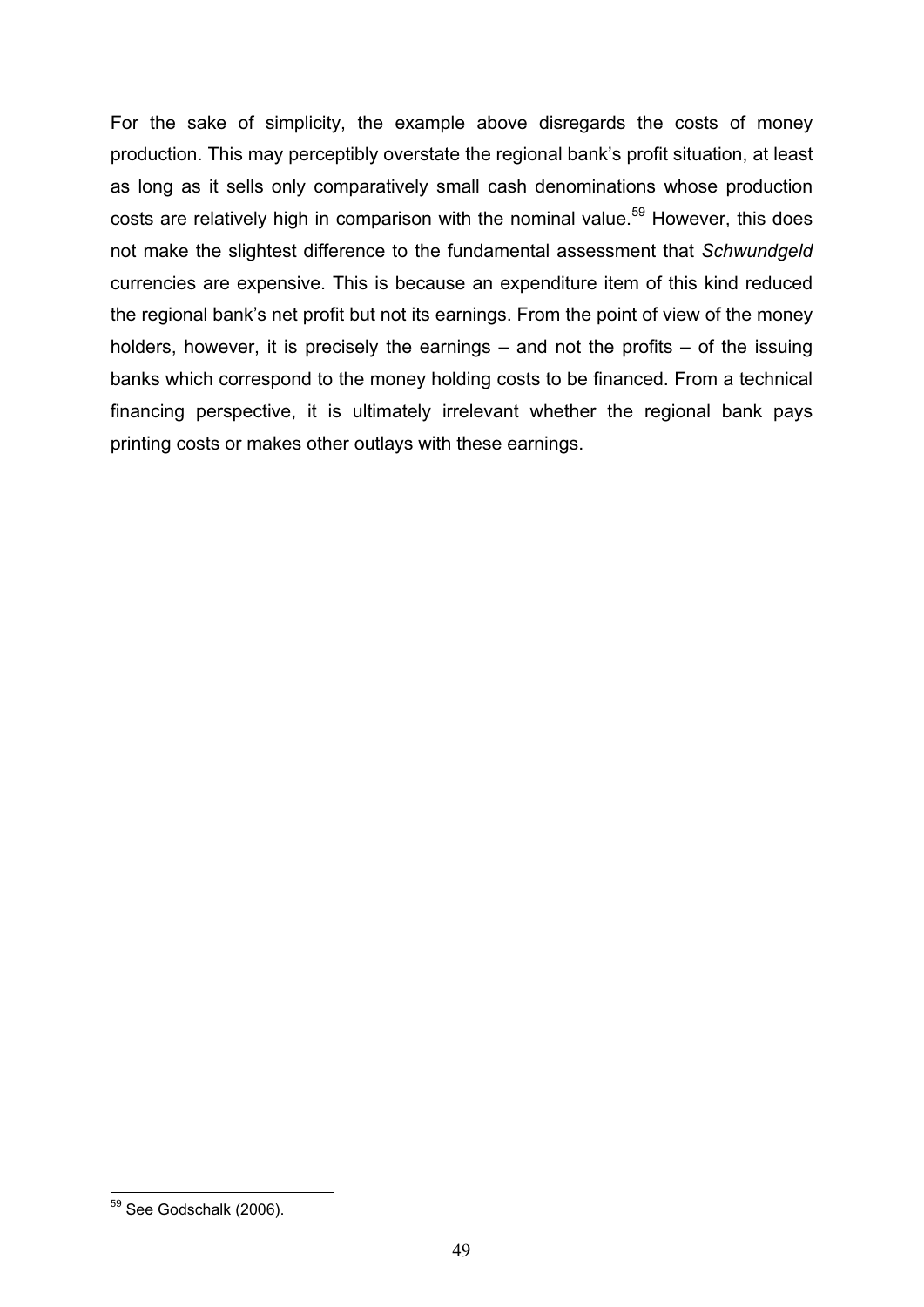For the sake of simplicity, the example above disregards the costs of money production. This may perceptibly overstate the regional bank's profit situation, at least as long as it sells only comparatively small cash denominations whose production costs are relatively high in comparison with the nominal value.[59] However, this does not make the slightest difference to the fundamental assessment that *Schwundgeld* currencies are expensive. This is because an expenditure item of this kind reduced the regional bank's net profit but not its earnings. From the point of view of the money holders, however, it is precisely the earnings – and not the profits – of the issuing banks which correspond to the money holding costs to be financed. From a technical financing perspective, it is ultimately irrelevant whether the regional bank pays printing costs or makes other outlays with these earnings.

[59] See Godschalk (2006).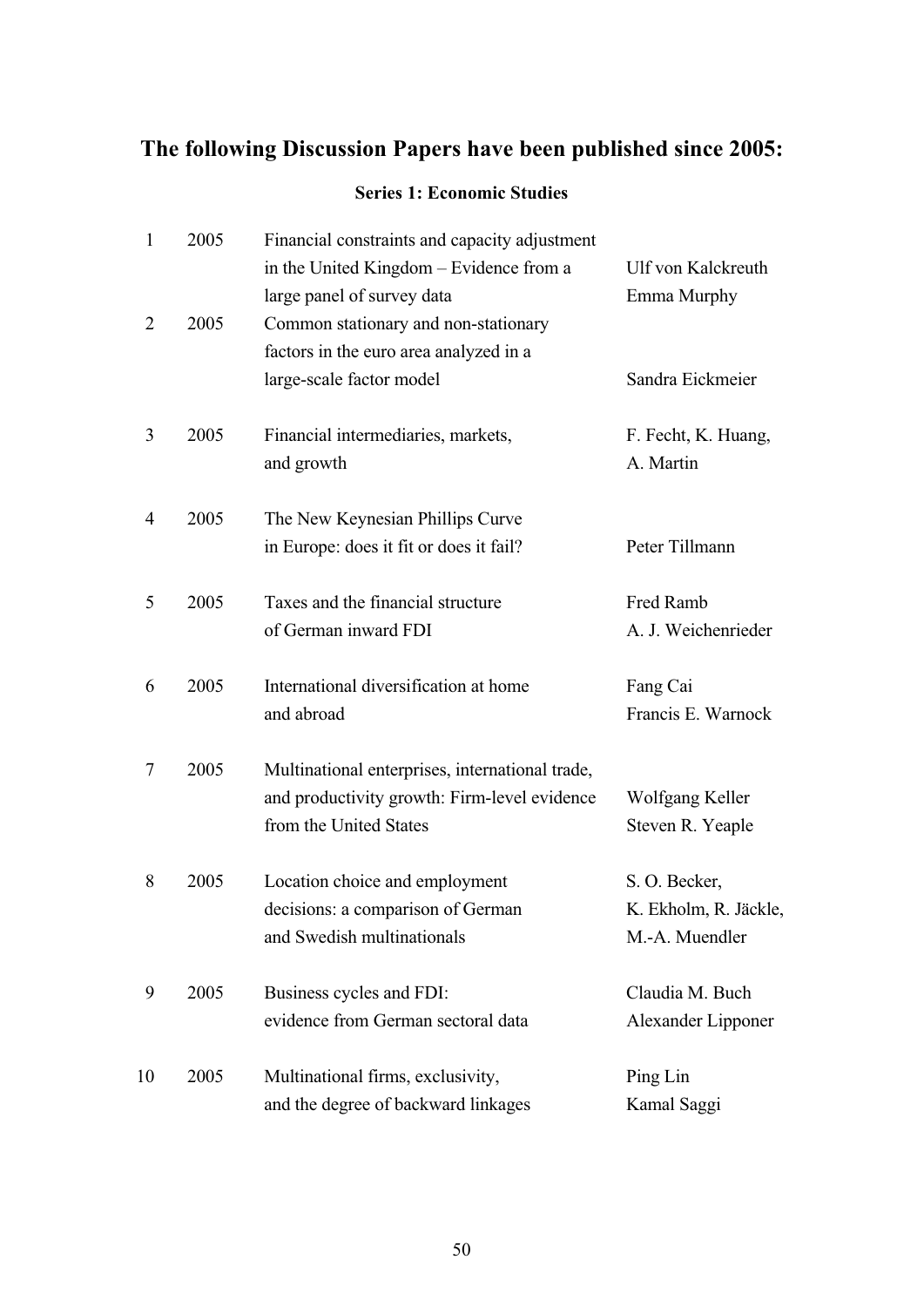## The following Discussion Papers have been published since 2005:

### Series 1: Economic Studies

| | | | |
|---|---|---|---|
| 1 | 2005 | Financial constraints and capacity adjustment in the United Kingdom – Evidence from a large panel of survey data | Ulf von Kalckreuth Emma Murphy |
| 2 | 2005 | Common stationary and non-stationary factors in the euro area analyzed in a large-scale factor model | Sandra Eickmeier |
| 3 | 2005 | Financial intermediaries, markets, and growth | F. Fecht, K. Huang, A. Martin |
| 4 | 2005 | The New Keynesian Phillips Curve in Europe: does it fit or does it fail? | Peter Tillmann |
| 5 | 2005 | Taxes and the financial structure of German inward FDI | Fred Ramb A. J. Weichenrieder |
| 6 | 2005 | International diversification at home and abroad | Fang Cai Francis E. Warnock |
| 7 | 2005 | Multinational enterprises, international trade, and productivity growth: Firm-level evidence from the United States | Wolfgang Keller Steven R. Yeaple |
| 8 | 2005 | Location choice and employment decisions: a comparison of German and Swedish multinationals | S. O. Becker, K. Ekholm, R. Jäckle, M.-A. Muendler |
| 9 | 2005 | Business cycles and FDI: evidence from German sectoral data | Claudia M. Buch Alexander Lipponer |
| 10 | 2005 | Multinational firms, exclusivity, and the degree of backward linkages | Ping Lin Kamal Saggi |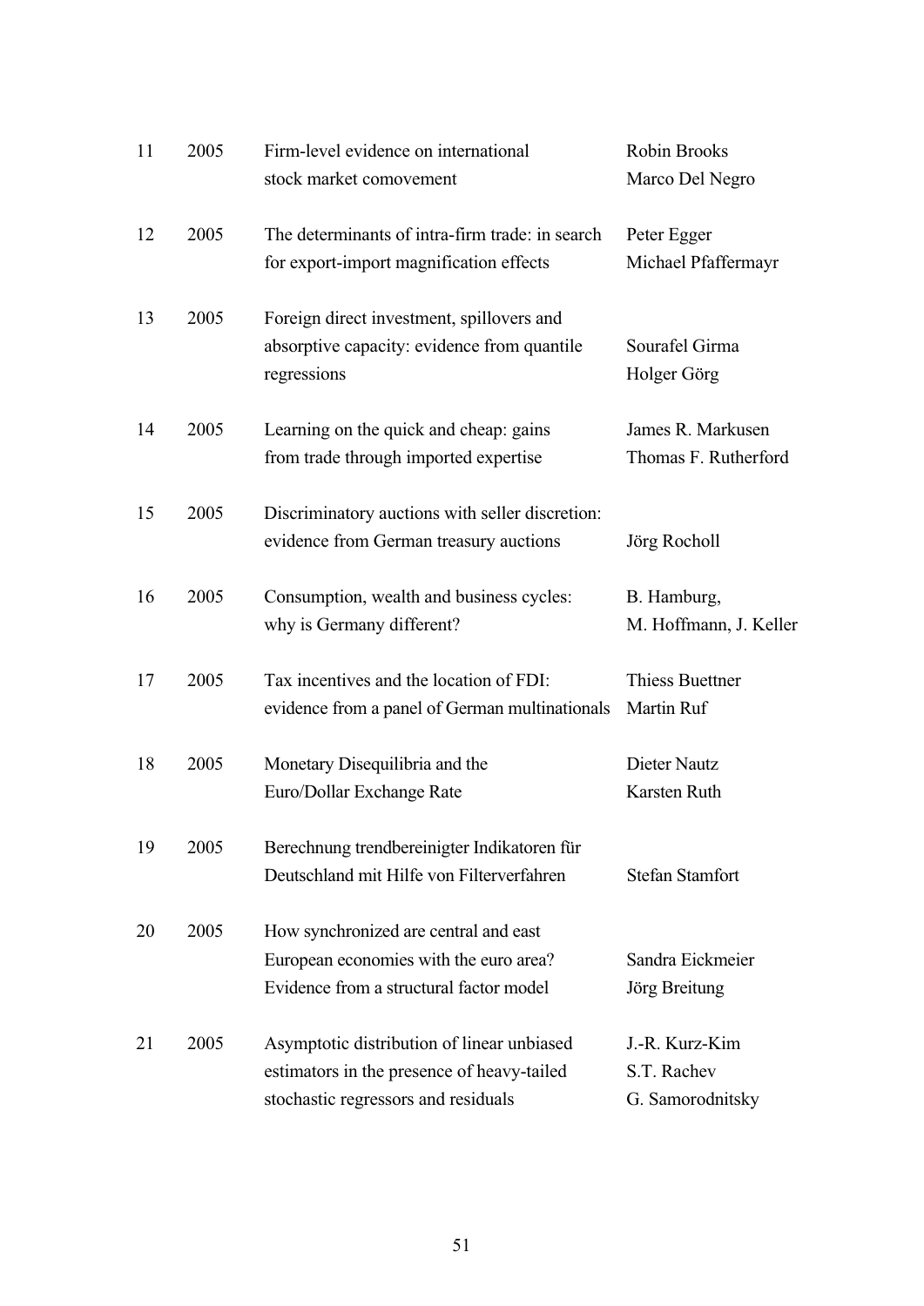| | | | |
|---|---|---|---|
| 11 | 2005 | Firm-level evidence on international stock market comovement | Robin Brooks<br>Marco Del Negro |
| 12 | 2005 | The determinants of intra-firm trade: in search for export-import magnification effects | Peter Egger<br>Michael Pfaffermayr |
| 13 | 2005 | Foreign direct investment, spillovers and absorptive capacity: evidence from quantile regressions | Sourafel Girma<br>Holger Görg |
| 14 | 2005 | Learning on the quick and cheap: gains from trade through imported expertise | James R. Markusen<br>Thomas F. Rutherford |
| 15 | 2005 | Discriminatory auctions with seller discretion: evidence from German treasury auctions | Jörg Rocholl |
| 16 | 2005 | Consumption, wealth and business cycles: why is Germany different? | B. Hamburg,<br>M. Hoffmann, J. Keller |
| 17 | 2005 | Tax incentives and the location of FDI: evidence from a panel of German multinationals | Thiess Buettner<br>Martin Ruf |
| 18 | 2005 | Monetary Disequilibria and the Euro/Dollar Exchange Rate | Dieter Nautz<br>Karsten Ruth |
| 19 | 2005 | Berechnung trendbereinigter Indikatoren für Deutschland mit Hilfe von Filterverfahren | Stefan Stamfort |
| 20 | 2005 | How synchronized are central and east European economies with the euro area? Evidence from a structural factor model | Sandra Eickmeier<br>Jörg Breitung |
| 21 | 2005 | Asymptotic distribution of linear unbiased estimators in the presence of heavy-tailed stochastic regressors and residuals | J.-R. Kurz-Kim<br>S.T. Rachev<br>G. Samorodnitsky |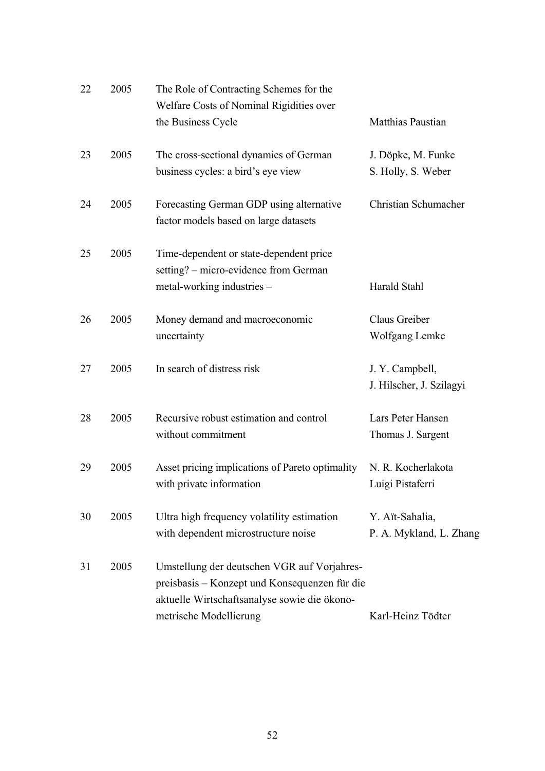| | | | |
|---|---|---|---|
| 22 | 2005 | The Role of Contracting Schemes for the Welfare Costs of Nominal Rigidities over the Business Cycle | Matthias Paustian |
| 23 | 2005 | The cross-sectional dynamics of German business cycles: a bird's eye view | J. Döpke, M. Funke S. Holly, S. Weber |
| 24 | 2005 | Forecasting German GDP using alternative factor models based on large datasets | Christian Schumacher |
| 25 | 2005 | Time-dependent or state-dependent price setting? – micro-evidence from German metal-working industries – | Harald Stahl |
| 26 | 2005 | Money demand and macroeconomic uncertainty | Claus Greiber Wolfgang Lemke |
| 27 | 2005 | In search of distress risk | J. Y. Campbell, J. Hilscher, J. Szilagyi |
| 28 | 2005 | Recursive robust estimation and control without commitment | Lars Peter Hansen Thomas J. Sargent |
| 29 | 2005 | Asset pricing implications of Pareto optimality with private information | N. R. Kocherlakota Luigi Pistaferri |
| 30 | 2005 | Ultra high frequency volatility estimation with dependent microstructure noise | Y. Aït-Sahalia, P. A. Mykland, L. Zhang |
| 31 | 2005 | Umstellung der deutschen VGR auf Vorjahrespreisbasis – Konzept und Konsequenzen für die aktuelle Wirtschaftsanalyse sowie die ökonometrische Modellierung | Karl-Heinz Tödter |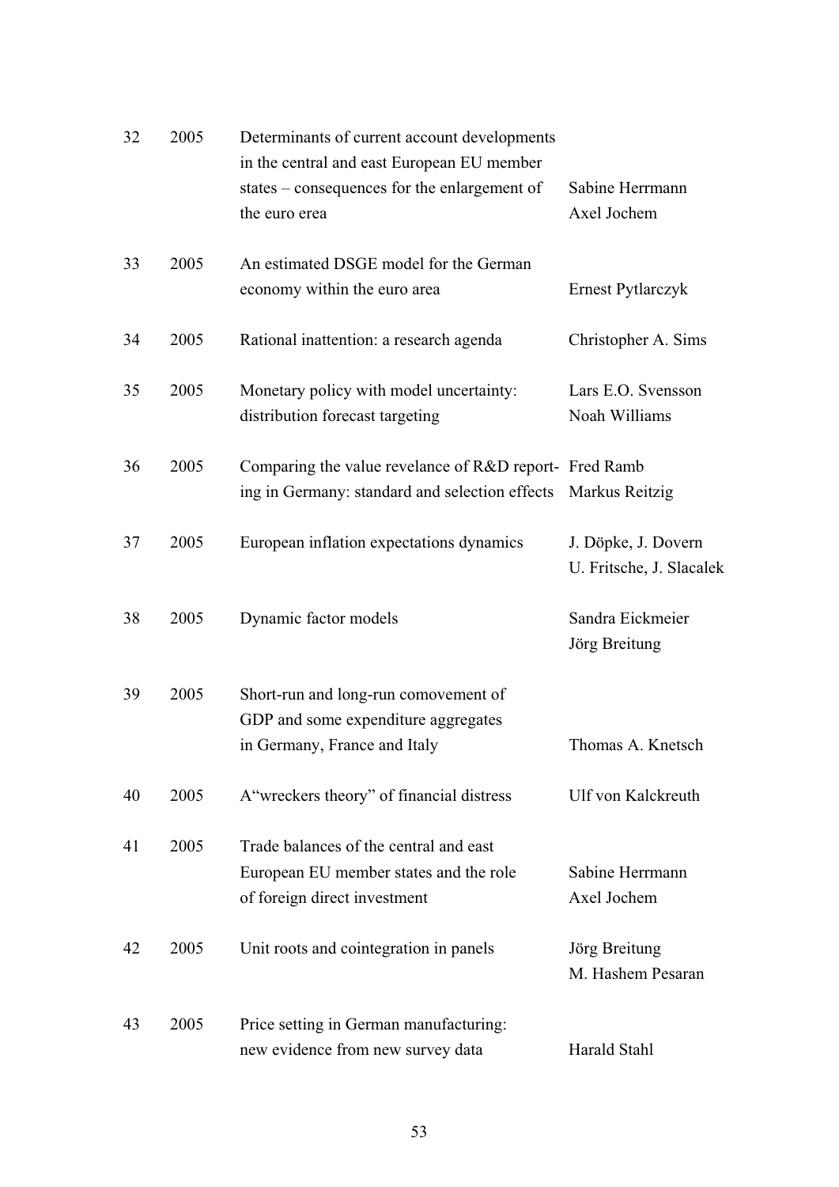| | | | |
|---|---|---|---|
| 32 | 2005 | Determinants of current account developments in the central and east European EU member states – consequences for the enlargement of the euro erea | Sabine Herrmann<br>Axel Jochem |
| 33 | 2005 | An estimated DSGE model for the German economy within the euro area | Ernest Pytlarczyk |
| 34 | 2005 | Rational inattention: a research agenda | Christopher A. Sims |
| 35 | 2005 | Monetary policy with model uncertainty: distribution forecast targeting | Lars E.O. Svensson<br>Noah Williams |
| 36 | 2005 | Comparing the value revelance of R&D reporting in Germany: standard and selection effects | Fred Ramb<br>Markus Reitzig |
| 37 | 2005 | European inflation expectations dynamics | J. Döpke, J. Dovern<br>U. Fritsche, J. Slacalek |
| 38 | 2005 | Dynamic factor models | Sandra Eickmeier<br>Jörg Breitung |
| 39 | 2005 | Short-run and long-run comovement of GDP and some expenditure aggregates in Germany, France and Italy | Thomas A. Knetsch |
| 40 | 2005 | A“wreckers theory” of financial distress | Ulf von Kalckreuth |
| 41 | 2005 | Trade balances of the central and east European EU member states and the role of foreign direct investment | Sabine Herrmann<br>Axel Jochem |
| 42 | 2005 | Unit roots and cointegration in panels | Jörg Breitung<br>M. Hashem Pesaran |
| 43 | 2005 | Price setting in German manufacturing: new evidence from new survey data | Harald Stahl |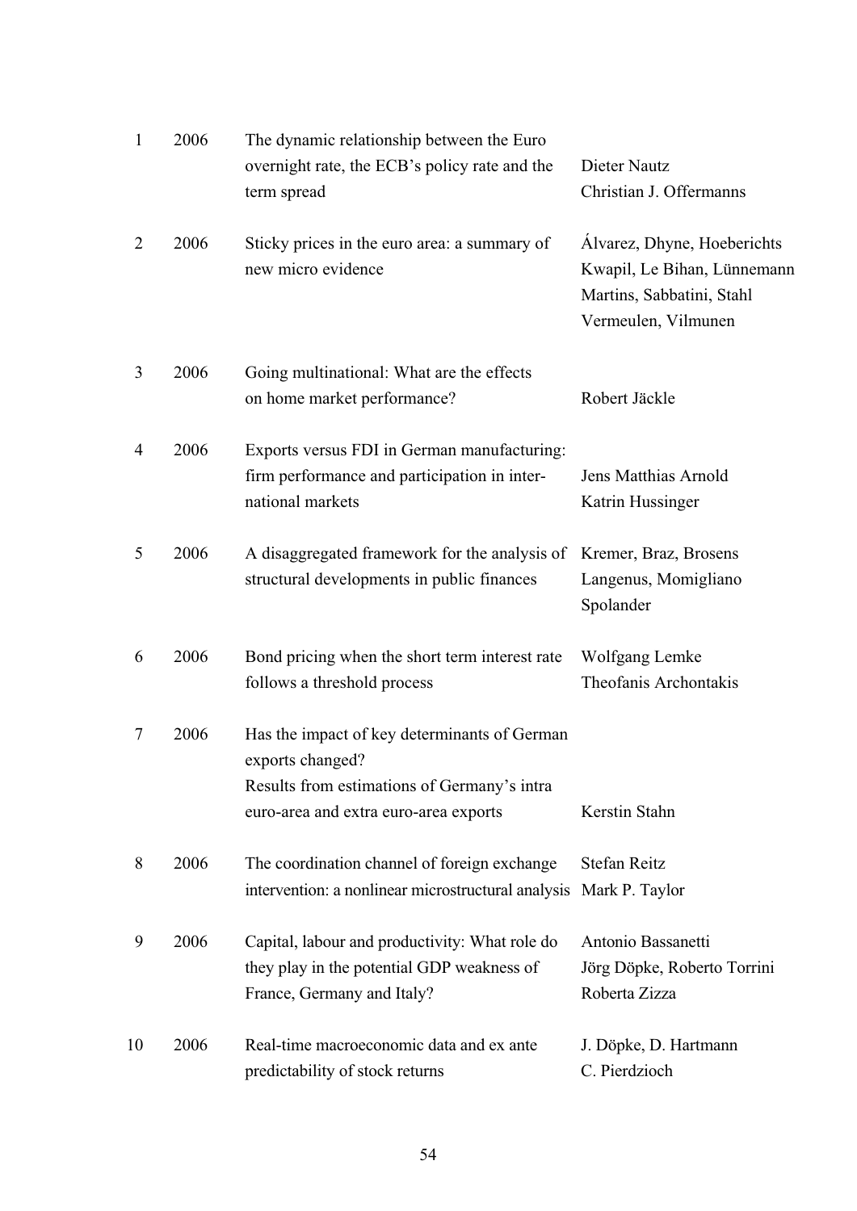| | | | |
|---|---|---|---|
| 1 | 2006 | The dynamic relationship between the Euro overnight rate, the ECB's policy rate and the term spread | Dieter Nautz<br>Christian J. Offermanns |
| 2 | 2006 | Sticky prices in the euro area: a summary of new micro evidence | Álvarez, Dhyne, Hoeberichts<br>Kwapil, Le Bihan, Lünnemann<br>Martins, Sabbatini, Stahl<br>Vermeulen, Vilmunen |
| 3 | 2006 | Going multinational: What are the effects on home market performance? | Robert Jäckle |
| 4 | 2006 | Exports versus FDI in German manufacturing: firm performance and participation in international markets | Jens Matthias Arnold<br>Katrin Hussinger |
| 5 | 2006 | A disaggregated framework for the analysis of structural developments in public finances | Kremer, Braz, Brosens<br>Langenus, Momigliano<br>Spolander |
| 6 | 2006 | Bond pricing when the short term interest rate follows a threshold process | Wolfgang Lemke<br>Theofanis Archontakis |
| 7 | 2006 | Has the impact of key determinants of German exports changed?<br>Results from estimations of Germany's intra euro-area and extra euro-area exports | Kerstin Stahn |
| 8 | 2006 | The coordination channel of foreign exchange intervention: a nonlinear microstructural analysis | Stefan Reitz<br>Mark P. Taylor |
| 9 | 2006 | Capital, labour and productivity: What role do they play in the potential GDP weakness of France, Germany and Italy? | Antonio Bassanetti<br>Jörg Döpke, Roberto Torrini<br>Roberta Zizza |
| 10 | 2006 | Real-time macroeconomic data and ex ante predictability of stock returns | J. Döpke, D. Hartmann<br>C. Pierdzioch |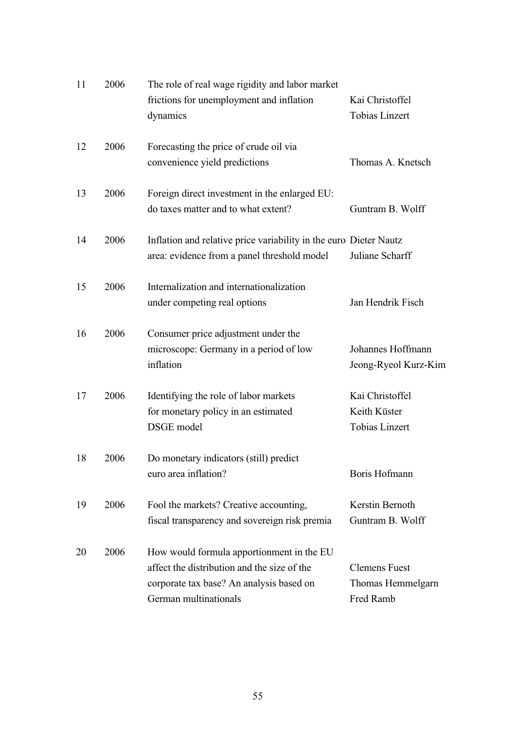| | | | |
|---|---|---|---|
| 11 | 2006 | The role of real wage rigidity and labor market frictions for unemployment and inflation dynamics | Kai Christoffel<br>Tobias Linzert |
| 12 | 2006 | Forecasting the price of crude oil via convenience yield predictions | Thomas A. Knetsch |
| 13 | 2006 | Foreign direct investment in the enlarged EU: do taxes matter and to what extent? | Guntram B. Wolff |
| 14 | 2006 | Inflation and relative price variability in the euro area: evidence from a panel threshold model | Dieter Nautz<br>Juliane Scharff |
| 15 | 2006 | Internalization and internationalization under competing real options | Jan Hendrik Fisch |
| 16 | 2006 | Consumer price adjustment under the microscope: Germany in a period of low inflation | Johannes Hoffmann<br>Jeong-Ryeol Kurz-Kim |
| 17 | 2006 | Identifying the role of labor markets for monetary policy in an estimated DSGE model | Kai Christoffel<br>Keith Küster<br>Tobias Linzert |
| 18 | 2006 | Do monetary indicators (still) predict euro area inflation? | Boris Hofmann |
| 19 | 2006 | Fool the markets? Creative accounting, fiscal transparency and sovereign risk premia | Kerstin Bernoth<br>Guntram B. Wolff |
| 20 | 2006 | How would formula apportionment in the EU affect the distribution and the size of the corporate tax base? An analysis based on German multinationals | Clemens Fuest<br>Thomas Hemmelgarn<br>Fred Ramb |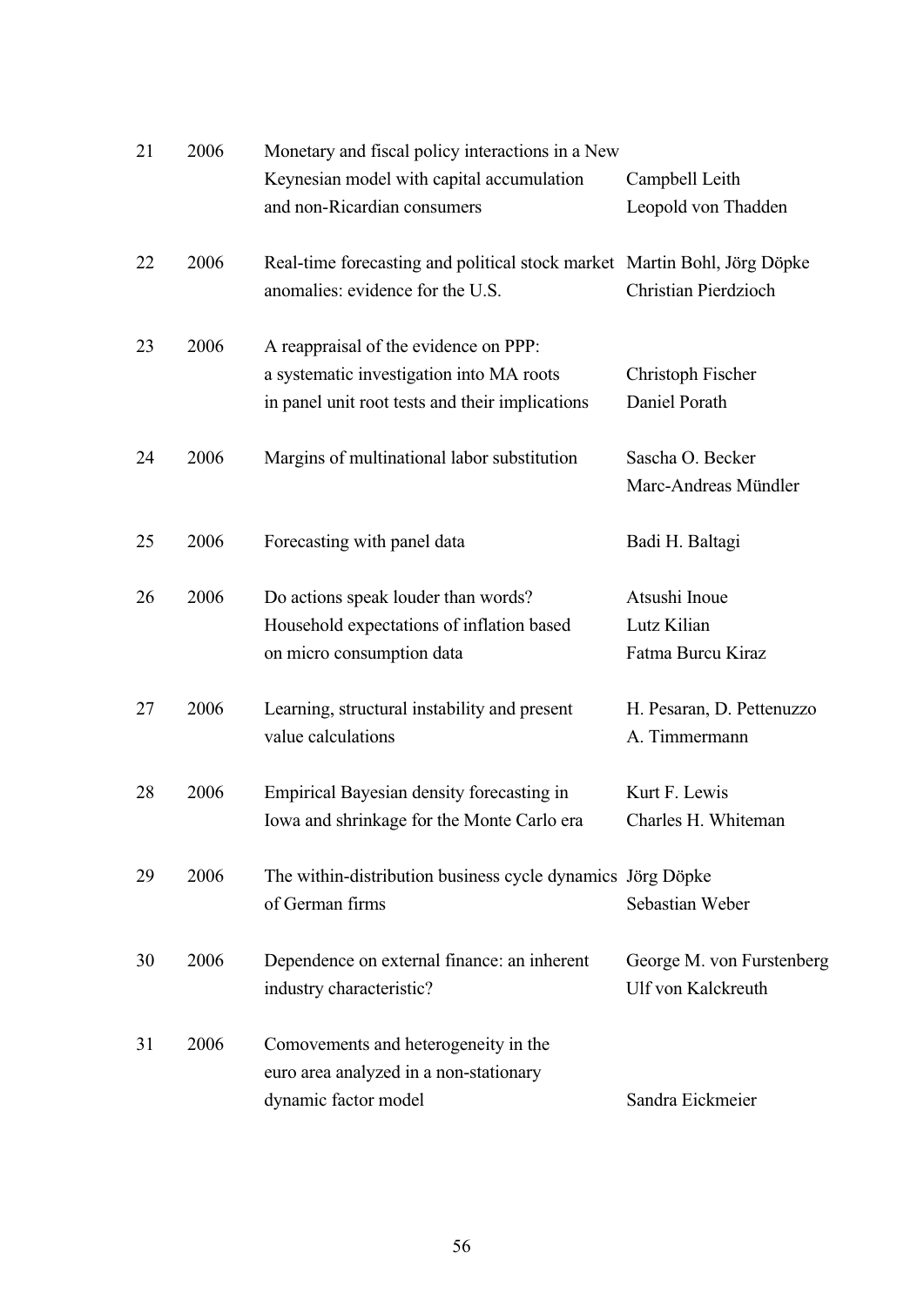| | | | |
|---|---|---|---|
| 21 | 2006 | Monetary and fiscal policy interactions in a New Keynesian model with capital accumulation and non-Ricardian consumers | Campbell Leith Leopold von Thadden |
| 22 | 2006 | Real-time forecasting and political stock market anomalies: evidence for the U.S. | Martin Bohl, Jörg Döpke Christian Pierdzioch |
| 23 | 2006 | A reappraisal of the evidence on PPP: a systematic investigation into MA roots in panel unit root tests and their implications | Christoph Fischer Daniel Porath |
| 24 | 2006 | Margins of multinational labor substitution | Sascha O. Becker Marc-Andreas Mündler |
| 25 | 2006 | Forecasting with panel data | Badi H. Baltagi |
| 26 | 2006 | Do actions speak louder than words? Household expectations of inflation based on micro consumption data | Atsushi Inoue Lutz Kilian Fatma Burcu Kiraz |
| 27 | 2006 | Learning, structural instability and present value calculations | H. Pesaran, D. Pettenuzzo A. Timmermann |
| 28 | 2006 | Empirical Bayesian density forecasting in Iowa and shrinkage for the Monte Carlo era | Kurt F. Lewis Charles H. Whiteman |
| 29 | 2006 | The within-distribution business cycle dynamics of German firms | Jörg Döpke Sebastian Weber |
| 30 | 2006 | Dependence on external finance: an inherent industry characteristic? | George M. von Furstenberg Ulf von Kalckreuth |
| 31 | 2006 | Comovements and heterogeneity in the euro area analyzed in a non-stationary dynamic factor model | Sandra Eickmeier |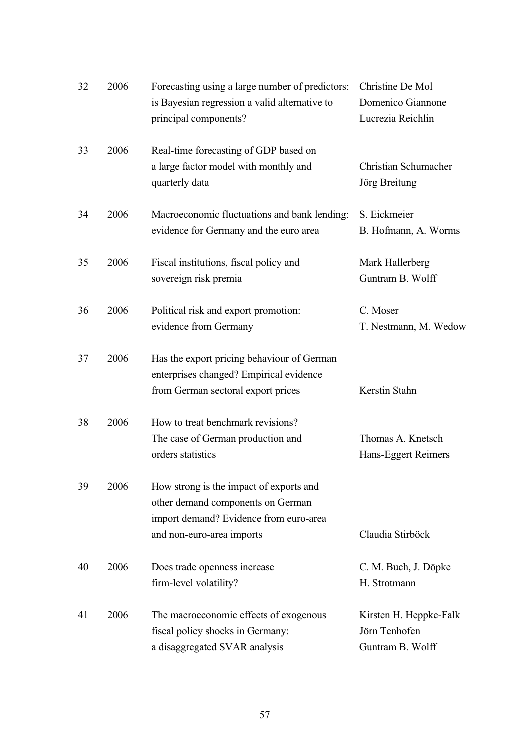| | | | |
|---|---|---|---|
| 32 | 2006 | Forecasting using a large number of predictors: is Bayesian regression a valid alternative to principal components? | Christine De Mol<br>Domenico Giannone<br>Lucrezia Reichlin |
| 33 | 2006 | Real-time forecasting of GDP based on a large factor model with monthly and quarterly data | Christian Schumacher<br>Jörg Breitung |
| 34 | 2006 | Macroeconomic fluctuations and bank lending: evidence for Germany and the euro area | S. Eickmeier<br>B. Hofmann, A. Worms |
| 35 | 2006 | Fiscal institutions, fiscal policy and sovereign risk premia | Mark Hallerberg<br>Guntram B. Wolff |
| 36 | 2006 | Political risk and export promotion: evidence from Germany | C. Moser<br>T. Nestmann, M. Wedow |
| 37 | 2006 | Has the export pricing behaviour of German enterprises changed? Empirical evidence from German sectoral export prices | Kerstin Stahn |
| 38 | 2006 | How to treat benchmark revisions? The case of German production and orders statistics | Thomas A. Knetsch<br>Hans-Eggert Reimers |
| 39 | 2006 | How strong is the impact of exports and other demand components on German import demand? Evidence from euro-area and non-euro-area imports | Claudia Stirböck |
| 40 | 2006 | Does trade openness increase firm-level volatility? | C. M. Buch, J. Döpke<br>H. Strotmann |
| 41 | 2006 | The macroeconomic effects of exogenous fiscal policy shocks in Germany: a disaggregated SVAR analysis | Kirsten H. Heppke-Falk<br>Jörn Tenhofen<br>Guntram B. Wolff |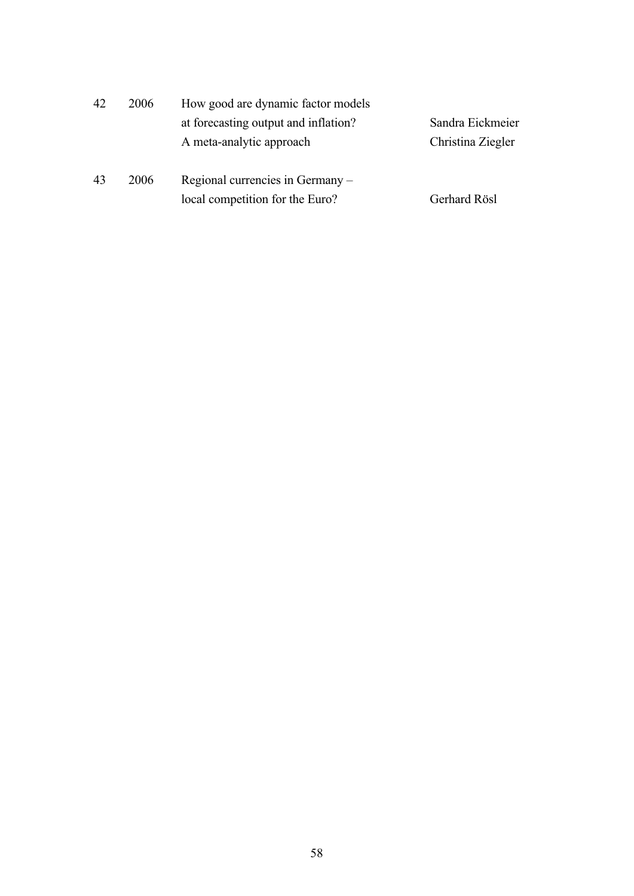| | | | |
|---|---|---|---|
| 42 | 2006 | How good are dynamic factor models at forecasting output and inflation? A meta-analytic approach | Sandra Eickmeier Christina Ziegler |
| 43 | 2006 | Regional currencies in Germany – local competition for the Euro? | Gerhard Rösl |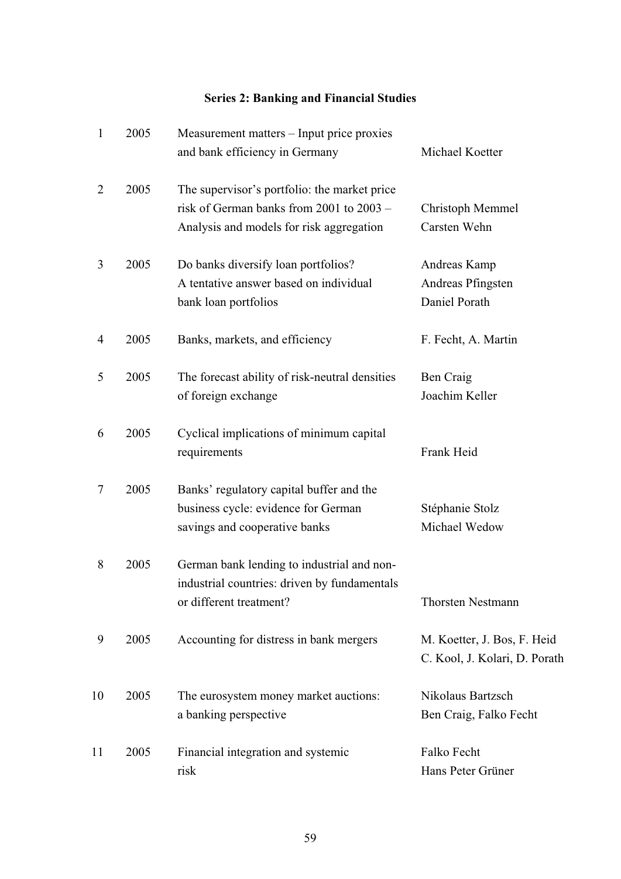**Series 2: Banking and Financial Studies**

| | | | |
|---|---|---|---|
| 1 | 2005 | Measurement matters – Input price proxies and bank efficiency in Germany | Michael Koetter |
| 2 | 2005 | The supervisor's portfolio: the market price risk of German banks from 2001 to 2003 – Analysis and models for risk aggregation | Christoph Memmel<br>Carsten Wehn |
| 3 | 2005 | Do banks diversify loan portfolios? A tentative answer based on individual bank loan portfolios | Andreas Kamp<br>Andreas Pfingsten<br>Daniel Porath |
| 4 | 2005 | Banks, markets, and efficiency | F. Fecht, A. Martin |
| 5 | 2005 | The forecast ability of risk-neutral densities of foreign exchange | Ben Craig<br>Joachim Keller |
| 6 | 2005 | Cyclical implications of minimum capital requirements | Frank Heid |
| 7 | 2005 | Banks' regulatory capital buffer and the business cycle: evidence for German savings and cooperative banks | Stéphanie Stolz<br>Michael Wedow |
| 8 | 2005 | German bank lending to industrial and non-industrial countries: driven by fundamentals or different treatment? | Thorsten Nestmann |
| 9 | 2005 | Accounting for distress in bank mergers | M. Koetter, J. Bos, F. Heid<br>C. Kool, J. Kolari, D. Porath |
| 10 | 2005 | The eurosystem money market auctions: a banking perspective | Nikolaus Bartzsch<br>Ben Craig, Falko Fecht |
| 11 | 2005 | Financial integration and systemic risk | Falko Fecht<br>Hans Peter Grüner |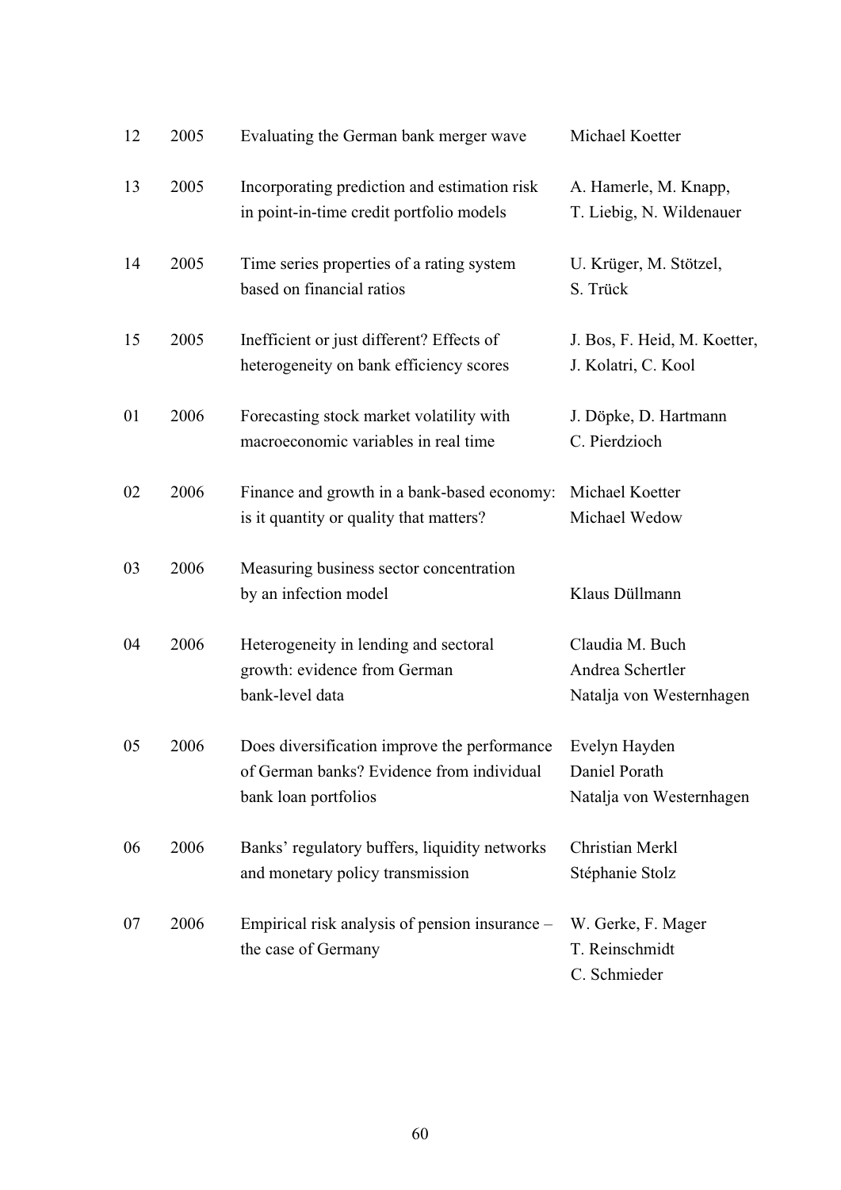| | | | |
|---|---|---|---|
| 12 | 2005 | Evaluating the German bank merger wave | Michael Koetter |
| 13 | 2005 | Incorporating prediction and estimation risk in point-in-time credit portfolio models | A. Hamerle, M. Knapp, T. Liebig, N. Wildenauer |
| 14 | 2005 | Time series properties of a rating system based on financial ratios | U. Krüger, M. Stötzel, S. Trück |
| 15 | 2005 | Inefficient or just different? Effects of heterogeneity on bank efficiency scores | J. Bos, F. Heid, M. Koetter, J. Kolatri, C. Kool |
| 01 | 2006 | Forecasting stock market volatility with macroeconomic variables in real time | J. Döpke, D. Hartmann C. Pierdzioch |
| 02 | 2006 | Finance and growth in a bank-based economy: is it quantity or quality that matters? | Michael Koetter Michael Wedow |
| 03 | 2006 | Measuring business sector concentration by an infection model | Klaus Düllmann |
| 04 | 2006 | Heterogeneity in lending and sectoral growth: evidence from German bank-level data | Claudia M. Buch Andrea Schertler Natalja von Westernhagen |
| 05 | 2006 | Does diversification improve the performance of German banks? Evidence from individual bank loan portfolios | Evelyn Hayden Daniel Porath Natalja von Westernhagen |
| 06 | 2006 | Banks' regulatory buffers, liquidity networks and monetary policy transmission | Christian Merkl Stéphanie Stolz |
| 07 | 2006 | Empirical risk analysis of pension insurance – the case of Germany | W. Gerke, F. Mager T. Reinschmidt C. Schmieder |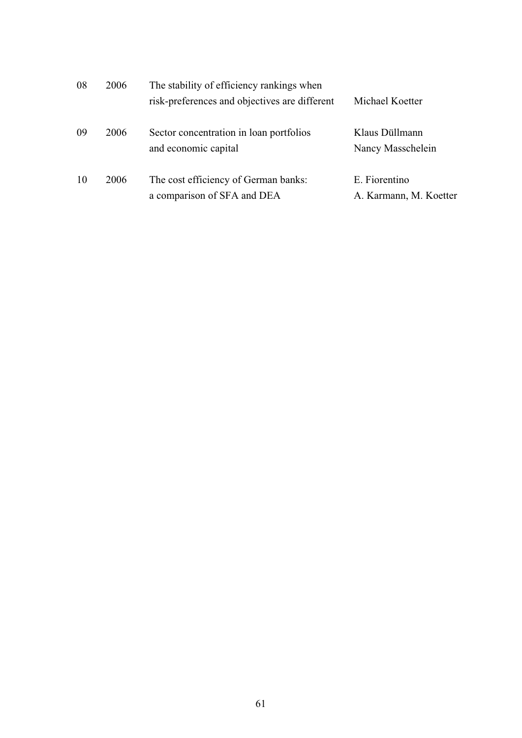| | | | |
|---|---|---|---|
| 08 | 2006 | The stability of efficiency rankings when risk-preferences and objectives are different | Michael Koetter |
| 09 | 2006 | Sector concentration in loan portfolios and economic capital | Klaus Düllmann<br>Nancy Masschelein |
| 10 | 2006 | The cost efficiency of German banks: a comparison of SFA and DEA | E. Fiorentino<br>A. Karmann, M. Koetter |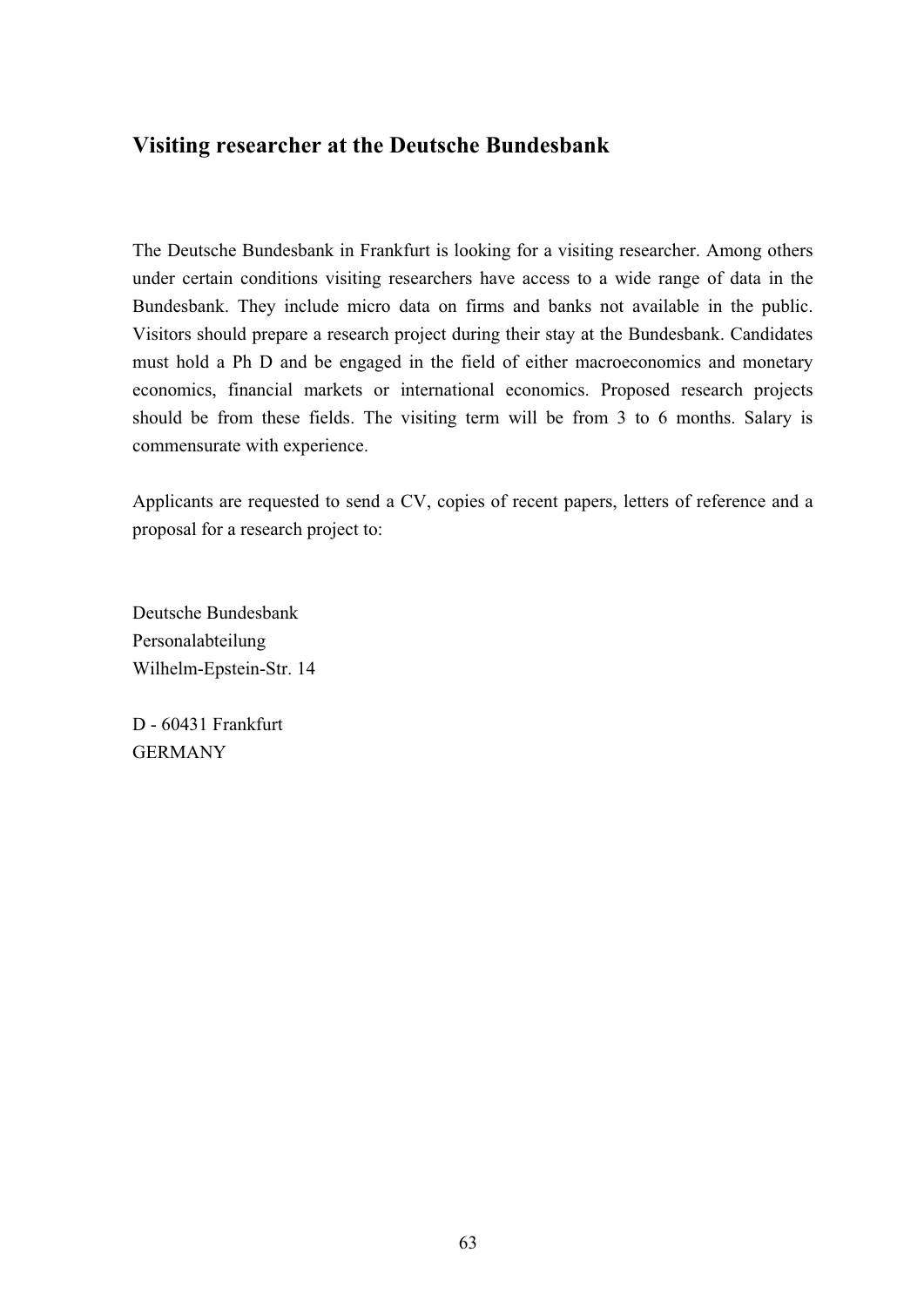## Visiting researcher at the Deutsche Bundesbank

The Deutsche Bundesbank in Frankfurt is looking for a visiting researcher. Among others under certain conditions visiting researchers have access to a wide range of data in the Bundesbank. They include micro data on firms and banks not available in the public. Visitors should prepare a research project during their stay at the Bundesbank. Candidates must hold a Ph D and be engaged in the field of either macroeconomics and monetary economics, financial markets or international economics. Proposed research projects should be from these fields. The visiting term will be from 3 to 6 months. Salary is commensurate with experience.

Applicants are requested to send a CV, copies of recent papers, letters of reference and a proposal for a research project to:

Deutsche Bundesbank
Personalabteilung
Wilhelm-Epstein-Str. 14

D - 60431 Frankfurt
GERMANY